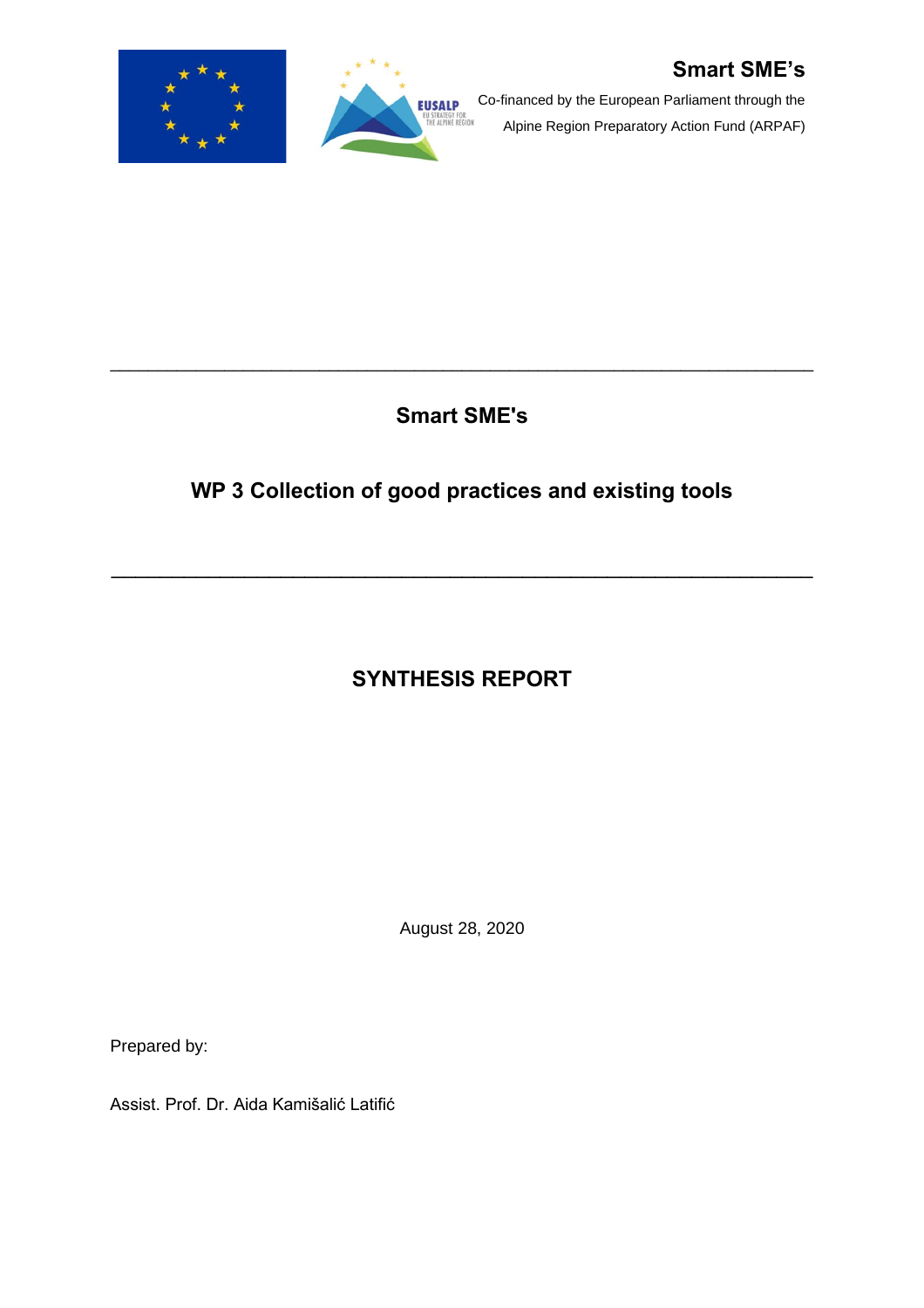**Smart SME's**

Co-financed by the European Parliament through the Alpine Region Preparatory Action Fund (ARPAF)

---

# Smart SME's

## WP 3 Collection of good practices and existing tools

---

# SYNTHESIS REPORT

August 28, 2020

Prepared by:

Assist. Prof. Dr. Aida Kamišalić Latifić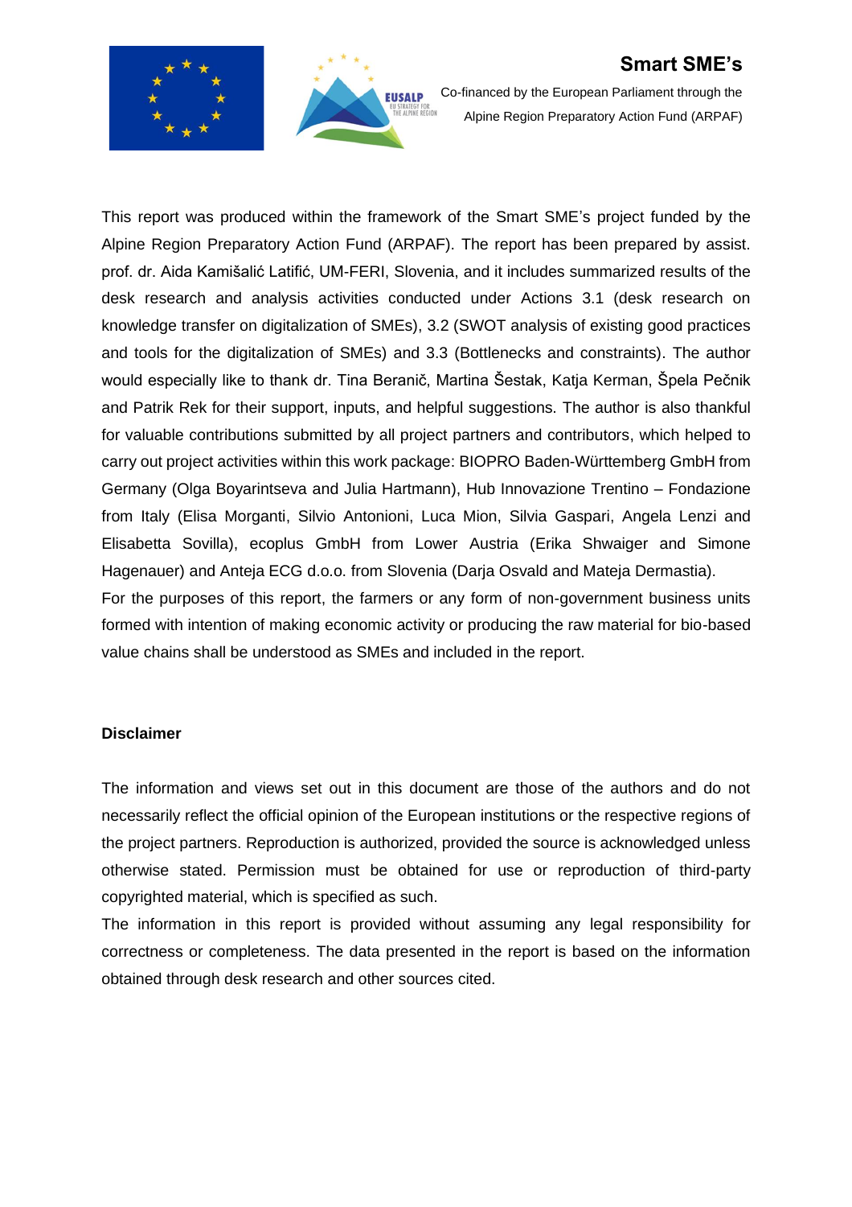This report was produced within the framework of the Smart SME's project funded by the Alpine Region Preparatory Action Fund (ARPAF). The report has been prepared by assist. prof. dr. Aida Kamišalić Latifić, UM-FERI, Slovenia, and it includes summarized results of the desk research and analysis activities conducted under Actions 3.1 (desk research on knowledge transfer on digitalization of SMEs), 3.2 (SWOT analysis of existing good practices and tools for the digitalization of SMEs) and 3.3 (Bottlenecks and constraints). The author would especially like to thank dr. Tina Beranič, Martina Šestak, Katja Kerman, Špela Pečnik and Patrik Rek for their support, inputs, and helpful suggestions. The author is also thankful for valuable contributions submitted by all project partners and contributors, which helped to carry out project activities within this work package: BIOPRO Baden-Württemberg GmbH from Germany (Olga Boyarintseva and Julia Hartmann), Hub Innovazione Trentino – Fondazione from Italy (Elisa Morganti, Silvio Antonioni, Luca Mion, Silvia Gaspari, Angela Lenzi and Elisabetta Sovilla), ecoplus GmbH from Lower Austria (Erika Shwaiger and Simone Hagenauer) and Anteja ECG d.o.o. from Slovenia (Darja Osvald and Mateja Dermastia).

For the purposes of this report, the farmers or any form of non-government business units formed with intention of making economic activity or producing the raw material for bio-based value chains shall be understood as SMEs and included in the report.

**Disclaimer**

The information and views set out in this document are those of the authors and do not necessarily reflect the official opinion of the European institutions or the respective regions of the project partners. Reproduction is authorized, provided the source is acknowledged unless otherwise stated. Permission must be obtained for use or reproduction of third-party copyrighted material, which is specified as such.

The information in this report is provided without assuming any legal responsibility for correctness or completeness. The data presented in the report is based on the information obtained through desk research and other sources cited.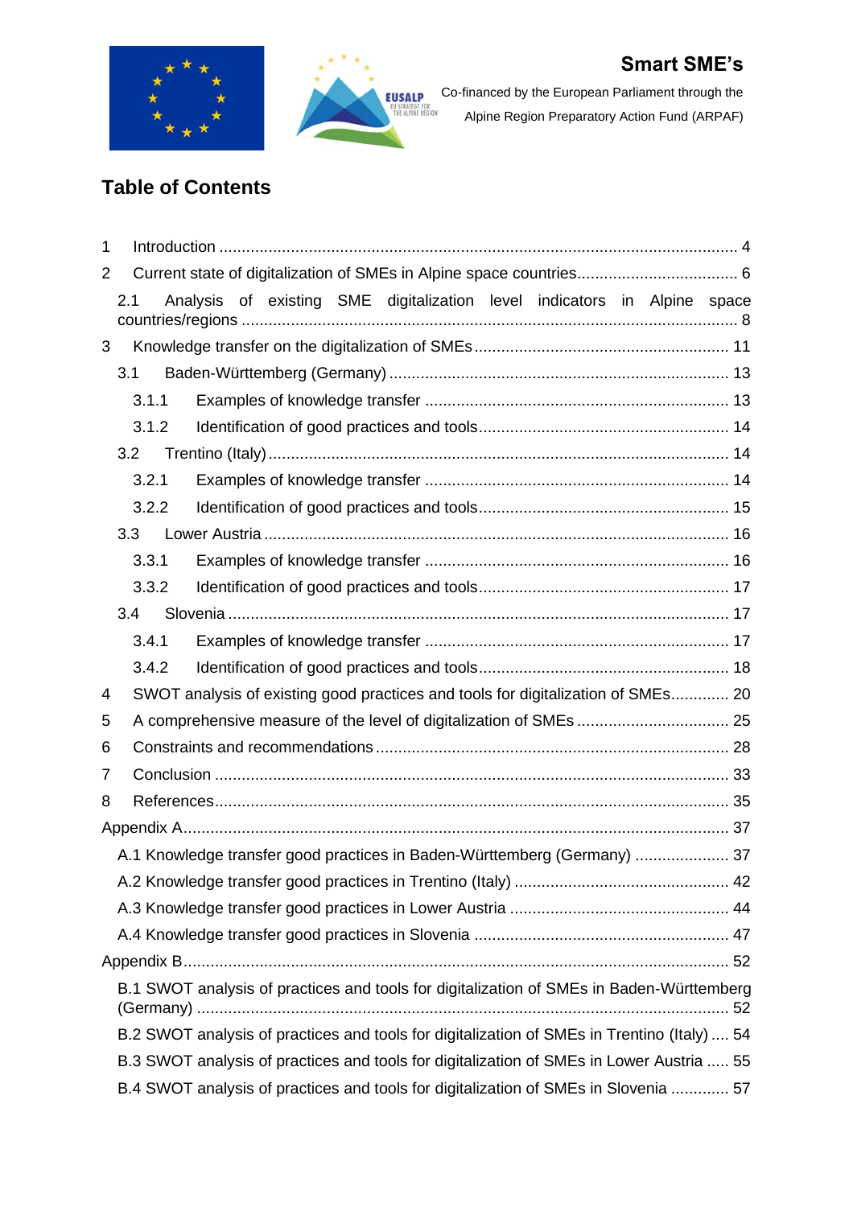# Table of Contents

1 Introduction .................................................................................................................... 4

2 Current state of digitalization of SMEs in Alpine space countries.................................... 6

2.1 Analysis of existing SME digitalization level indicators in Alpine space countries/regions ................................................................................................................ 8

3 Knowledge transfer on the digitalization of SMEs......................................................... 11

3.1 Baden-Württemberg (Germany) .............................................................................. 13

3.1.1 Examples of knowledge transfer ...................................................................... 13

3.1.2 Identification of good practices and tools......................................................... 14

3.2 Trentino (Italy) ......................................................................................................... 14

3.2.1 Examples of knowledge transfer ...................................................................... 14

3.2.2 Identification of good practices and tools......................................................... 15

3.3 Lower Austria .......................................................................................................... 16

3.3.1 Examples of knowledge transfer ...................................................................... 16

3.3.2 Identification of good practices and tools......................................................... 17

3.4 Slovenia .................................................................................................................. 17

3.4.1 Examples of knowledge transfer ...................................................................... 17

3.4.2 Identification of good practices and tools......................................................... 18

4 SWOT analysis of existing good practices and tools for digitalization of SMEs............. 20

5 A comprehensive measure of the level of digitalization of SMEs .................................. 25

6 Constraints and recommendations................................................................................ 28

7 Conclusion .................................................................................................................... 33

8 References.................................................................................................................... 35

Appendix A......................................................................................................................... 37

A.1 Knowledge transfer good practices in Baden-Württemberg (Germany) ..................... 37

A.2 Knowledge transfer good practices in Trentino (Italy) ................................................ 42

A.3 Knowledge transfer good practices in Lower Austria ................................................. 44

A.4 Knowledge transfer good practices in Slovenia ......................................................... 47

Appendix B......................................................................................................................... 52

B.1 SWOT analysis of practices and tools for digitalization of SMEs in Baden-Württemberg (Germany) ........................................................................................................................ 52

B.2 SWOT analysis of practices and tools for digitalization of SMEs in Trentino (Italy) .... 54

B.3 SWOT analysis of practices and tools for digitalization of SMEs in Lower Austria ..... 55

B.4 SWOT analysis of practices and tools for digitalization of SMEs in Slovenia ............. 57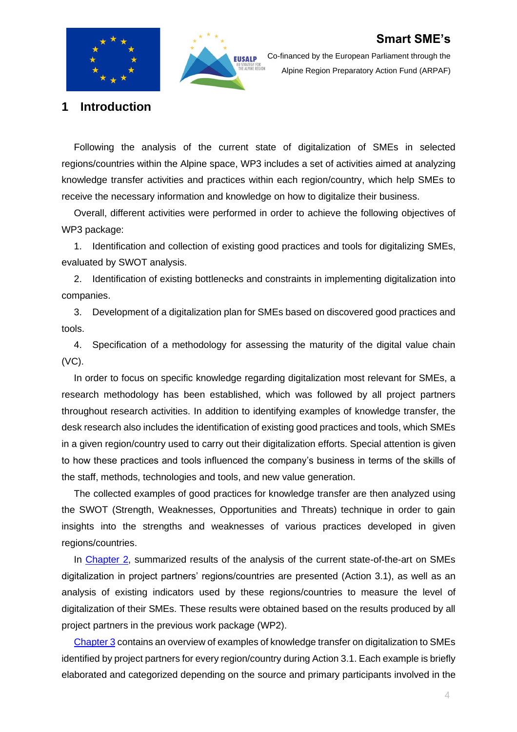# 1 Introduction

Following the analysis of the current state of digitalization of SMEs in selected regions/countries within the Alpine space, WP3 includes a set of activities aimed at analyzing knowledge transfer activities and practices within each region/country, which help SMEs to receive the necessary information and knowledge on how to digitalize their business.

Overall, different activities were performed in order to achieve the following objectives of WP3 package:

1. Identification and collection of existing good practices and tools for digitalizing SMEs, evaluated by SWOT analysis.
2. Identification of existing bottlenecks and constraints in implementing digitalization into companies.
3. Development of a digitalization plan for SMEs based on discovered good practices and tools.
4. Specification of a methodology for assessing the maturity of the digital value chain (VC).

In order to focus on specific knowledge regarding digitalization most relevant for SMEs, a research methodology has been established, which was followed by all project partners throughout research activities. In addition to identifying examples of knowledge transfer, the desk research also includes the identification of existing good practices and tools, which SMEs in a given region/country used to carry out their digitalization efforts. Special attention is given to how these practices and tools influenced the company's business in terms of the skills of the staff, methods, technologies and tools, and new value generation.

The collected examples of good practices for knowledge transfer are then analyzed using the SWOT (Strength, Weaknesses, Opportunities and Threats) technique in order to gain insights into the strengths and weaknesses of various practices developed in given regions/countries.

In Chapter 2, summarized results of the analysis of the current state-of-the-art on SMEs digitalization in project partners' regions/countries are presented (Action 3.1), as well as an analysis of existing indicators used by these regions/countries to measure the level of digitalization of their SMEs. These results were obtained based on the results produced by all project partners in the previous work package (WP2).

Chapter 3 contains an overview of examples of knowledge transfer on digitalization to SMEs identified by project partners for every region/country during Action 3.1. Each example is briefly elaborated and categorized depending on the source and primary participants involved in the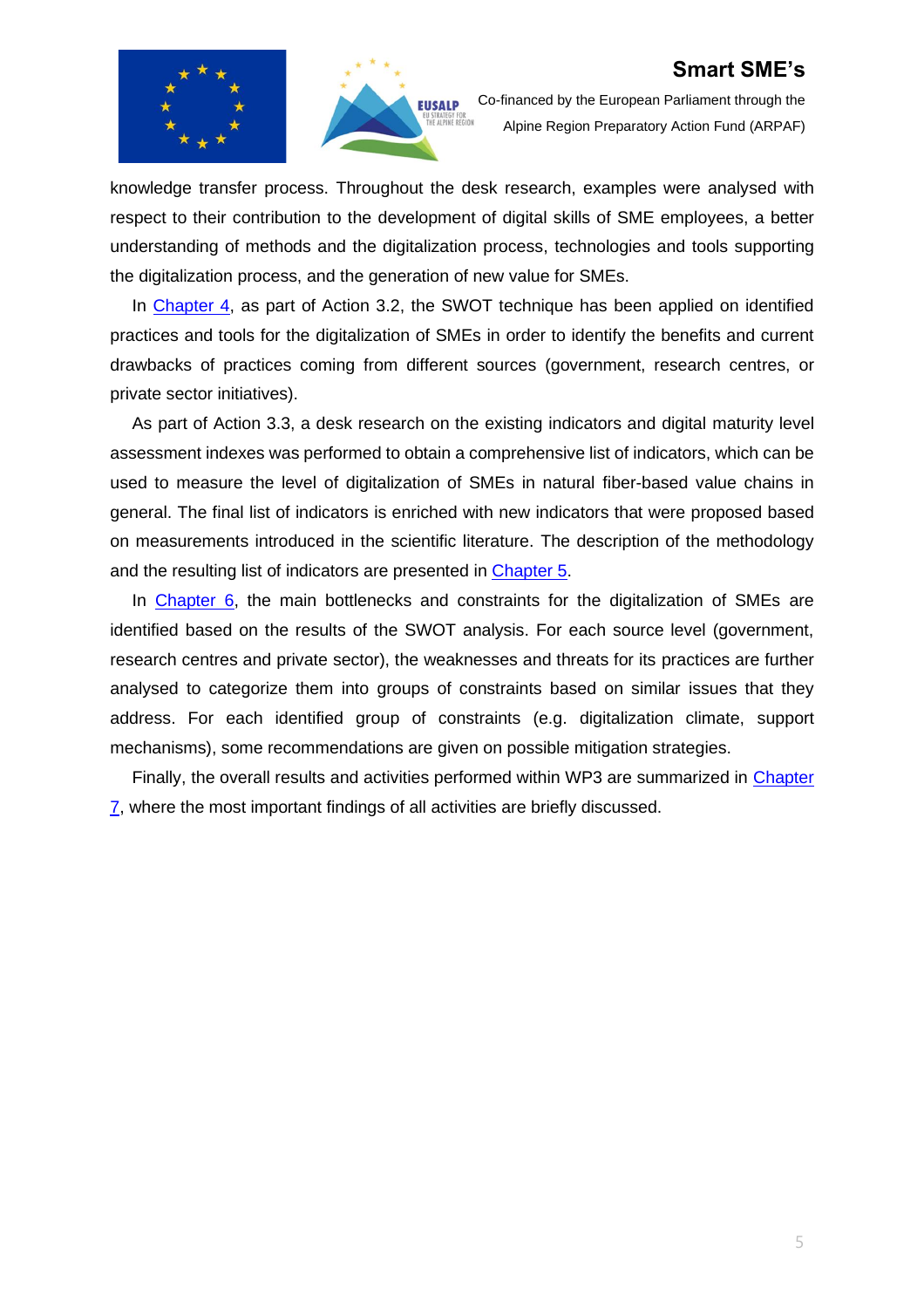knowledge transfer process. Throughout the desk research, examples were analysed with respect to their contribution to the development of digital skills of SME employees, a better understanding of methods and the digitalization process, technologies and tools supporting the digitalization process, and the generation of new value for SMEs.

In Chapter 4, as part of Action 3.2, the SWOT technique has been applied on identified practices and tools for the digitalization of SMEs in order to identify the benefits and current drawbacks of practices coming from different sources (government, research centres, or private sector initiatives).

As part of Action 3.3, a desk research on the existing indicators and digital maturity level assessment indexes was performed to obtain a comprehensive list of indicators, which can be used to measure the level of digitalization of SMEs in natural fiber-based value chains in general. The final list of indicators is enriched with new indicators that were proposed based on measurements introduced in the scientific literature. The description of the methodology and the resulting list of indicators are presented in Chapter 5.

In Chapter 6, the main bottlenecks and constraints for the digitalization of SMEs are identified based on the results of the SWOT analysis. For each source level (government, research centres and private sector), the weaknesses and threats for its practices are further analysed to categorize them into groups of constraints based on similar issues that they address. For each identified group of constraints (e.g. digitalization climate, support mechanisms), some recommendations are given on possible mitigation strategies.

Finally, the overall results and activities performed within WP3 are summarized in Chapter 7, where the most important findings of all activities are briefly discussed.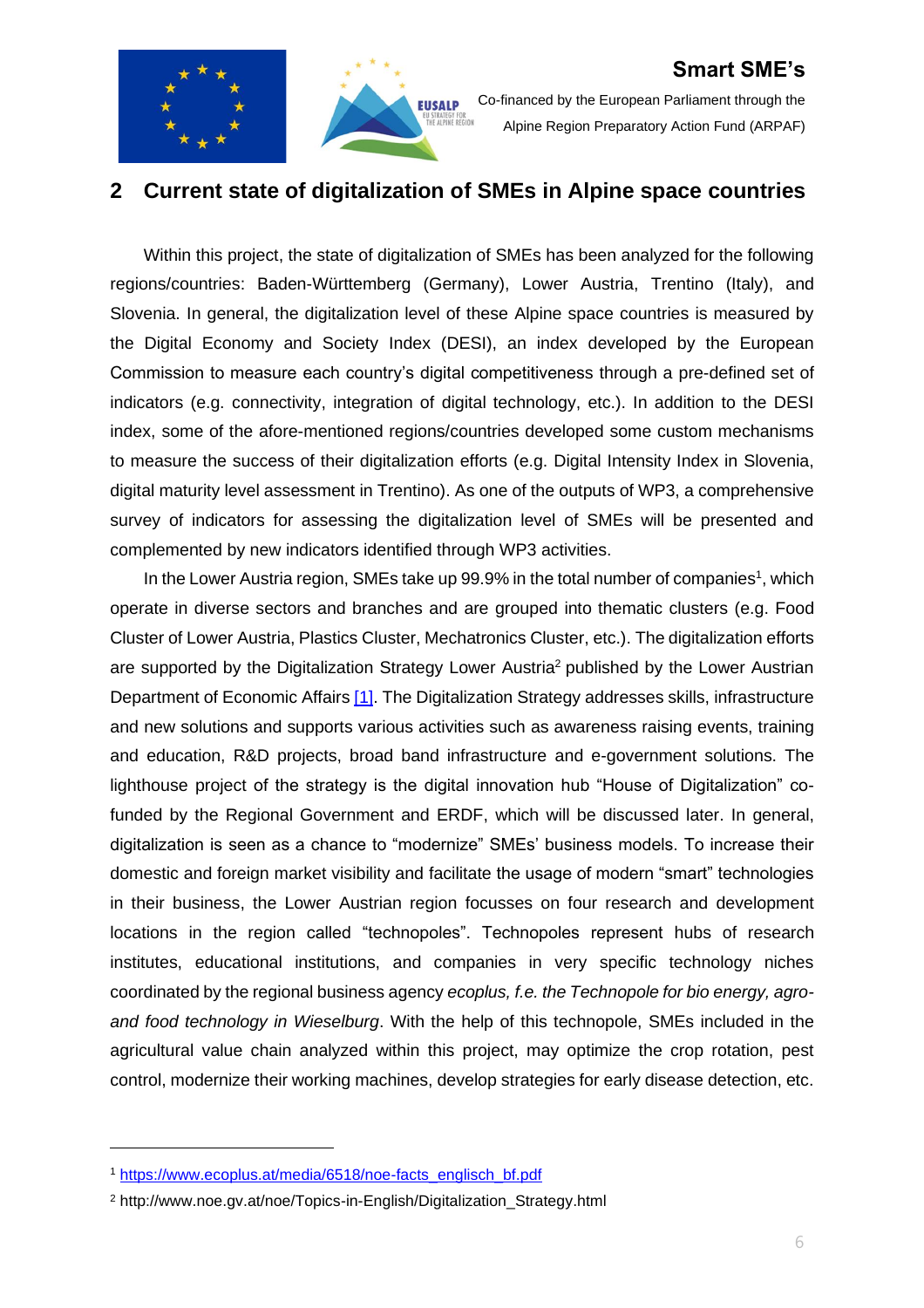## 2 Current state of digitalization of SMEs in Alpine space countries

Within this project, the state of digitalization of SMEs has been analyzed for the following regions/countries: Baden-Württemberg (Germany), Lower Austria, Trentino (Italy), and Slovenia. In general, the digitalization level of these Alpine space countries is measured by the Digital Economy and Society Index (DESI), an index developed by the European Commission to measure each country's digital competitiveness through a pre-defined set of indicators (e.g. connectivity, integration of digital technology, etc.). In addition to the DESI index, some of the afore-mentioned regions/countries developed some custom mechanisms to measure the success of their digitalization efforts (e.g. Digital Intensity Index in Slovenia, digital maturity level assessment in Trentino). As one of the outputs of WP3, a comprehensive survey of indicators for assessing the digitalization level of SMEs will be presented and complemented by new indicators identified through WP3 activities.

In the Lower Austria region, SMEs take up 99.9% in the total number of companies[1], which operate in diverse sectors and branches and are grouped into thematic clusters (e.g. Food Cluster of Lower Austria, Plastics Cluster, Mechatronics Cluster, etc.). The digitalization efforts are supported by the Digitalization Strategy Lower Austria[2] published by the Lower Austrian Department of Economic Affairs [1]. The Digitalization Strategy addresses skills, infrastructure and new solutions and supports various activities such as awareness raising events, training and education, R&D projects, broad band infrastructure and e-government solutions. The lighthouse project of the strategy is the digital innovation hub "House of Digitalization" co-funded by the Regional Government and ERDF, which will be discussed later. In general, digitalization is seen as a chance to "modernize" SMEs' business models. To increase their domestic and foreign market visibility and facilitate the usage of modern "smart" technologies in their business, the Lower Austrian region focusses on four research and development locations in the region called "technopoles". Technopoles represent hubs of research institutes, educational institutions, and companies in very specific technology niches coordinated by the regional business agency *ecoplus, f.e. the Technopole for bio energy, agro- and food technology in Wieselburg*. With the help of this technopole, SMEs included in the agricultural value chain analyzed within this project, may optimize the crop rotation, pest control, modernize their working machines, develop strategies for early disease detection, etc.

---

[1] https://www.ecoplus.at/media/6518/noe-facts_englisch_bf.pdf

[2] http://www.noe.gv.at/noe/Topics-in-English/Digitalization_Strategy.html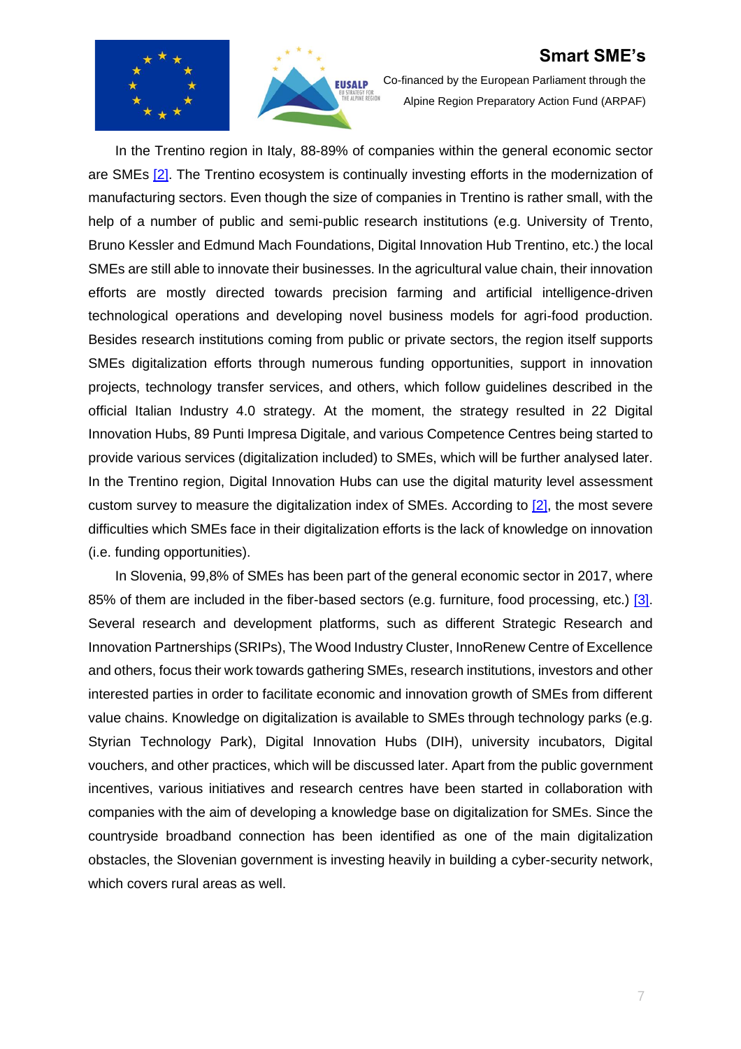In the Trentino region in Italy, 88-89% of companies within the general economic sector are SMEs [2]. The Trentino ecosystem is continually investing efforts in the modernization of manufacturing sectors. Even though the size of companies in Trentino is rather small, with the help of a number of public and semi-public research institutions (e.g. University of Trento, Bruno Kessler and Edmund Mach Foundations, Digital Innovation Hub Trentino, etc.) the local SMEs are still able to innovate their businesses. In the agricultural value chain, their innovation efforts are mostly directed towards precision farming and artificial intelligence-driven technological operations and developing novel business models for agri-food production. Besides research institutions coming from public or private sectors, the region itself supports SMEs digitalization efforts through numerous funding opportunities, support in innovation projects, technology transfer services, and others, which follow guidelines described in the official Italian Industry 4.0 strategy. At the moment, the strategy resulted in 22 Digital Innovation Hubs, 89 Punti Impresa Digitale, and various Competence Centres being started to provide various services (digitalization included) to SMEs, which will be further analysed later. In the Trentino region, Digital Innovation Hubs can use the digital maturity level assessment custom survey to measure the digitalization index of SMEs. According to [2], the most severe difficulties which SMEs face in their digitalization efforts is the lack of knowledge on innovation (i.e. funding opportunities).

In Slovenia, 99,8% of SMEs has been part of the general economic sector in 2017, where 85% of them are included in the fiber-based sectors (e.g. furniture, food processing, etc.) [3]. Several research and development platforms, such as different Strategic Research and Innovation Partnerships (SRIPs), The Wood Industry Cluster, InnoRenew Centre of Excellence and others, focus their work towards gathering SMEs, research institutions, investors and other interested parties in order to facilitate economic and innovation growth of SMEs from different value chains. Knowledge on digitalization is available to SMEs through technology parks (e.g. Styrian Technology Park), Digital Innovation Hubs (DIH), university incubators, Digital vouchers, and other practices, which will be discussed later. Apart from the public government incentives, various initiatives and research centres have been started in collaboration with companies with the aim of developing a knowledge base on digitalization for SMEs. Since the countryside broadband connection has been identified as one of the main digitalization obstacles, the Slovenian government is investing heavily in building a cyber-security network, which covers rural areas as well.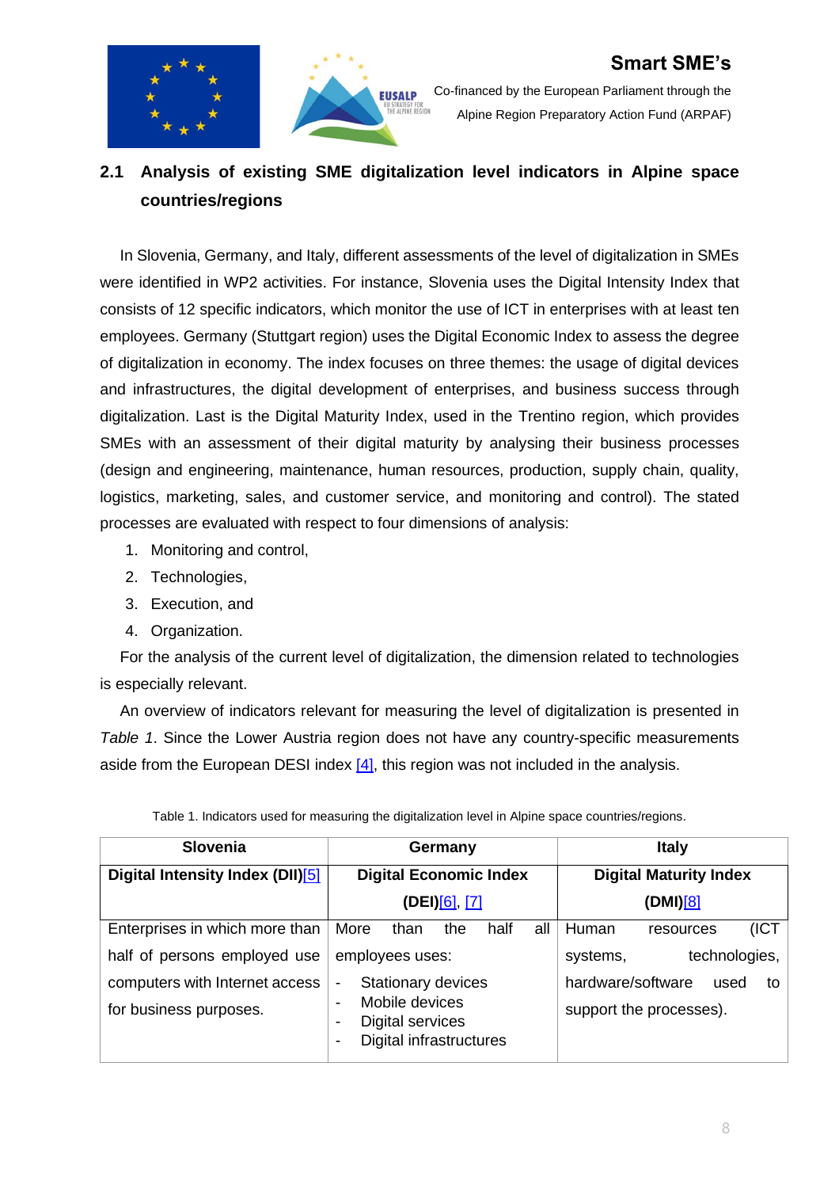## 2.1 Analysis of existing SME digitalization level indicators in Alpine space countries/regions

In Slovenia, Germany, and Italy, different assessments of the level of digitalization in SMEs were identified in WP2 activities. For instance, Slovenia uses the Digital Intensity Index that consists of 12 specific indicators, which monitor the use of ICT in enterprises with at least ten employees. Germany (Stuttgart region) uses the Digital Economic Index to assess the degree of digitalization in economy. The index focuses on three themes: the usage of digital devices and infrastructures, the digital development of enterprises, and business success through digitalization. Last is the Digital Maturity Index, used in the Trentino region, which provides SMEs with an assessment of their digital maturity by analysing their business processes (design and engineering, maintenance, human resources, production, supply chain, quality, logistics, marketing, sales, and customer service, and monitoring and control). The stated processes are evaluated with respect to four dimensions of analysis:

1. Monitoring and control,
2. Technologies,
3. Execution, and
4. Organization.

For the analysis of the current level of digitalization, the dimension related to technologies is especially relevant.

An overview of indicators relevant for measuring the level of digitalization is presented in *Table 1*. Since the Lower Austria region does not have any country-specific measurements aside from the European DESI index [4], this region was not included in the analysis.

Table 1. Indicators used for measuring the digitalization level in Alpine space countries/regions.

| Slovenia | Germany | Italy |
|---|---|---|
| **Digital Intensity Index (DII)**[5] | **Digital Economic Index (DEI)**[6], [7] | **Digital Maturity Index (DMI)**[8] |
| Enterprises in which more than half of persons employed use computers with Internet access for business purposes. | More than the half all employees uses:<br>- Stationary devices<br>- Mobile devices<br>- Digital services<br>- Digital infrastructures | Human resources (ICT systems, technologies, hardware/software used to support the processes). |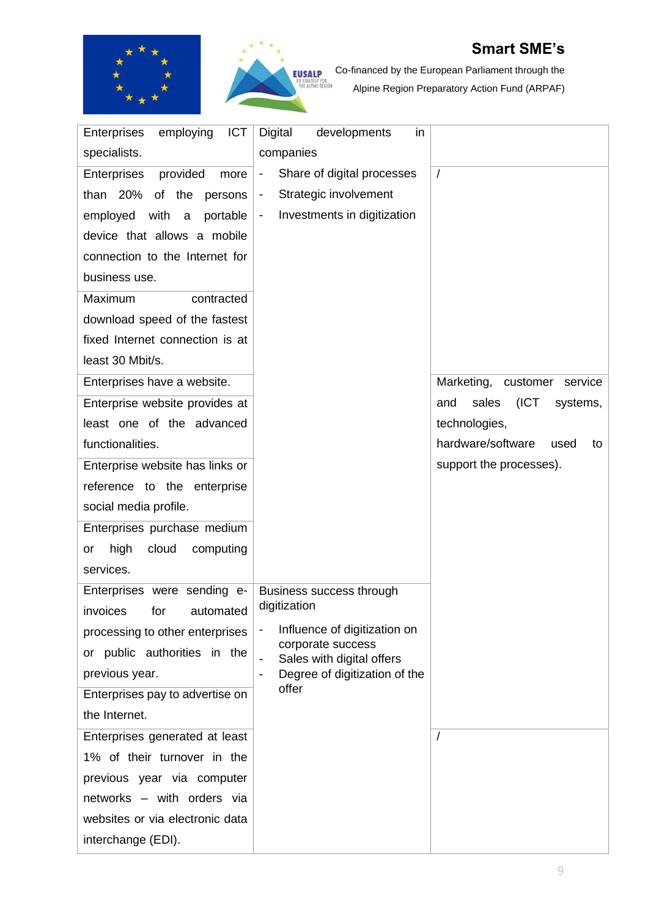| | | |
|---|---|---|
| Enterprises employing ICT specialists. | Digital developments in companies | |
| Enterprises provided more than 20% of the persons employed with a portable device that allows a mobile connection to the Internet for business use. | - Share of digital processes<br>- Strategic involvement<br>- Investments in digitization | / |
| Maximum contracted download speed of the fastest fixed Internet connection is at least 30 Mbit/s. | | |
| Enterprises have a website. | | Marketing, customer service and sales (ICT systems, technologies, hardware/software used to support the processes). |
| Enterprise website provides at least one of the advanced functionalities. | | |
| Enterprise website has links or reference to the enterprise social media profile. | | |
| Enterprises purchase medium or high cloud computing services. | | |
| Enterprises were sending e-invoices for automated processing to other enterprises or public authorities in the previous year. | Business success through digitization<br>- Influence of digitization on corporate success<br>- Sales with digital offers<br>- Degree of digitization of the offer | |
| Enterprises pay to advertise on the Internet. | | |
| Enterprises generated at least 1% of their turnover in the previous year via computer networks – with orders via websites or via electronic data interchange (EDI). | | / |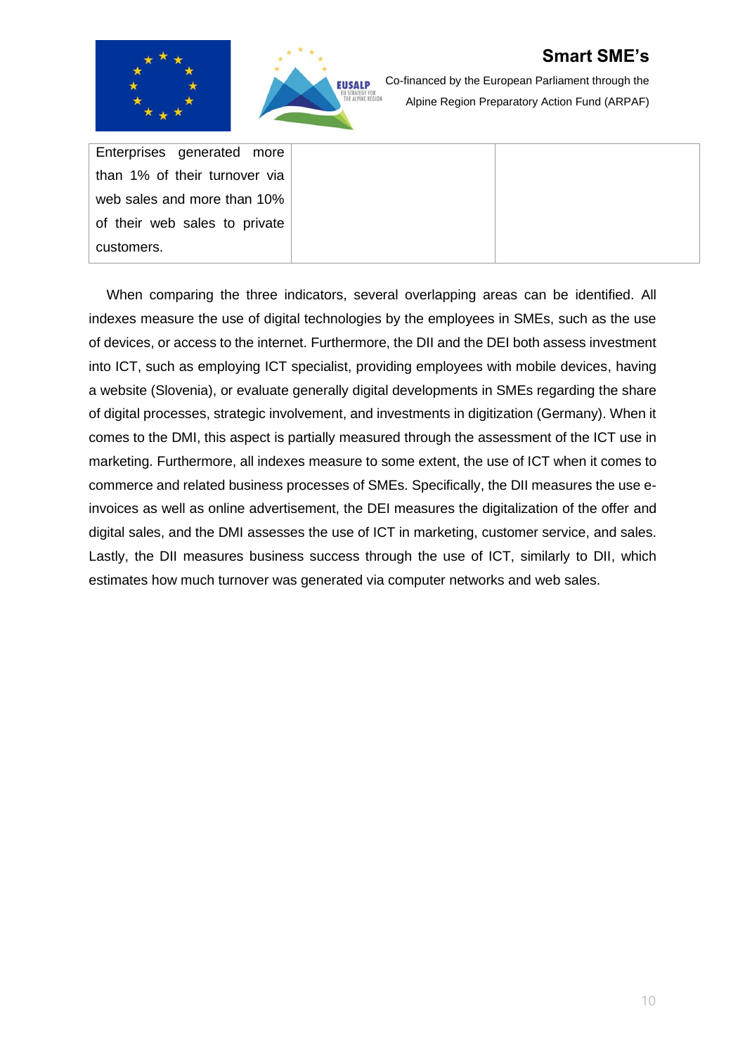| Enterprises generated more than 1% of their turnover via web sales and more than 10% of their web sales to private customers. | | |
|---|---|---|

When comparing the three indicators, several overlapping areas can be identified. All indexes measure the use of digital technologies by the employees in SMEs, such as the use of devices, or access to the internet. Furthermore, the DII and the DEI both assess investment into ICT, such as employing ICT specialist, providing employees with mobile devices, having a website (Slovenia), or evaluate generally digital developments in SMEs regarding the share of digital processes, strategic involvement, and investments in digitization (Germany). When it comes to the DMI, this aspect is partially measured through the assessment of the ICT use in marketing. Furthermore, all indexes measure to some extent, the use of ICT when it comes to commerce and related business processes of SMEs. Specifically, the DII measures the use e-invoices as well as online advertisement, the DEI measures the digitalization of the offer and digital sales, and the DMI assesses the use of ICT in marketing, customer service, and sales. Lastly, the DII measures business success through the use of ICT, similarly to DII, which estimates how much turnover was generated via computer networks and web sales.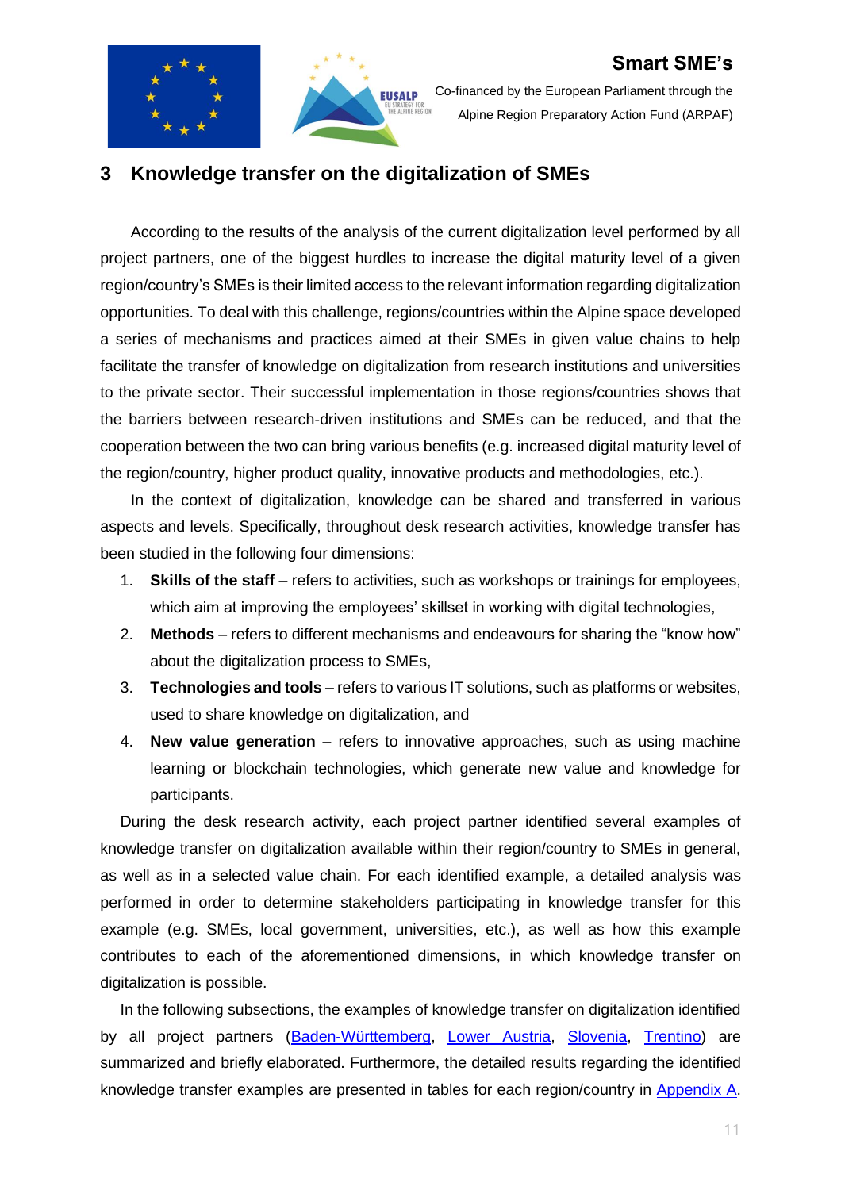# 3 Knowledge transfer on the digitalization of SMEs

According to the results of the analysis of the current digitalization level performed by all project partners, one of the biggest hurdles to increase the digital maturity level of a given region/country's SMEs is their limited access to the relevant information regarding digitalization opportunities. To deal with this challenge, regions/countries within the Alpine space developed a series of mechanisms and practices aimed at their SMEs in given value chains to help facilitate the transfer of knowledge on digitalization from research institutions and universities to the private sector. Their successful implementation in those regions/countries shows that the barriers between research-driven institutions and SMEs can be reduced, and that the cooperation between the two can bring various benefits (e.g. increased digital maturity level of the region/country, higher product quality, innovative products and methodologies, etc.).

In the context of digitalization, knowledge can be shared and transferred in various aspects and levels. Specifically, throughout desk research activities, knowledge transfer has been studied in the following four dimensions:

1. **Skills of the staff** – refers to activities, such as workshops or trainings for employees, which aim at improving the employees' skillset in working with digital technologies,
2. **Methods** – refers to different mechanisms and endeavours for sharing the "know how" about the digitalization process to SMEs,
3. **Technologies and tools** – refers to various IT solutions, such as platforms or websites, used to share knowledge on digitalization, and
4. **New value generation** – refers to innovative approaches, such as using machine learning or blockchain technologies, which generate new value and knowledge for participants.

During the desk research activity, each project partner identified several examples of knowledge transfer on digitalization available within their region/country to SMEs in general, as well as in a selected value chain. For each identified example, a detailed analysis was performed in order to determine stakeholders participating in knowledge transfer for this example (e.g. SMEs, local government, universities, etc.), as well as how this example contributes to each of the aforementioned dimensions, in which knowledge transfer on digitalization is possible.

In the following subsections, the examples of knowledge transfer on digitalization identified by all project partners (Baden-Württemberg, Lower Austria, Slovenia, Trentino) are summarized and briefly elaborated. Furthermore, the detailed results regarding the identified knowledge transfer examples are presented in tables for each region/country in Appendix A.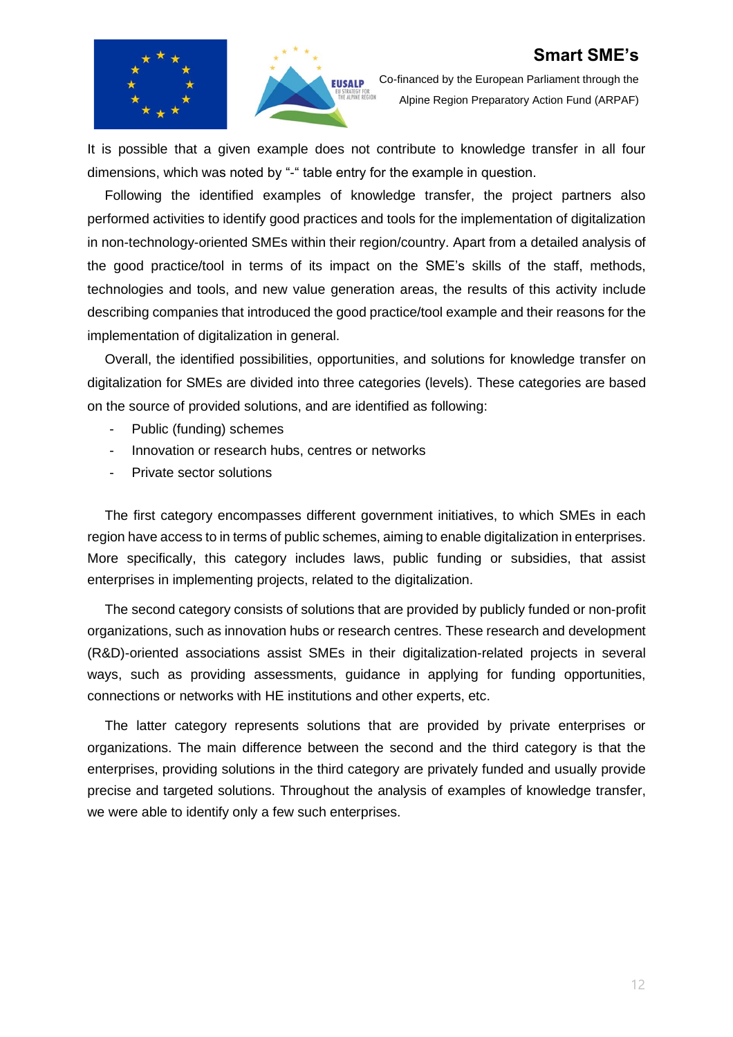It is possible that a given example does not contribute to knowledge transfer in all four dimensions, which was noted by "-" table entry for the example in question.

Following the identified examples of knowledge transfer, the project partners also performed activities to identify good practices and tools for the implementation of digitalization in non-technology-oriented SMEs within their region/country. Apart from a detailed analysis of the good practice/tool in terms of its impact on the SME's skills of the staff, methods, technologies and tools, and new value generation areas, the results of this activity include describing companies that introduced the good practice/tool example and their reasons for the implementation of digitalization in general.

Overall, the identified possibilities, opportunities, and solutions for knowledge transfer on digitalization for SMEs are divided into three categories (levels). These categories are based on the source of provided solutions, and are identified as following:

- Public (funding) schemes
- Innovation or research hubs, centres or networks
- Private sector solutions

The first category encompasses different government initiatives, to which SMEs in each region have access to in terms of public schemes, aiming to enable digitalization in enterprises. More specifically, this category includes laws, public funding or subsidies, that assist enterprises in implementing projects, related to the digitalization.

The second category consists of solutions that are provided by publicly funded or non-profit organizations, such as innovation hubs or research centres. These research and development (R&D)-oriented associations assist SMEs in their digitalization-related projects in several ways, such as providing assessments, guidance in applying for funding opportunities, connections or networks with HE institutions and other experts, etc.

The latter category represents solutions that are provided by private enterprises or organizations. The main difference between the second and the third category is that the enterprises, providing solutions in the third category are privately funded and usually provide precise and targeted solutions. Throughout the analysis of examples of knowledge transfer, we were able to identify only a few such enterprises.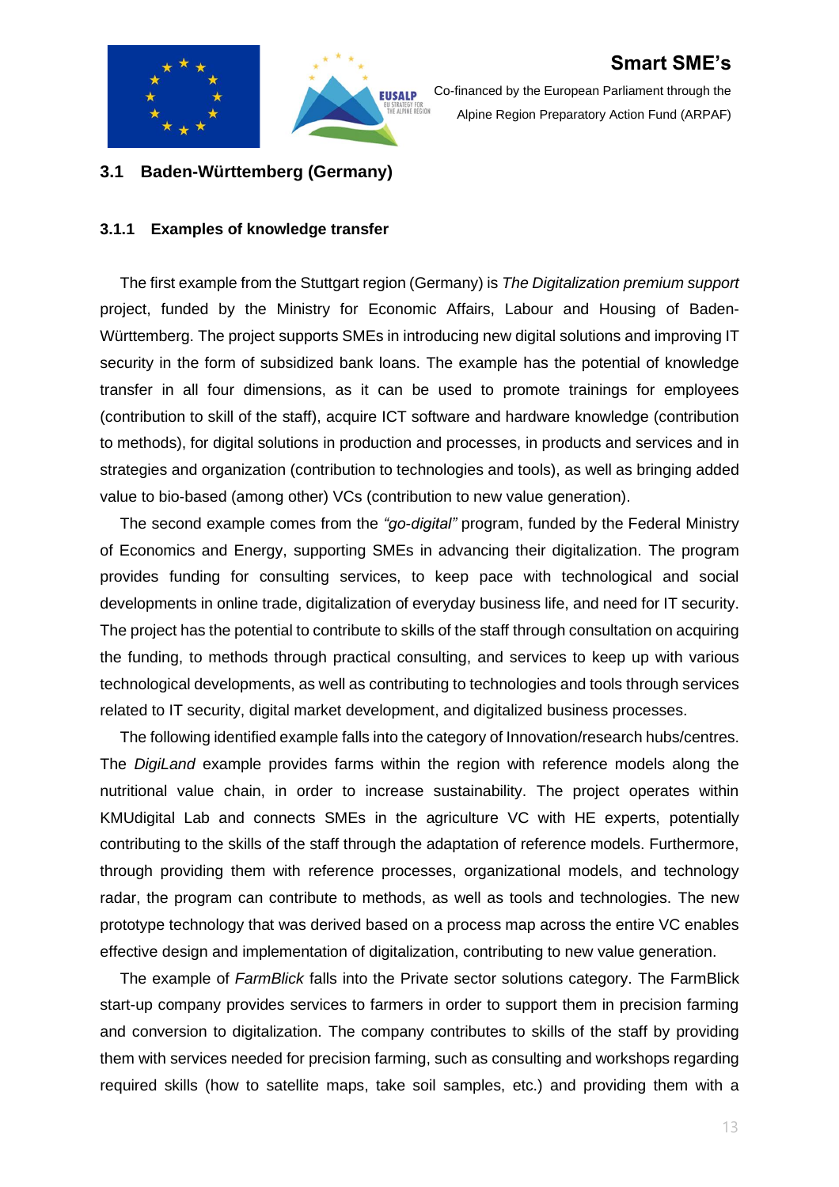## 3.1 Baden-Württemberg (Germany)

### 3.1.1 Examples of knowledge transfer

The first example from the Stuttgart region (Germany) is *The Digitalization premium support* project, funded by the Ministry for Economic Affairs, Labour and Housing of Baden-Württemberg. The project supports SMEs in introducing new digital solutions and improving IT security in the form of subsidized bank loans. The example has the potential of knowledge transfer in all four dimensions, as it can be used to promote trainings for employees (contribution to skill of the staff), acquire ICT software and hardware knowledge (contribution to methods), for digital solutions in production and processes, in products and services and in strategies and organization (contribution to technologies and tools), as well as bringing added value to bio-based (among other) VCs (contribution to new value generation).

The second example comes from the *"go-digital"* program, funded by the Federal Ministry of Economics and Energy, supporting SMEs in advancing their digitalization. The program provides funding for consulting services, to keep pace with technological and social developments in online trade, digitalization of everyday business life, and need for IT security. The project has the potential to contribute to skills of the staff through consultation on acquiring the funding, to methods through practical consulting, and services to keep up with various technological developments, as well as contributing to technologies and tools through services related to IT security, digital market development, and digitalized business processes.

The following identified example falls into the category of Innovation/research hubs/centres. The *DigiLand* example provides farms within the region with reference models along the nutritional value chain, in order to increase sustainability. The project operates within KMUdigital Lab and connects SMEs in the agriculture VC with HE experts, potentially contributing to the skills of the staff through the adaptation of reference models. Furthermore, through providing them with reference processes, organizational models, and technology radar, the program can contribute to methods, as well as tools and technologies. The new prototype technology that was derived based on a process map across the entire VC enables effective design and implementation of digitalization, contributing to new value generation.

The example of *FarmBlick* falls into the Private sector solutions category. The FarmBlick start-up company provides services to farmers in order to support them in precision farming and conversion to digitalization. The company contributes to skills of the staff by providing them with services needed for precision farming, such as consulting and workshops regarding required skills (how to satellite maps, take soil samples, etc.) and providing them with a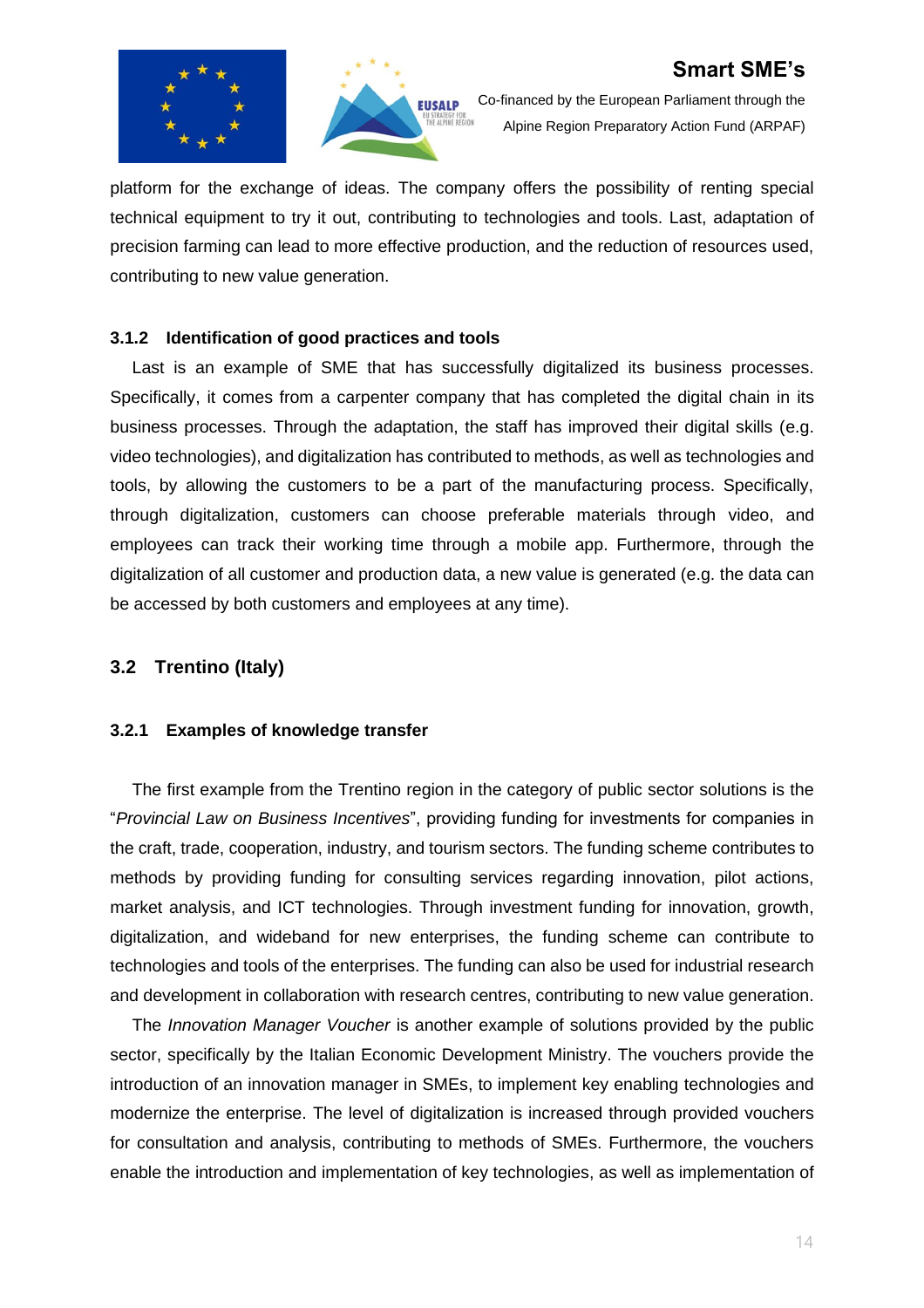platform for the exchange of ideas. The company offers the possibility of renting special technical equipment to try it out, contributing to technologies and tools. Last, adaptation of precision farming can lead to more effective production, and the reduction of resources used, contributing to new value generation.

#### 3.1.2 Identification of good practices and tools

Last is an example of SME that has successfully digitalized its business processes. Specifically, it comes from a carpenter company that has completed the digital chain in its business processes. Through the adaptation, the staff has improved their digital skills (e.g. video technologies), and digitalization has contributed to methods, as well as technologies and tools, by allowing the customers to be a part of the manufacturing process. Specifically, through digitalization, customers can choose preferable materials through video, and employees can track their working time through a mobile app. Furthermore, through the digitalization of all customer and production data, a new value is generated (e.g. the data can be accessed by both customers and employees at any time).

### 3.2 Trentino (Italy)

#### 3.2.1 Examples of knowledge transfer

The first example from the Trentino region in the category of public sector solutions is the "*Provincial Law on Business Incentives*", providing funding for investments for companies in the craft, trade, cooperation, industry, and tourism sectors. The funding scheme contributes to methods by providing funding for consulting services regarding innovation, pilot actions, market analysis, and ICT technologies. Through investment funding for innovation, growth, digitalization, and wideband for new enterprises, the funding scheme can contribute to technologies and tools of the enterprises. The funding can also be used for industrial research and development in collaboration with research centres, contributing to new value generation.

The *Innovation Manager Voucher* is another example of solutions provided by the public sector, specifically by the Italian Economic Development Ministry. The vouchers provide the introduction of an innovation manager in SMEs, to implement key enabling technologies and modernize the enterprise. The level of digitalization is increased through provided vouchers for consultation and analysis, contributing to methods of SMEs. Furthermore, the vouchers enable the introduction and implementation of key technologies, as well as implementation of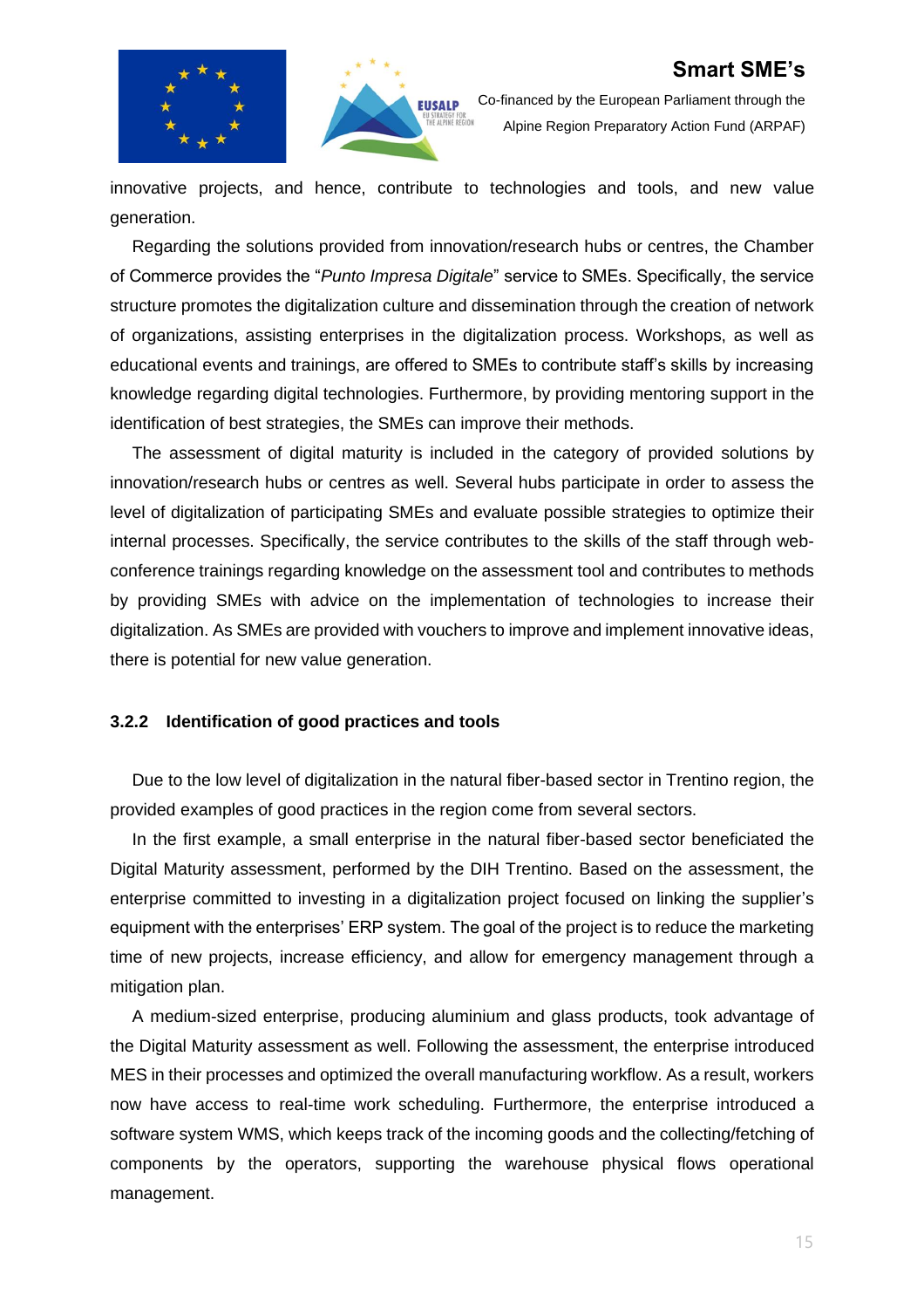innovative projects, and hence, contribute to technologies and tools, and new value generation.

Regarding the solutions provided from innovation/research hubs or centres, the Chamber of Commerce provides the "*Punto Impresa Digitale*" service to SMEs. Specifically, the service structure promotes the digitalization culture and dissemination through the creation of network of organizations, assisting enterprises in the digitalization process. Workshops, as well as educational events and trainings, are offered to SMEs to contribute staff's skills by increasing knowledge regarding digital technologies. Furthermore, by providing mentoring support in the identification of best strategies, the SMEs can improve their methods.

The assessment of digital maturity is included in the category of provided solutions by innovation/research hubs or centres as well. Several hubs participate in order to assess the level of digitalization of participating SMEs and evaluate possible strategies to optimize their internal processes. Specifically, the service contributes to the skills of the staff through web-conference trainings regarding knowledge on the assessment tool and contributes to methods by providing SMEs with advice on the implementation of technologies to increase their digitalization. As SMEs are provided with vouchers to improve and implement innovative ideas, there is potential for new value generation.

### 3.2.2 Identification of good practices and tools

Due to the low level of digitalization in the natural fiber-based sector in Trentino region, the provided examples of good practices in the region come from several sectors.

In the first example, a small enterprise in the natural fiber-based sector beneficiated the Digital Maturity assessment, performed by the DIH Trentino. Based on the assessment, the enterprise committed to investing in a digitalization project focused on linking the supplier's equipment with the enterprises' ERP system. The goal of the project is to reduce the marketing time of new projects, increase efficiency, and allow for emergency management through a mitigation plan.

A medium-sized enterprise, producing aluminium and glass products, took advantage of the Digital Maturity assessment as well. Following the assessment, the enterprise introduced MES in their processes and optimized the overall manufacturing workflow. As a result, workers now have access to real-time work scheduling. Furthermore, the enterprise introduced a software system WMS, which keeps track of the incoming goods and the collecting/fetching of components by the operators, supporting the warehouse physical flows operational management.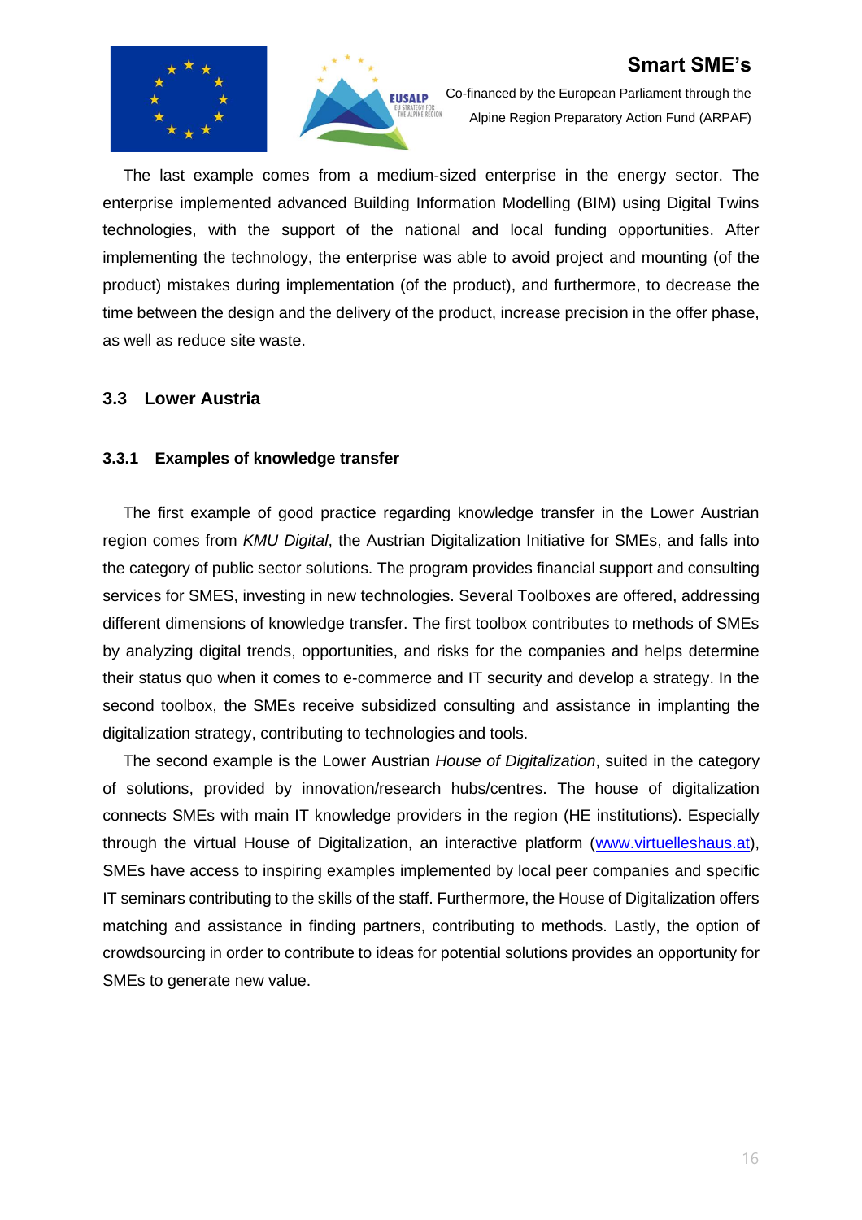The last example comes from a medium-sized enterprise in the energy sector. The enterprise implemented advanced Building Information Modelling (BIM) using Digital Twins technologies, with the support of the national and local funding opportunities. After implementing the technology, the enterprise was able to avoid project and mounting (of the product) mistakes during implementation (of the product), and furthermore, to decrease the time between the design and the delivery of the product, increase precision in the offer phase, as well as reduce site waste.

## 3.3 Lower Austria

### 3.3.1 Examples of knowledge transfer

The first example of good practice regarding knowledge transfer in the Lower Austrian region comes from *KMU Digital*, the Austrian Digitalization Initiative for SMEs, and falls into the category of public sector solutions. The program provides financial support and consulting services for SMES, investing in new technologies. Several Toolboxes are offered, addressing different dimensions of knowledge transfer. The first toolbox contributes to methods of SMEs by analyzing digital trends, opportunities, and risks for the companies and helps determine their status quo when it comes to e-commerce and IT security and develop a strategy. In the second toolbox, the SMEs receive subsidized consulting and assistance in implanting the digitalization strategy, contributing to technologies and tools.

The second example is the Lower Austrian *House of Digitalization*, suited in the category of solutions, provided by innovation/research hubs/centres. The house of digitalization connects SMEs with main IT knowledge providers in the region (HE institutions). Especially through the virtual House of Digitalization, an interactive platform ([www.virtuelleshaus.at](www.virtuelleshaus.at)), SMEs have access to inspiring examples implemented by local peer companies and specific IT seminars contributing to the skills of the staff. Furthermore, the House of Digitalization offers matching and assistance in finding partners, contributing to methods. Lastly, the option of crowdsourcing in order to contribute to ideas for potential solutions provides an opportunity for SMEs to generate new value.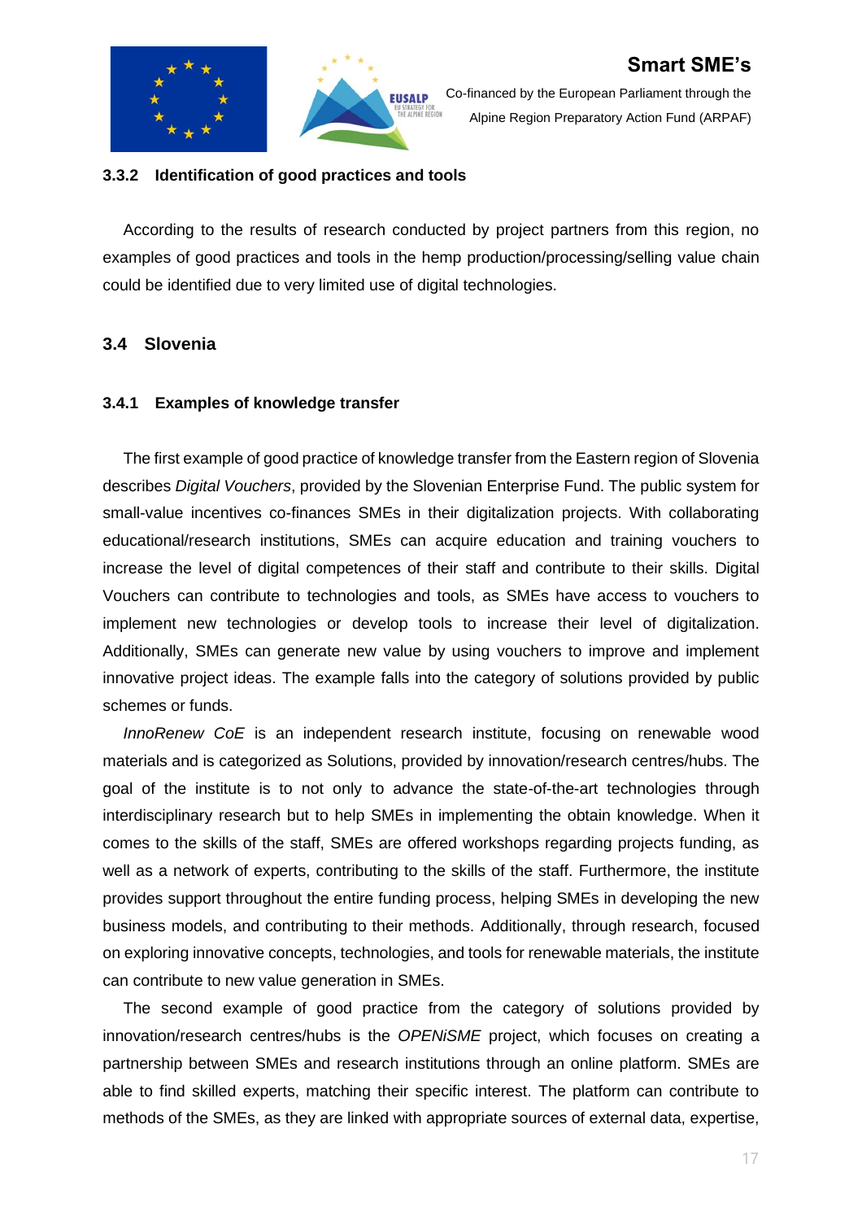### 3.3.2 Identification of good practices and tools

According to the results of research conducted by project partners from this region, no examples of good practices and tools in the hemp production/processing/selling value chain could be identified due to very limited use of digital technologies.

## 3.4 Slovenia

### 3.4.1 Examples of knowledge transfer

The first example of good practice of knowledge transfer from the Eastern region of Slovenia describes *Digital Vouchers*, provided by the Slovenian Enterprise Fund. The public system for small-value incentives co-finances SMEs in their digitalization projects. With collaborating educational/research institutions, SMEs can acquire education and training vouchers to increase the level of digital competences of their staff and contribute to their skills. Digital Vouchers can contribute to technologies and tools, as SMEs have access to vouchers to implement new technologies or develop tools to increase their level of digitalization. Additionally, SMEs can generate new value by using vouchers to improve and implement innovative project ideas. The example falls into the category of solutions provided by public schemes or funds.

*InnoRenew CoE* is an independent research institute, focusing on renewable wood materials and is categorized as Solutions, provided by innovation/research centres/hubs. The goal of the institute is to not only to advance the state-of-the-art technologies through interdisciplinary research but to help SMEs in implementing the obtain knowledge. When it comes to the skills of the staff, SMEs are offered workshops regarding projects funding, as well as a network of experts, contributing to the skills of the staff. Furthermore, the institute provides support throughout the entire funding process, helping SMEs in developing the new business models, and contributing to their methods. Additionally, through research, focused on exploring innovative concepts, technologies, and tools for renewable materials, the institute can contribute to new value generation in SMEs.

The second example of good practice from the category of solutions provided by innovation/research centres/hubs is the *OPENiSME* project, which focuses on creating a partnership between SMEs and research institutions through an online platform. SMEs are able to find skilled experts, matching their specific interest. The platform can contribute to methods of the SMEs, as they are linked with appropriate sources of external data, expertise,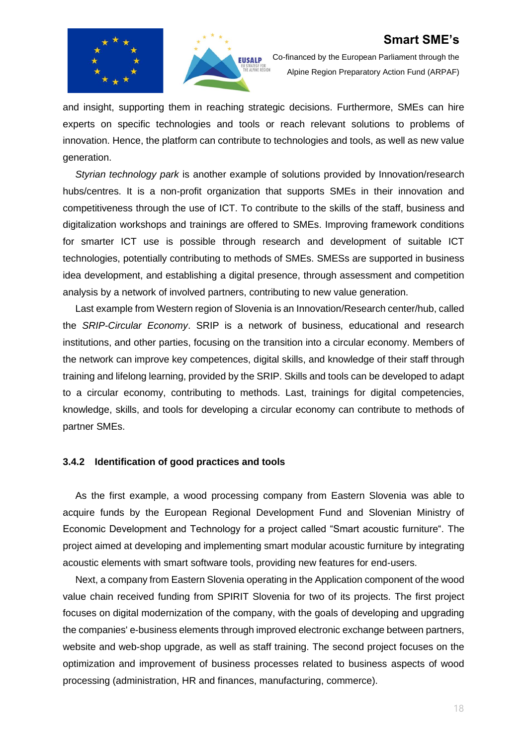and insight, supporting them in reaching strategic decisions. Furthermore, SMEs can hire experts on specific technologies and tools or reach relevant solutions to problems of innovation. Hence, the platform can contribute to technologies and tools, as well as new value generation.

*Styrian technology park* is another example of solutions provided by Innovation/research hubs/centres. It is a non-profit organization that supports SMEs in their innovation and competitiveness through the use of ICT. To contribute to the skills of the staff, business and digitalization workshops and trainings are offered to SMEs. Improving framework conditions for smarter ICT use is possible through research and development of suitable ICT technologies, potentially contributing to methods of SMEs. SMESs are supported in business idea development, and establishing a digital presence, through assessment and competition analysis by a network of involved partners, contributing to new value generation.

Last example from Western region of Slovenia is an Innovation/Research center/hub, called the *SRIP-Circular Economy*. SRIP is a network of business, educational and research institutions, and other parties, focusing on the transition into a circular economy. Members of the network can improve key competences, digital skills, and knowledge of their staff through training and lifelong learning, provided by the SRIP. Skills and tools can be developed to adapt to a circular economy, contributing to methods. Last, trainings for digital competencies, knowledge, skills, and tools for developing a circular economy can contribute to methods of partner SMEs.

### 3.4.2 Identification of good practices and tools

As the first example, a wood processing company from Eastern Slovenia was able to acquire funds by the European Regional Development Fund and Slovenian Ministry of Economic Development and Technology for a project called "Smart acoustic furniture". The project aimed at developing and implementing smart modular acoustic furniture by integrating acoustic elements with smart software tools, providing new features for end-users.

Next, a company from Eastern Slovenia operating in the Application component of the wood value chain received funding from SPIRIT Slovenia for two of its projects. The first project focuses on digital modernization of the company, with the goals of developing and upgrading the companies' e-business elements through improved electronic exchange between partners, website and web-shop upgrade, as well as staff training. The second project focuses on the optimization and improvement of business processes related to business aspects of wood processing (administration, HR and finances, manufacturing, commerce).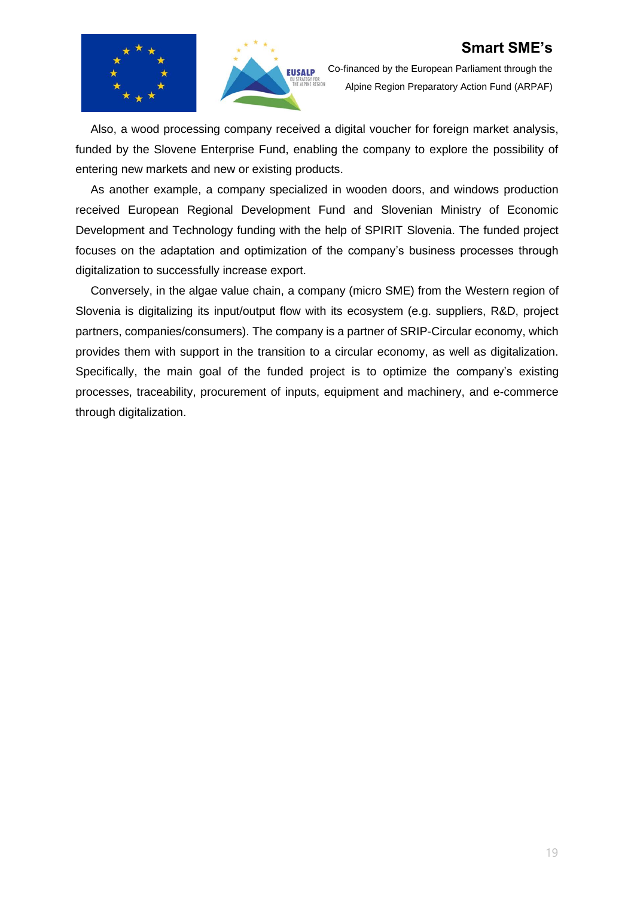Also, a wood processing company received a digital voucher for foreign market analysis, funded by the Slovene Enterprise Fund, enabling the company to explore the possibility of entering new markets and new or existing products.

As another example, a company specialized in wooden doors, and windows production received European Regional Development Fund and Slovenian Ministry of Economic Development and Technology funding with the help of SPIRIT Slovenia. The funded project focuses on the adaptation and optimization of the company's business processes through digitalization to successfully increase export.

Conversely, in the algae value chain, a company (micro SME) from the Western region of Slovenia is digitalizing its input/output flow with its ecosystem (e.g. suppliers, R&D, project partners, companies/consumers). The company is a partner of SRIP-Circular economy, which provides them with support in the transition to a circular economy, as well as digitalization. Specifically, the main goal of the funded project is to optimize the company's existing processes, traceability, procurement of inputs, equipment and machinery, and e-commerce through digitalization.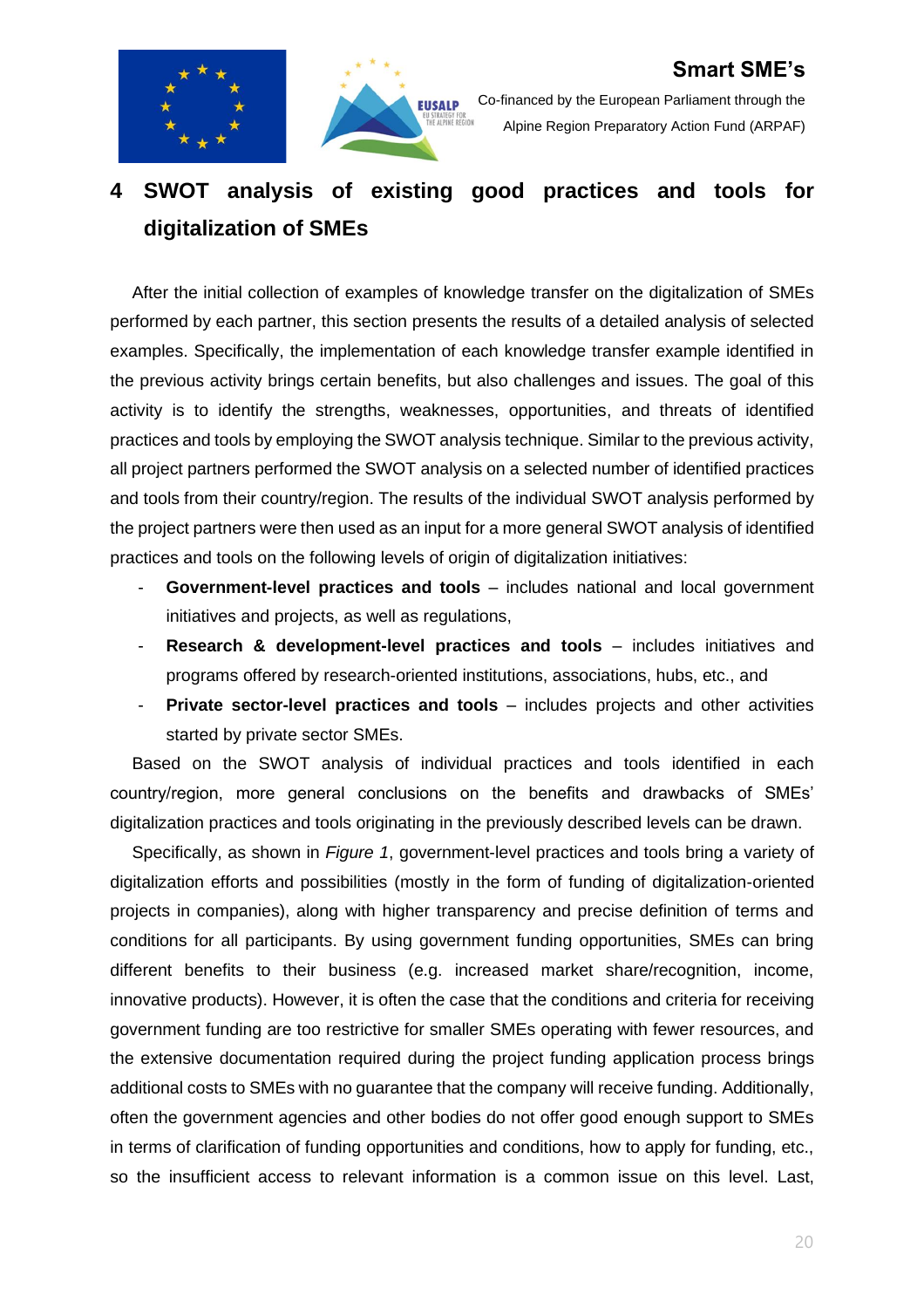# 4 SWOT analysis of existing good practices and tools for digitalization of SMEs

After the initial collection of examples of knowledge transfer on the digitalization of SMEs performed by each partner, this section presents the results of a detailed analysis of selected examples. Specifically, the implementation of each knowledge transfer example identified in the previous activity brings certain benefits, but also challenges and issues. The goal of this activity is to identify the strengths, weaknesses, opportunities, and threats of identified practices and tools by employing the SWOT analysis technique. Similar to the previous activity, all project partners performed the SWOT analysis on a selected number of identified practices and tools from their country/region. The results of the individual SWOT analysis performed by the project partners were then used as an input for a more general SWOT analysis of identified practices and tools on the following levels of origin of digitalization initiatives:

- **Government-level practices and tools** – includes national and local government initiatives and projects, as well as regulations,
- **Research & development-level practices and tools** – includes initiatives and programs offered by research-oriented institutions, associations, hubs, etc., and
- **Private sector-level practices and tools** – includes projects and other activities started by private sector SMEs.

Based on the SWOT analysis of individual practices and tools identified in each country/region, more general conclusions on the benefits and drawbacks of SMEs' digitalization practices and tools originating in the previously described levels can be drawn.

Specifically, as shown in *Figure 1*, government-level practices and tools bring a variety of digitalization efforts and possibilities (mostly in the form of funding of digitalization-oriented projects in companies), along with higher transparency and precise definition of terms and conditions for all participants. By using government funding opportunities, SMEs can bring different benefits to their business (e.g. increased market share/recognition, income, innovative products). However, it is often the case that the conditions and criteria for receiving government funding are too restrictive for smaller SMEs operating with fewer resources, and the extensive documentation required during the project funding application process brings additional costs to SMEs with no guarantee that the company will receive funding. Additionally, often the government agencies and other bodies do not offer good enough support to SMEs in terms of clarification of funding opportunities and conditions, how to apply for funding, etc., so the insufficient access to relevant information is a common issue on this level. Last,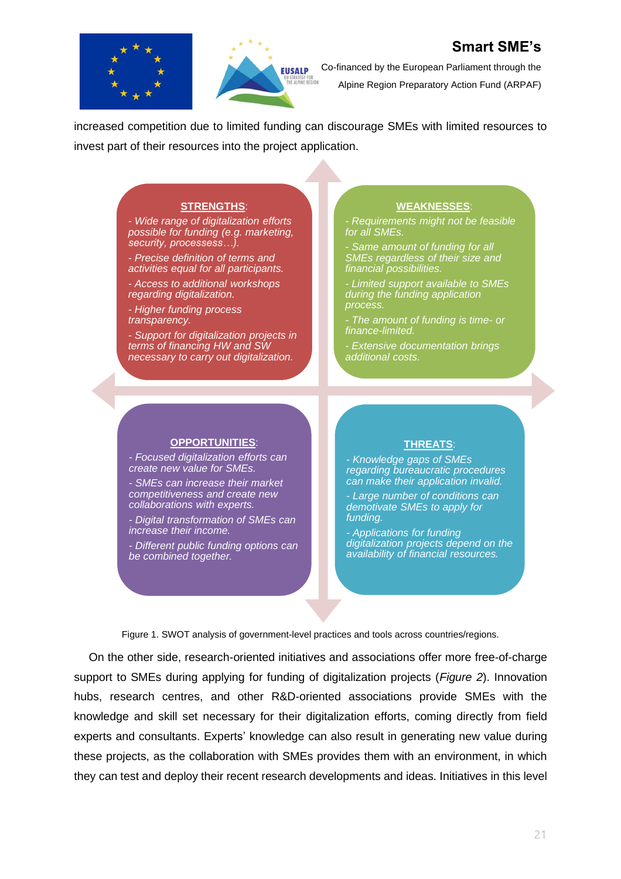increased competition due to limited funding can discourage SMEs with limited resources to invest part of their resources into the project application.

**STRENGTHS:**

- *Wide range of digitalization efforts possible for funding (e.g. marketing, security, processes…).*
- *Precise definition of terms and activities equal for all participants.*
- *Access to additional workshops regarding digitalization.*
- *Higher funding process transparency.*
- *Support for digitalization projects in terms of financing HW and SW necessary to carry out digitalization.*

**WEAKNESSES:**

- *Requirements might not be feasible for all SMEs.*
- *Same amount of funding for all SMEs regardless of their size and financial possibilities.*
- *Limited support available to SMEs during the funding application process.*
- *The amount of funding is time- or finance-limited.*
- *Extensive documentation brings additional costs.*

**OPPORTUNITIES:**

- *Focused digitalization efforts can create new value for SMEs.*
- *SMEs can increase their market competitiveness and create new collaborations with experts.*
- *Digital transformation of SMEs can increase their income.*
- *Different public funding options can be combined together.*

**THREATS:**

- *Knowledge gaps of SMEs regarding bureaucratic procedures can make their application invalid.*
- *Large number of conditions can demotivate SMEs to apply for funding.*
- *Applications for funding digitalization projects depend on the availability of financial resources.*

Figure 1. SWOT analysis of government-level practices and tools across countries/regions.

On the other side, research-oriented initiatives and associations offer more free-of-charge support to SMEs during applying for funding of digitalization projects (*Figure 2*). Innovation hubs, research centres, and other R&D-oriented associations provide SMEs with the knowledge and skill set necessary for their digitalization efforts, coming directly from field experts and consultants. Experts' knowledge can also result in generating new value during these projects, as the collaboration with SMEs provides them with an environment, in which they can test and deploy their recent research developments and ideas. Initiatives in this level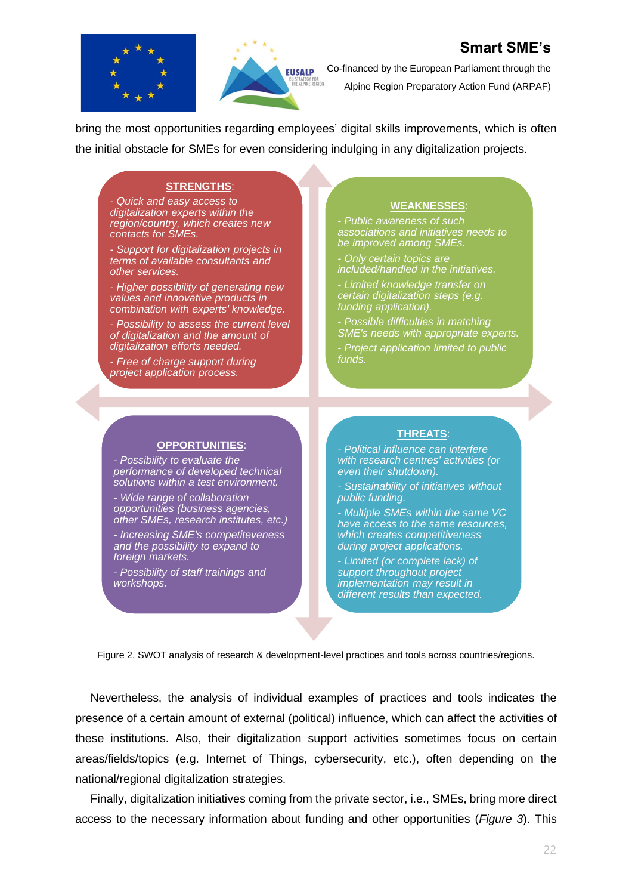bring the most opportunities regarding employees' digital skills improvements, which is often the initial obstacle for SMEs for even considering indulging in any digitalization projects.

**STRENGTHS**:

- *Quick and easy access to digitalization experts within the region/country, which creates new contacts for SMEs.*
- *Support for digitalization projects in terms of available consultants and other services.*
- *Higher possibility of generating new values and innovative products in combination with experts' knowledge.*
- *Possibility to assess the current level of digitalization and the amount of digitalization efforts needed.*
- *Free of charge support during project application process.*

**WEAKNESSES**:

- *Public awareness of such associations and initiatives needs to be improved among SMEs.*
- *Only certain topics are included/handled in the initiatives.*
- *Limited knowledge transfer on certain digitalization steps (e.g. funding application).*
- *Possible difficulties in matching SME's needs with appropriate experts.*
- *Project application limited to public funds.*

**OPPORTUNITIES**:

- *Possibility to evaluate the performance of developed technical solutions within a test environment.*
- *Wide range of collaboration opportunities (business agencies, other SMEs, research institutes, etc.)*
- *Increasing SME's competiteveness and the possibility to expand to foreign markets.*
- *Possibility of staff trainings and workshops.*

**THREATS**:

- *Political influence can interfere with research centres' activities (or even their shutdown).*
- *Sustainability of initiatives without public funding.*
- *Multiple SMEs within the same VC have access to the same resources, which creates competitiveness during project applications.*
- *Limited (or complete lack) of support throughout project implementation may result in different results than expected.*

Figure 2. SWOT analysis of research & development-level practices and tools across countries/regions.

Nevertheless, the analysis of individual examples of practices and tools indicates the presence of a certain amount of external (political) influence, which can affect the activities of these institutions. Also, their digitalization support activities sometimes focus on certain areas/fields/topics (e.g. Internet of Things, cybersecurity, etc.), often depending on the national/regional digitalization strategies.

Finally, digitalization initiatives coming from the private sector, i.e., SMEs, bring more direct access to the necessary information about funding and other opportunities (*Figure 3*). This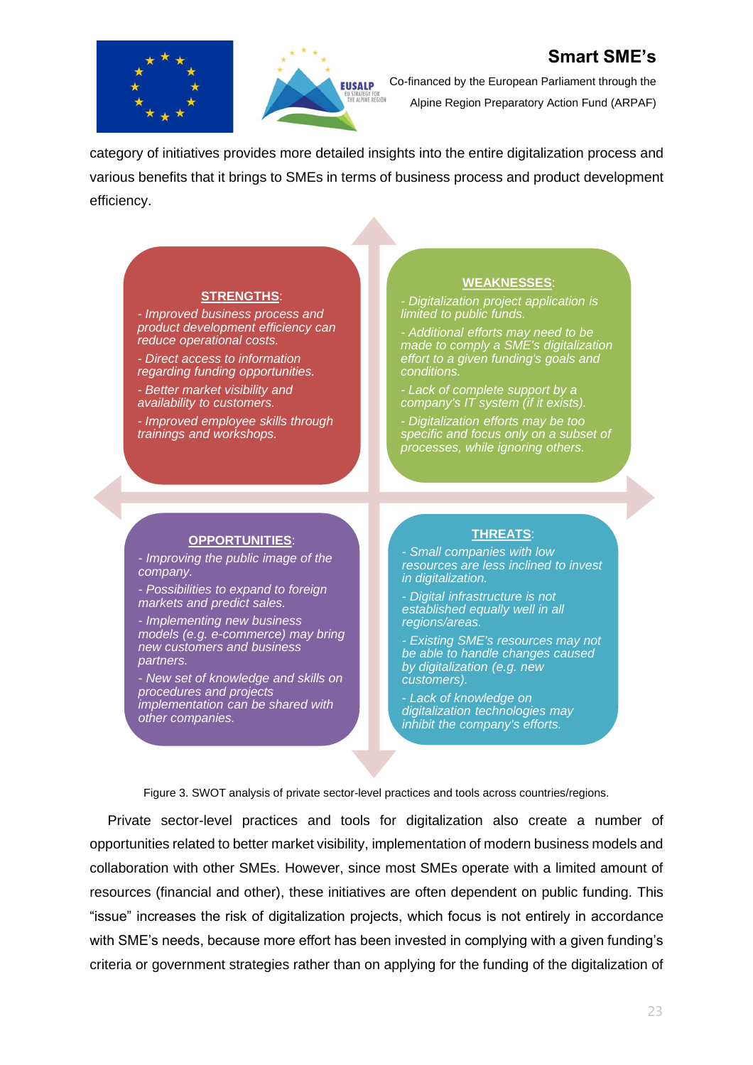category of initiatives provides more detailed insights into the entire digitalization process and various benefits that it brings to SMEs in terms of business process and product development efficiency.

**STRENGTHS**:

- *Improved business process and product development efficiency can reduce operational costs.*
- *Direct access to information regarding funding opportunities.*
- *Better market visibility and availability to customers.*
- *Improved employee skills through trainings and workshops.*

**WEAKNESSES**:

- *Digitalization project application is limited to public funds.*
- *Additional efforts may need to be made to comply a SME's digitalization effort to a given funding's goals and conditions.*
- *Lack of complete support by a company's IT system (if it exists).*
- *Digitalization efforts may be too specific and focus only on a subset of processes, while ignoring others.*

**OPPORTUNITIES**:

- *Improving the public image of the company.*
- *Possibilities to expand to foreign markets and predict sales.*
- *Implementing new business models (e.g. e-commerce) may bring new customers and business partners.*
- *New set of knowledge and skills on procedures and projects implementation can be shared with other companies.*

**THREATS**:

- *Small companies with low resources are less inclined to invest in digitalization.*
- *Digital infrastructure is not established equally well in all regions/areas.*
- *Existing SME's resources may not be able to handle changes caused by digitalization (e.g. new customers).*
- *Lack of knowledge on digitalization technologies may inhibit the company's efforts.*

Figure 3. SWOT analysis of private sector-level practices and tools across countries/regions.

Private sector-level practices and tools for digitalization also create a number of opportunities related to better market visibility, implementation of modern business models and collaboration with other SMEs. However, since most SMEs operate with a limited amount of resources (financial and other), these initiatives are often dependent on public funding. This "issue" increases the risk of digitalization projects, which focus is not entirely in accordance with SME's needs, because more effort has been invested in complying with a given funding's criteria or government strategies rather than on applying for the funding of the digitalization of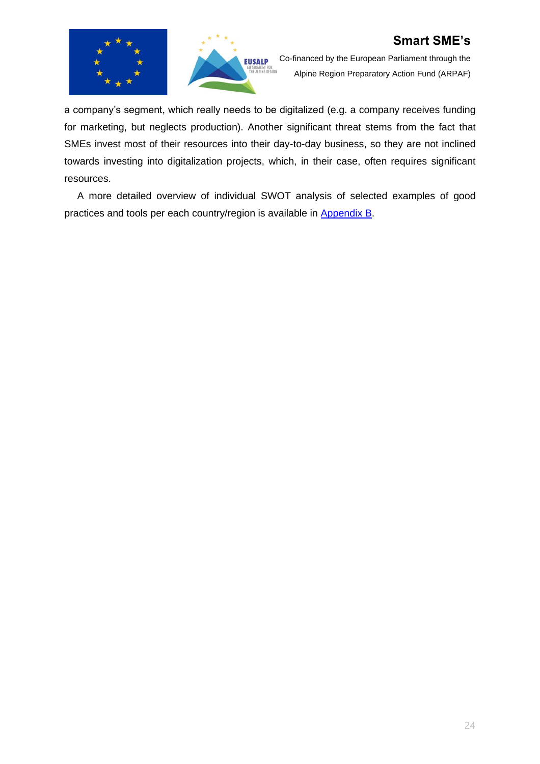a company's segment, which really needs to be digitalized (e.g. a company receives funding for marketing, but neglects production). Another significant threat stems from the fact that SMEs invest most of their resources into their day-to-day business, so they are not inclined towards investing into digitalization projects, which, in their case, often requires significant resources.

A more detailed overview of individual SWOT analysis of selected examples of good practices and tools per each country/region is available in Appendix B.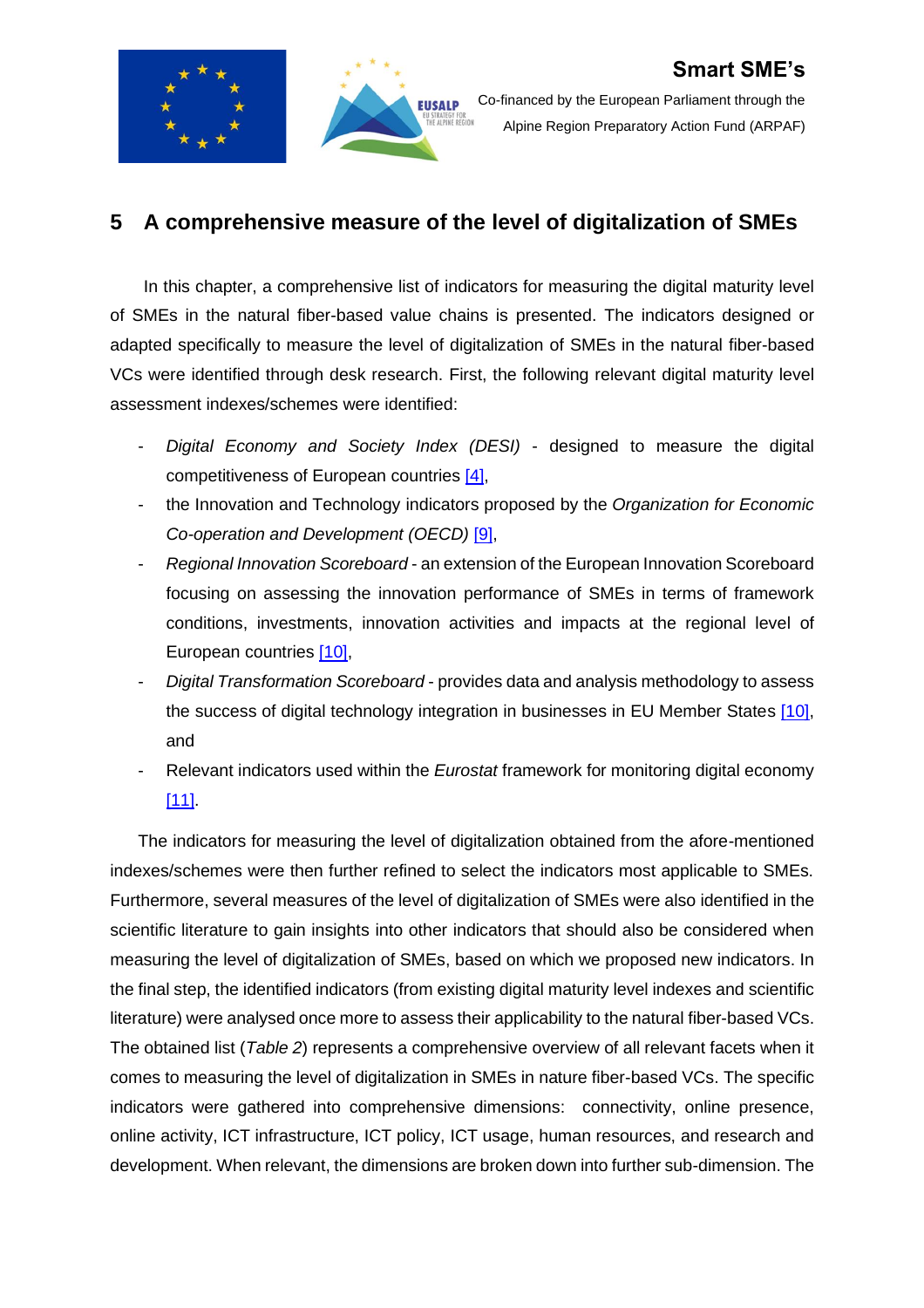## 5 A comprehensive measure of the level of digitalization of SMEs

In this chapter, a comprehensive list of indicators for measuring the digital maturity level of SMEs in the natural fiber-based value chains is presented. The indicators designed or adapted specifically to measure the level of digitalization of SMEs in the natural fiber-based VCs were identified through desk research. First, the following relevant digital maturity level assessment indexes/schemes were identified:

- *Digital Economy and Society Index (DESI)* - designed to measure the digital competitiveness of European countries [4],
- the Innovation and Technology indicators proposed by the *Organization for Economic Co-operation and Development (OECD)* [9],
- *Regional Innovation Scoreboard* - an extension of the European Innovation Scoreboard focusing on assessing the innovation performance of SMEs in terms of framework conditions, investments, innovation activities and impacts at the regional level of European countries [10],
- *Digital Transformation Scoreboard* - provides data and analysis methodology to assess the success of digital technology integration in businesses in EU Member States [10], and
- Relevant indicators used within the *Eurostat* framework for monitoring digital economy [11].

The indicators for measuring the level of digitalization obtained from the afore-mentioned indexes/schemes were then further refined to select the indicators most applicable to SMEs. Furthermore, several measures of the level of digitalization of SMEs were also identified in the scientific literature to gain insights into other indicators that should also be considered when measuring the level of digitalization of SMEs, based on which we proposed new indicators. In the final step, the identified indicators (from existing digital maturity level indexes and scientific literature) were analysed once more to assess their applicability to the natural fiber-based VCs. The obtained list (*Table 2*) represents a comprehensive overview of all relevant facets when it comes to measuring the level of digitalization in SMEs in nature fiber-based VCs. The specific indicators were gathered into comprehensive dimensions: connectivity, online presence, online activity, ICT infrastructure, ICT policy, ICT usage, human resources, and research and development. When relevant, the dimensions are broken down into further sub-dimension. The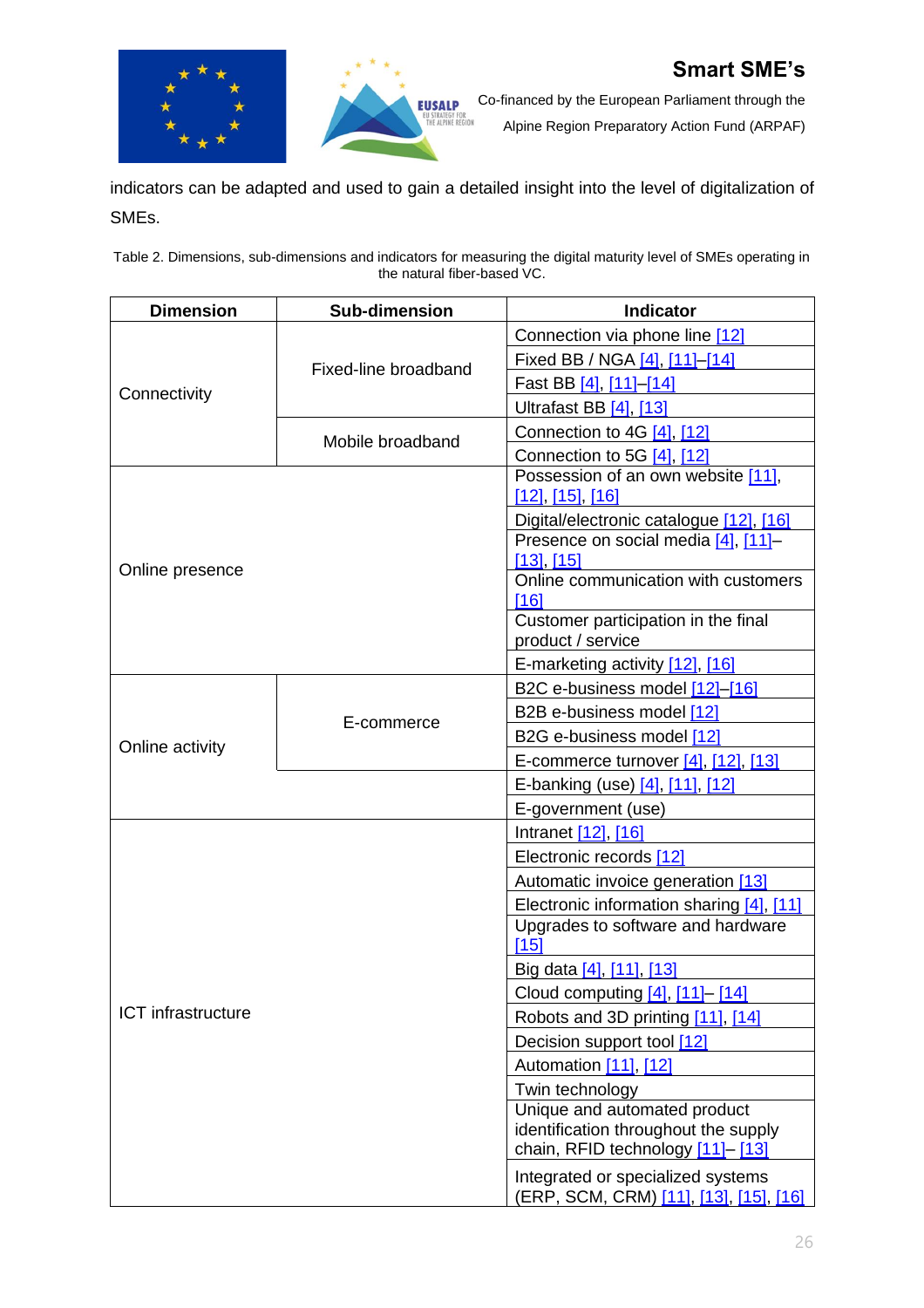indicators can be adapted and used to gain a detailed insight into the level of digitalization of SMEs.

Table 2. Dimensions, sub-dimensions and indicators for measuring the digital maturity level of SMEs operating in the natural fiber-based VC.

| Dimension | Sub-dimension | Indicator |
|---|---|---|
| Connectivity | Fixed-line broadband | Connection via phone line [12] |
| | | Fixed BB / NGA [4], [11]–[14] |
| | | Fast BB [4], [11]–[14] |
| | | Ultrafast BB [4], [13] |
| | Mobile broadband | Connection to 4G [4], [12] |
| | | Connection to 5G [4], [12] |
| Online presence | | Possession of an own website [11], [12], [15], [16] |
| | | Digital/electronic catalogue [12], [16] |
| | | Presence on social media [4], [11]–[13], [15] |
| | | Online communication with customers [16] |
| | | Customer participation in the final product / service |
| | | E-marketing activity [12], [16] |
| Online activity | E-commerce | B2C e-business model [12]–[16] |
| | | B2B e-business model [12] |
| | | B2G e-business model [12] |
| | | E-commerce turnover [4], [12], [13] |
| | | E-banking (use) [4], [11], [12] |
| | | E-government (use) |
| ICT infrastructure | | Intranet [12], [16] |
| | | Electronic records [12] |
| | | Automatic invoice generation [13] |
| | | Electronic information sharing [4], [11] |
| | | Upgrades to software and hardware [15] |
| | | Big data [4], [11], [13] |
| | | Cloud computing [4], [11]– [14] |
| | | Robots and 3D printing [11], [14] |
| | | Decision support tool [12] |
| | | Automation [11], [12] |
| | | Twin technology |
| | | Unique and automated product identification throughout the supply chain, RFID technology [11]– [13] |
| | | Integrated or specialized systems (ERP, SCM, CRM) [11], [13], [15], [16] |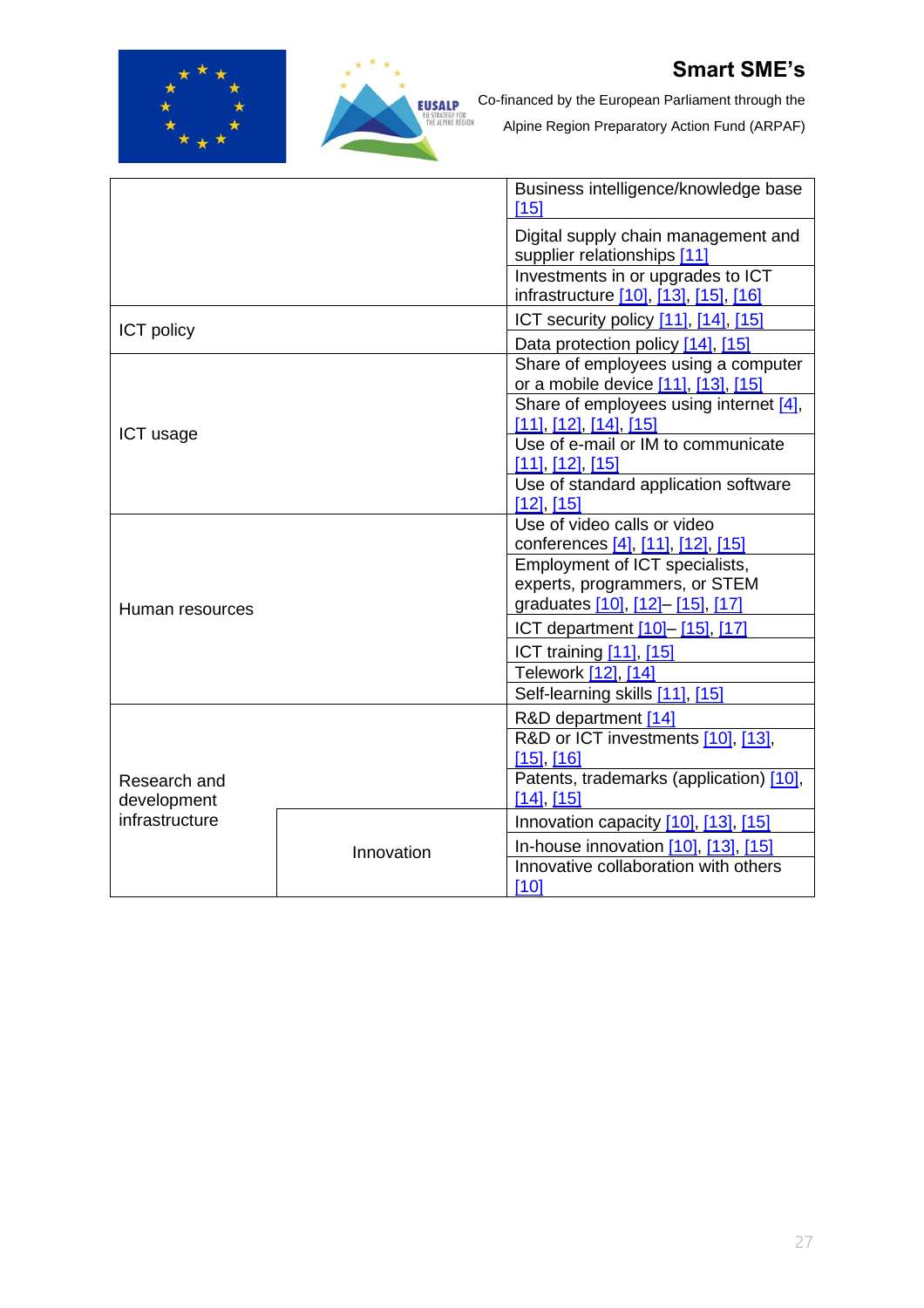|  |  | Business intelligence/knowledge base [15] |
|---|---|---|
|  |  | Digital supply chain management and supplier relationships [11] |
|  |  | Investments in or upgrades to ICT infrastructure [10], [13], [15], [16] |
| ICT policy |  | ICT security policy [11], [14], [15] |
|  |  | Data protection policy [14], [15] |
| ICT usage |  | Share of employees using a computer or a mobile device [11], [13], [15] |
|  |  | Share of employees using internet [4], [11], [12], [14], [15] |
|  |  | Use of e-mail or IM to communicate [11], [12], [15] |
|  |  | Use of standard application software [12], [15] |
| Human resources |  | Use of video calls or video conferences [4], [11], [12], [15] |
|  |  | Employment of ICT specialists, experts, programmers, or STEM graduates [10], [12]– [15], [17] |
|  |  | ICT department [10]– [15], [17] |
|  |  | ICT training [11], [15] |
|  |  | Telework [12], [14] |
|  |  | Self-learning skills [11], [15] |
| Research and development infrastructure |  | R&D department [14] |
|  |  | R&D or ICT investments [10], [13], [15], [16] |
|  |  | Patents, trademarks (application) [10], [14], [15] |
|  | Innovation | Innovation capacity [10], [13], [15] |
|  |  | In-house innovation [10], [13], [15] |
|  |  | Innovative collaboration with others [10] |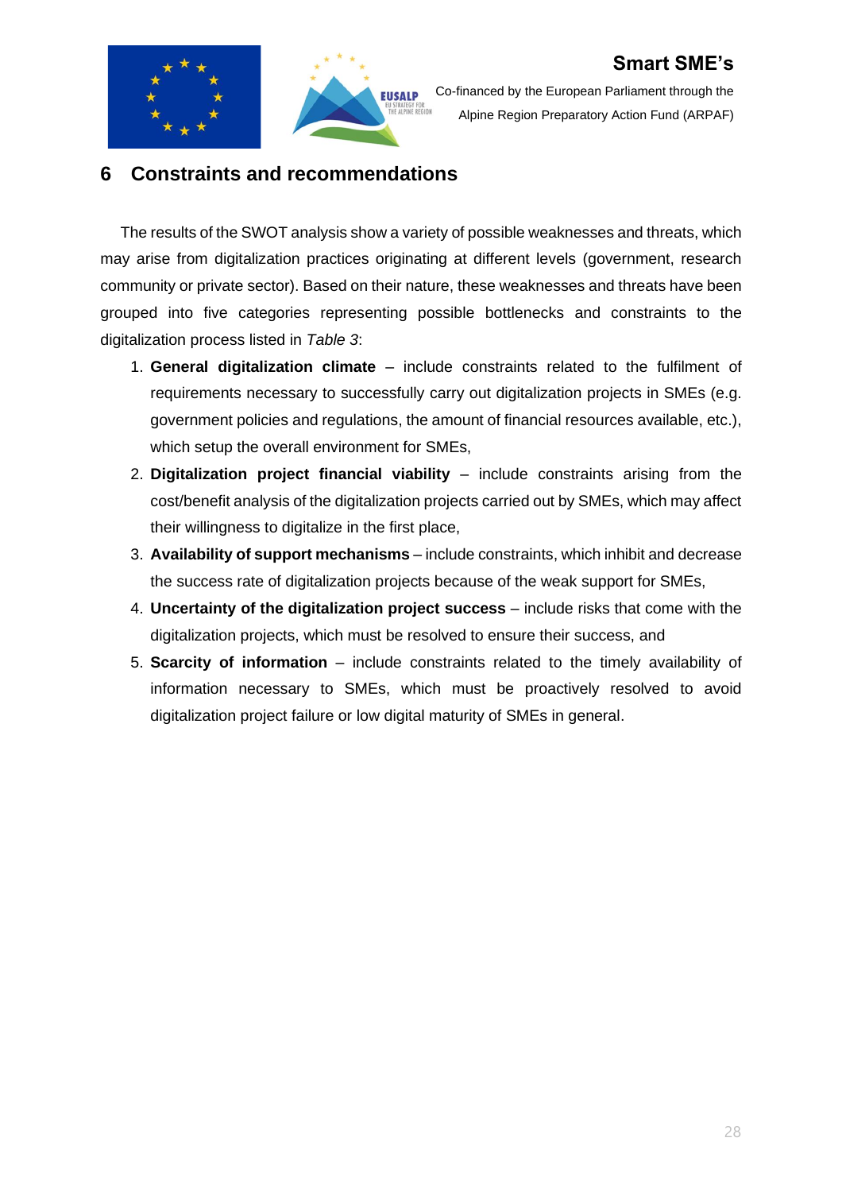# 6 Constraints and recommendations

The results of the SWOT analysis show a variety of possible weaknesses and threats, which may arise from digitalization practices originating at different levels (government, research community or private sector). Based on their nature, these weaknesses and threats have been grouped into five categories representing possible bottlenecks and constraints to the digitalization process listed in *Table 3*:

1. **General digitalization climate** – include constraints related to the fulfilment of requirements necessary to successfully carry out digitalization projects in SMEs (e.g. government policies and regulations, the amount of financial resources available, etc.), which setup the overall environment for SMEs,
2. **Digitalization project financial viability** – include constraints arising from the cost/benefit analysis of the digitalization projects carried out by SMEs, which may affect their willingness to digitalize in the first place,
3. **Availability of support mechanisms** – include constraints, which inhibit and decrease the success rate of digitalization projects because of the weak support for SMEs,
4. **Uncertainty of the digitalization project success** – include risks that come with the digitalization projects, which must be resolved to ensure their success, and
5. **Scarcity of information** – include constraints related to the timely availability of information necessary to SMEs, which must be proactively resolved to avoid digitalization project failure or low digital maturity of SMEs in general.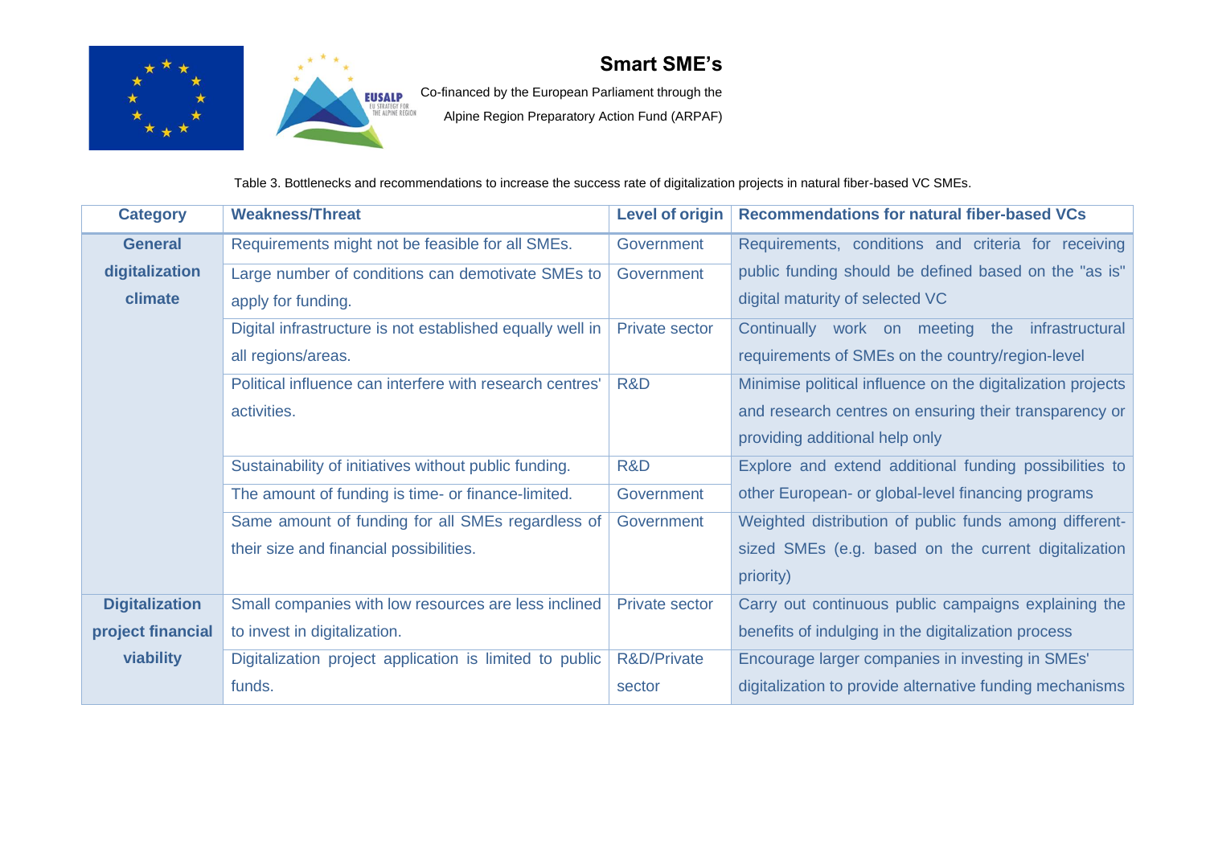Table 3. Bottlenecks and recommendations to increase the success rate of digitalization projects in natural fiber-based VC SMEs.

| Category | Weakness/Threat | Level of origin | Recommendations for natural fiber-based VCs |
|---|---|---|---|
| General digitalization climate | Requirements might not be feasible for all SMEs. | Government | Requirements, conditions and criteria for receiving public funding should be defined based on the "as is" digital maturity of selected VC |
| | Large number of conditions can demotivate SMEs to apply for funding. | Government | |
| | Digital infrastructure is not established equally well in all regions/areas. | Private sector | Continually work on meeting the infrastructural requirements of SMEs on the country/region-level |
| | Political influence can interfere with research centres' activities. | R&D | Minimise political influence on the digitalization projects and research centres on ensuring their transparency or providing additional help only |
| | Sustainability of initiatives without public funding. | R&D | Explore and extend additional funding possibilities to other European- or global-level financing programs |
| | The amount of funding is time- or finance-limited. | Government | |
| | Same amount of funding for all SMEs regardless of their size and financial possibilities. | Government | Weighted distribution of public funds among different-sized SMEs (e.g. based on the current digitalization priority) |
| Digitalization project financial viability | Small companies with low resources are less inclined to invest in digitalization. | Private sector | Carry out continuous public campaigns explaining the benefits of indulging in the digitalization process |
| | Digitalization project application is limited to public funds. | R&D/Private sector | Encourage larger companies in investing in SMEs' digitalization to provide alternative funding mechanisms |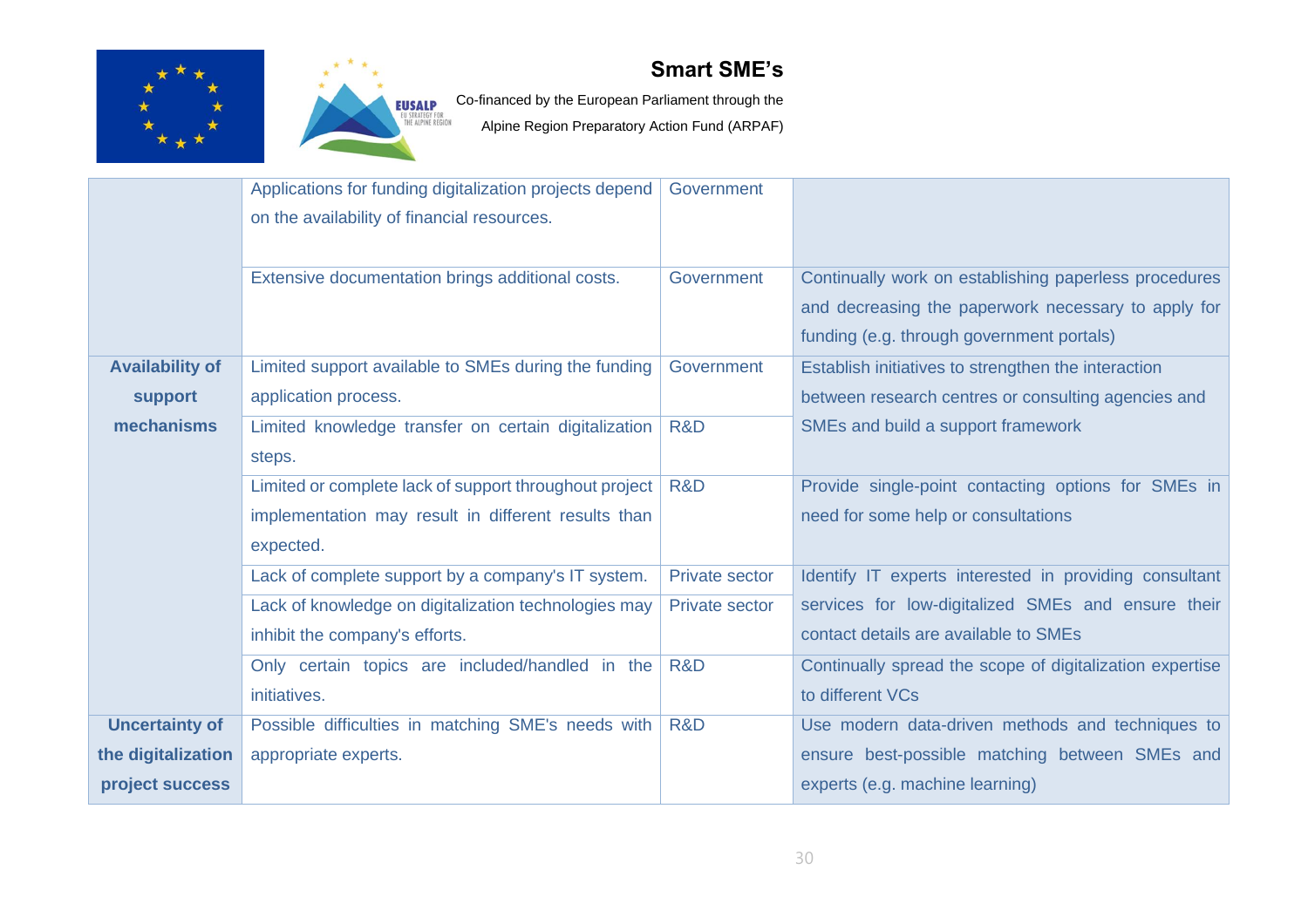| | | | |
|---|---|---|---|
| | Applications for funding digitalization projects depend on the availability of financial resources. | Government | |
| | Extensive documentation brings additional costs. | Government | Continually work on establishing paperless procedures and decreasing the paperwork necessary to apply for funding (e.g. through government portals) |
| **Availability of support mechanisms** | Limited support available to SMEs during the funding application process. | Government | Establish initiatives to strengthen the interaction between research centres or consulting agencies and SMEs and build a support framework |
| | Limited knowledge transfer on certain digitalization steps. | R&D | |
| | Limited or complete lack of support throughout project implementation may result in different results than expected. | R&D | Provide single-point contacting options for SMEs in need for some help or consultations |
| | Lack of complete support by a company's IT system. | Private sector | Identify IT experts interested in providing consultant services for low-digitalized SMEs and ensure their contact details are available to SMEs |
| | Lack of knowledge on digitalization technologies may inhibit the company's efforts. | Private sector | |
| | Only certain topics are included/handled in the initiatives. | R&D | Continually spread the scope of digitalization expertise to different VCs |
| **Uncertainty of the digitalization project success** | Possible difficulties in matching SME's needs with appropriate experts. | R&D | Use modern data-driven methods and techniques to ensure best-possible matching between SMEs and experts (e.g. machine learning) |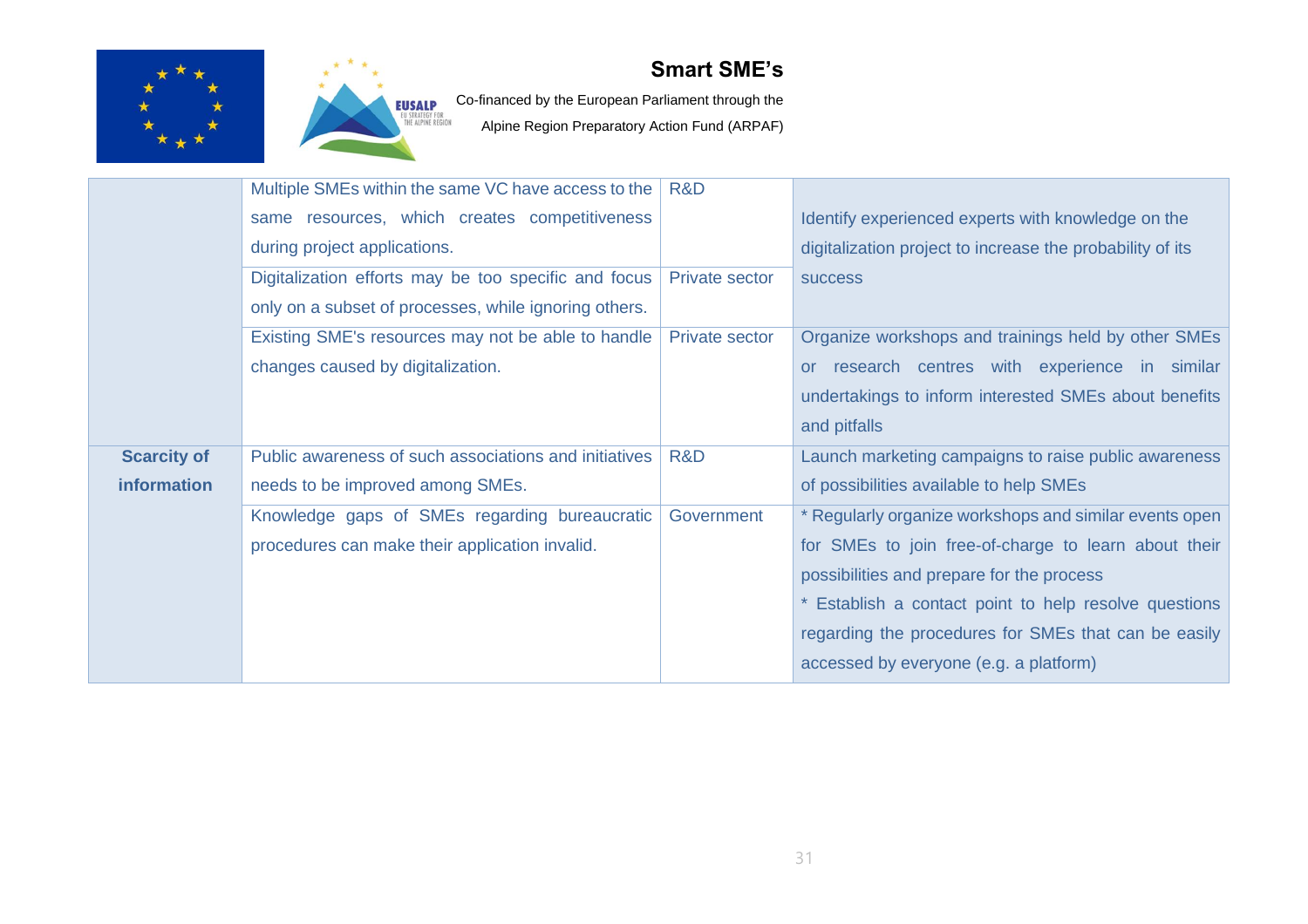| | | | |
|---|---|---|---|
| | Multiple SMEs within the same VC have access to the same resources, which creates competitiveness during project applications. | R&D | Identify experienced experts with knowledge on the digitalization project to increase the probability of its success |
| | Digitalization efforts may be too specific and focus only on a subset of processes, while ignoring others. | Private sector | |
| | Existing SME's resources may not be able to handle changes caused by digitalization. | Private sector | Organize workshops and trainings held by other SMEs or research centres with experience in similar undertakings to inform interested SMEs about benefits and pitfalls |
| **Scarcity of information** | Public awareness of such associations and initiatives needs to be improved among SMEs. | R&D | Launch marketing campaigns to raise public awareness of possibilities available to help SMEs |
| | Knowledge gaps of SMEs regarding bureaucratic procedures can make their application invalid. | Government | * Regularly organize workshops and similar events open for SMEs to join free-of-charge to learn about their possibilities and prepare for the process<br>* Establish a contact point to help resolve questions regarding the procedures for SMEs that can be easily accessed by everyone (e.g. a platform) |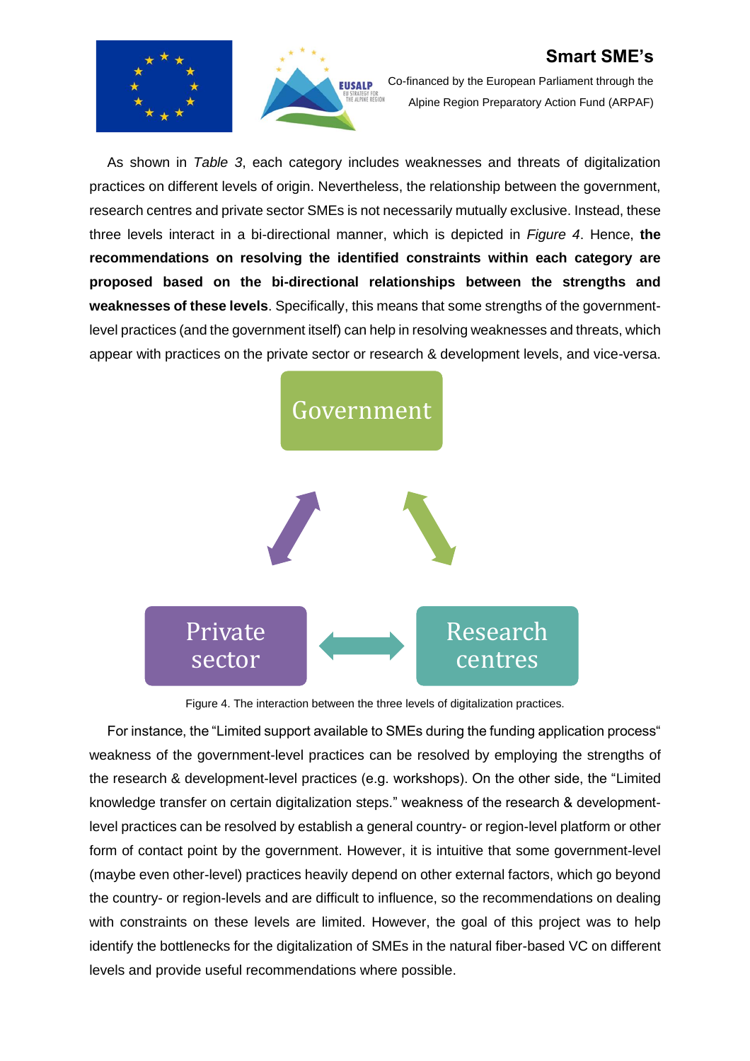As shown in *Table 3*, each category includes weaknesses and threats of digitalization practices on different levels of origin. Nevertheless, the relationship between the government, research centres and private sector SMEs is not necessarily mutually exclusive. Instead, these three levels interact in a bi-directional manner, which is depicted in *Figure 4*. Hence, **the recommendations on resolving the identified constraints within each category are proposed based on the bi-directional relationships between the strengths and weaknesses of these levels**. Specifically, this means that some strengths of the government-level practices (and the government itself) can help in resolving weaknesses and threats, which appear with practices on the private sector or research & development levels, and vice-versa.

Government

Private sector

Research centres

Figure 4. The interaction between the three levels of digitalization practices.

For instance, the "Limited support available to SMEs during the funding application process" weakness of the government-level practices can be resolved by employing the strengths of the research & development-level practices (e.g. workshops). On the other side, the "Limited knowledge transfer on certain digitalization steps." weakness of the research & development-level practices can be resolved by establish a general country- or region-level platform or other form of contact point by the government. However, it is intuitive that some government-level (maybe even other-level) practices heavily depend on other external factors, which go beyond the country- or region-levels and are difficult to influence, so the recommendations on dealing with constraints on these levels are limited. However, the goal of this project was to help identify the bottlenecks for the digitalization of SMEs in the natural fiber-based VC on different levels and provide useful recommendations where possible.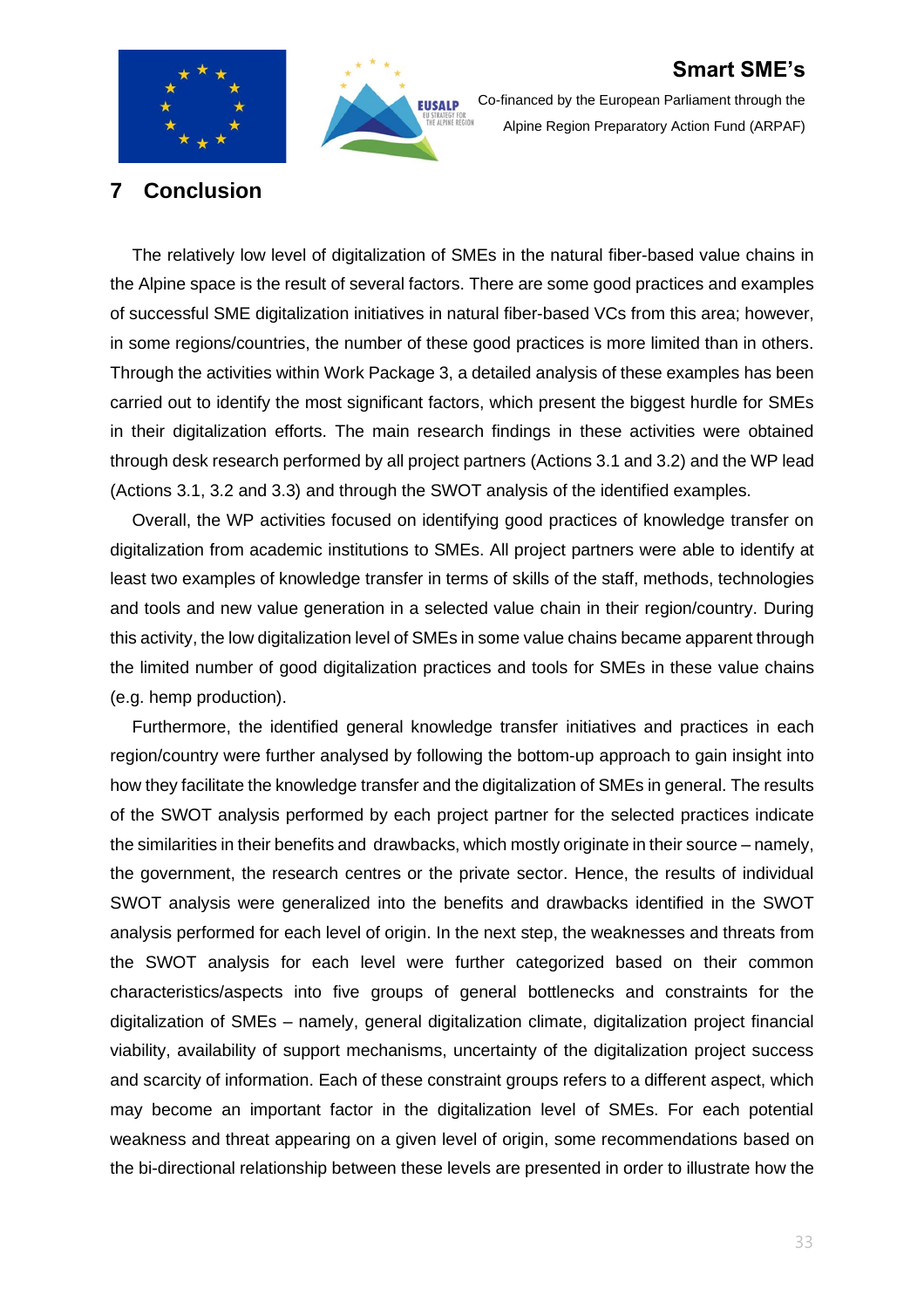# 7 Conclusion

The relatively low level of digitalization of SMEs in the natural fiber-based value chains in the Alpine space is the result of several factors. There are some good practices and examples of successful SME digitalization initiatives in natural fiber-based VCs from this area; however, in some regions/countries, the number of these good practices is more limited than in others. Through the activities within Work Package 3, a detailed analysis of these examples has been carried out to identify the most significant factors, which present the biggest hurdle for SMEs in their digitalization efforts. The main research findings in these activities were obtained through desk research performed by all project partners (Actions 3.1 and 3.2) and the WP lead (Actions 3.1, 3.2 and 3.3) and through the SWOT analysis of the identified examples.

Overall, the WP activities focused on identifying good practices of knowledge transfer on digitalization from academic institutions to SMEs. All project partners were able to identify at least two examples of knowledge transfer in terms of skills of the staff, methods, technologies and tools and new value generation in a selected value chain in their region/country. During this activity, the low digitalization level of SMEs in some value chains became apparent through the limited number of good digitalization practices and tools for SMEs in these value chains (e.g. hemp production).

Furthermore, the identified general knowledge transfer initiatives and practices in each region/country were further analysed by following the bottom-up approach to gain insight into how they facilitate the knowledge transfer and the digitalization of SMEs in general. The results of the SWOT analysis performed by each project partner for the selected practices indicate the similarities in their benefits and drawbacks, which mostly originate in their source – namely, the government, the research centres or the private sector. Hence, the results of individual SWOT analysis were generalized into the benefits and drawbacks identified in the SWOT analysis performed for each level of origin. In the next step, the weaknesses and threats from the SWOT analysis for each level were further categorized based on their common characteristics/aspects into five groups of general bottlenecks and constraints for the digitalization of SMEs – namely, general digitalization climate, digitalization project financial viability, availability of support mechanisms, uncertainty of the digitalization project success and scarcity of information. Each of these constraint groups refers to a different aspect, which may become an important factor in the digitalization level of SMEs. For each potential weakness and threat appearing on a given level of origin, some recommendations based on the bi-directional relationship between these levels are presented in order to illustrate how the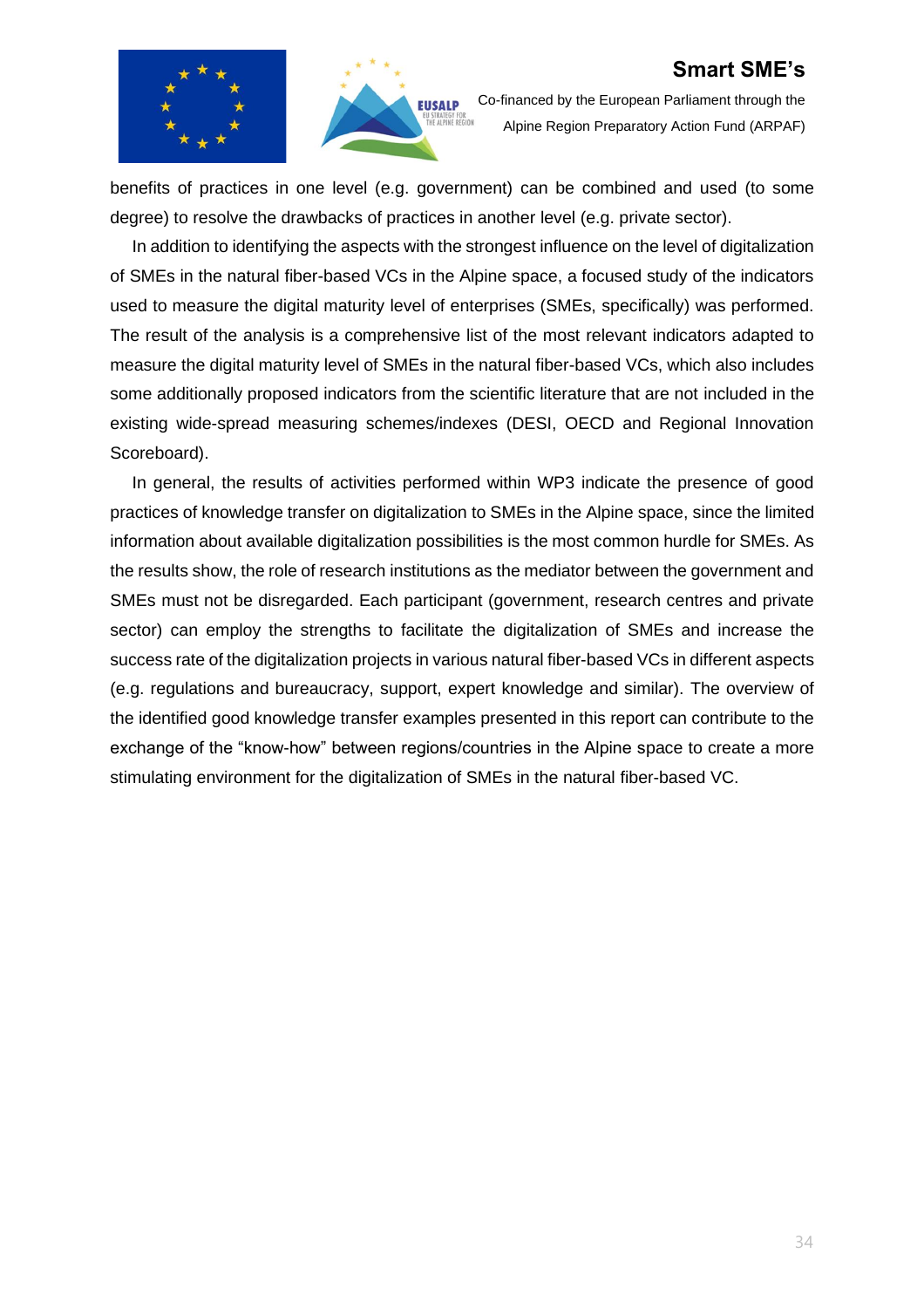benefits of practices in one level (e.g. government) can be combined and used (to some degree) to resolve the drawbacks of practices in another level (e.g. private sector).

In addition to identifying the aspects with the strongest influence on the level of digitalization of SMEs in the natural fiber-based VCs in the Alpine space, a focused study of the indicators used to measure the digital maturity level of enterprises (SMEs, specifically) was performed. The result of the analysis is a comprehensive list of the most relevant indicators adapted to measure the digital maturity level of SMEs in the natural fiber-based VCs, which also includes some additionally proposed indicators from the scientific literature that are not included in the existing wide-spread measuring schemes/indexes (DESI, OECD and Regional Innovation Scoreboard).

In general, the results of activities performed within WP3 indicate the presence of good practices of knowledge transfer on digitalization to SMEs in the Alpine space, since the limited information about available digitalization possibilities is the most common hurdle for SMEs. As the results show, the role of research institutions as the mediator between the government and SMEs must not be disregarded. Each participant (government, research centres and private sector) can employ the strengths to facilitate the digitalization of SMEs and increase the success rate of the digitalization projects in various natural fiber-based VCs in different aspects (e.g. regulations and bureaucracy, support, expert knowledge and similar). The overview of the identified good knowledge transfer examples presented in this report can contribute to the exchange of the "know-how" between regions/countries in the Alpine space to create a more stimulating environment for the digitalization of SMEs in the natural fiber-based VC.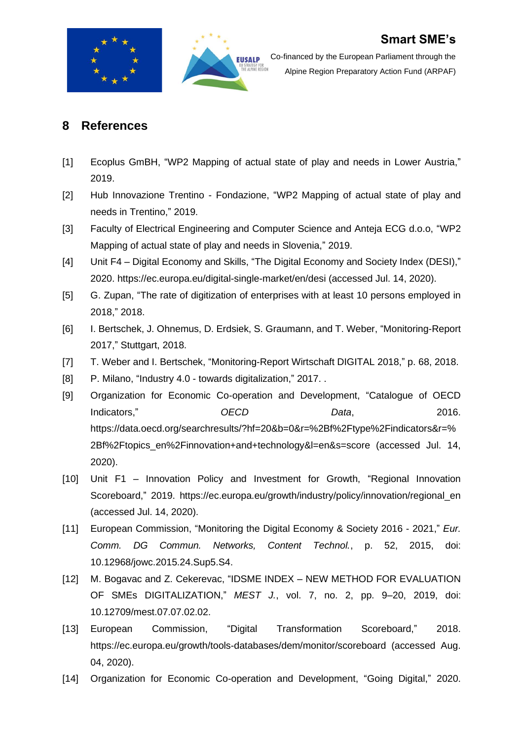## 8 References

[1] Ecoplus GmBH, “WP2 Mapping of actual state of play and needs in Lower Austria,” 2019.

[2] Hub Innovazione Trentino - Fondazione, “WP2 Mapping of actual state of play and needs in Trentino,” 2019.

[3] Faculty of Electrical Engineering and Computer Science and Anteja ECG d.o.o, “WP2 Mapping of actual state of play and needs in Slovenia,” 2019.

[4] Unit F4 – Digital Economy and Skills, “The Digital Economy and Society Index (DESI),” 2020. https://ec.europa.eu/digital-single-market/en/desi (accessed Jul. 14, 2020).

[5] G. Zupan, “The rate of digitization of enterprises with at least 10 persons employed in 2018,” 2018.

[6] I. Bertschek, J. Ohnemus, D. Erdsiek, S. Graumann, and T. Weber, “Monitoring-Report 2017,” Stuttgart, 2018.

[7] T. Weber and I. Bertschek, “Monitoring-Report Wirtschaft DIGITAL 2018,” p. 68, 2018.

[8] P. Milano, “Industry 4.0 - towards digitalization,” 2017. .

[9] Organization for Economic Co-operation and Development, “Catalogue of OECD Indicators,” *OECD Data*, 2016. https://data.oecd.org/searchresults/?hf=20&b=0&r=%2Bf%2Ftype%2Findicators&r=%2Bf%2Ftopics_en%2Finnovation+and+technology&l=en&s=score (accessed Jul. 14, 2020).

[10] Unit F1 – Innovation Policy and Investment for Growth, “Regional Innovation Scoreboard,” 2019. https://ec.europa.eu/growth/industry/policy/innovation/regional_en (accessed Jul. 14, 2020).

[11] European Commission, “Monitoring the Digital Economy & Society 2016 - 2021,” *Eur. Comm. DG Commun. Networks, Content Technol.*, p. 52, 2015, doi: 10.12968/jowc.2015.24.Sup5.S4.

[12] M. Bogavac and Z. Cekerevac, “IDSME INDEX – NEW METHOD FOR EVALUATION OF SMEs DIGITALIZATION,” *MEST J.*, vol. 7, no. 2, pp. 9–20, 2019, doi: 10.12709/mest.07.07.02.02.

[13] European Commission, “Digital Transformation Scoreboard,” 2018. https://ec.europa.eu/growth/tools-databases/dem/monitor/scoreboard (accessed Aug. 04, 2020).

[14] Organization for Economic Co-operation and Development, “Going Digital,” 2020.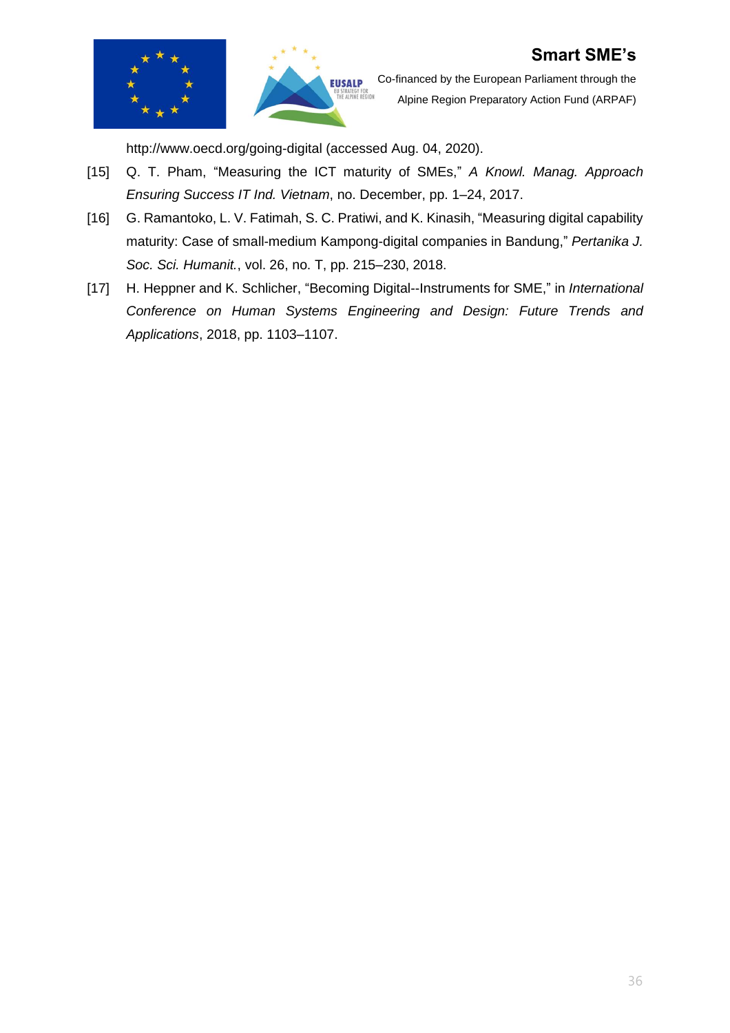http://www.oecd.org/going-digital (accessed Aug. 04, 2020).

[15] Q. T. Pham, "Measuring the ICT maturity of SMEs," *A Knowl. Manag. Approach Ensuring Success IT Ind. Vietnam*, no. December, pp. 1–24, 2017.

[16] G. Ramantoko, L. V. Fatimah, S. C. Pratiwi, and K. Kinasih, "Measuring digital capability maturity: Case of small-medium Kampong-digital companies in Bandung," *Pertanika J. Soc. Sci. Humanit.*, vol. 26, no. T, pp. 215–230, 2018.

[17] H. Heppner and K. Schlicher, "Becoming Digital--Instruments for SME," in *International Conference on Human Systems Engineering and Design: Future Trends and Applications*, 2018, pp. 1103–1107.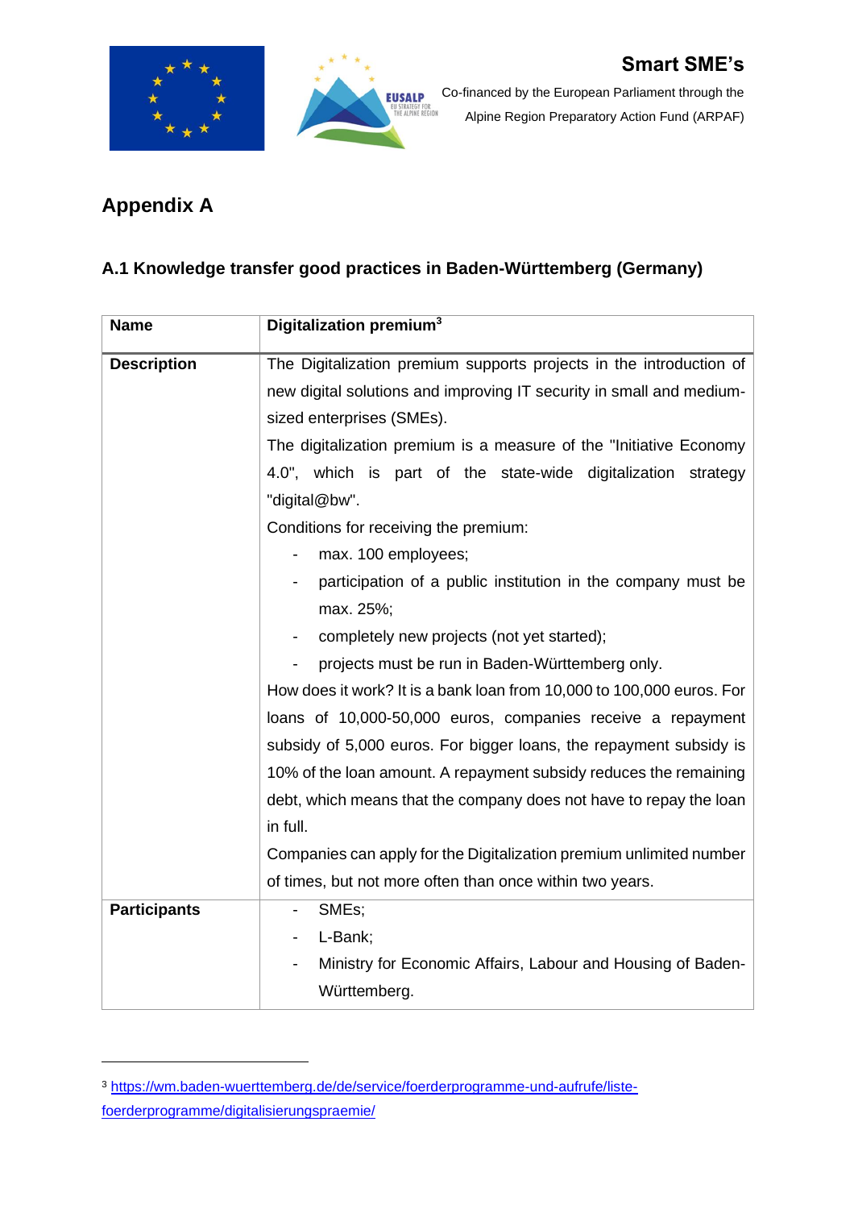# Appendix A

## A.1 Knowledge transfer good practices in Baden-Württemberg (Germany)

| Name | Digitalization premium[3] |
| --- | --- |
| Description | The Digitalization premium supports projects in the introduction of new digital solutions and improving IT security in small and medium-sized enterprises (SMEs).<br>The digitalization premium is a measure of the "Initiative Economy 4.0", which is part of the state-wide digitalization strategy "digital@bw".<br>Conditions for receiving the premium:<br>- max. 100 employees;<br>- participation of a public institution in the company must be max. 25%;<br>- completely new projects (not yet started);<br>- projects must be run in Baden-Württemberg only.<br>How does it work? It is a bank loan from 10,000 to 100,000 euros. For loans of 10,000-50,000 euros, companies receive a repayment subsidy of 5,000 euros. For bigger loans, the repayment subsidy is 10% of the loan amount. A repayment subsidy reduces the remaining debt, which means that the company does not have to repay the loan in full.<br>Companies can apply for the Digitalization premium unlimited number of times, but not more often than once within two years. |
| Participants | - SMEs;<br>- L-Bank;<br>- Ministry for Economic Affairs, Labour and Housing of Baden-Württemberg. |

[3] https://wm.baden-wuerttemberg.de/de/service/foerderprogramme-und-aufrufe/liste-foerderprogramme/digitalisierungspraemie/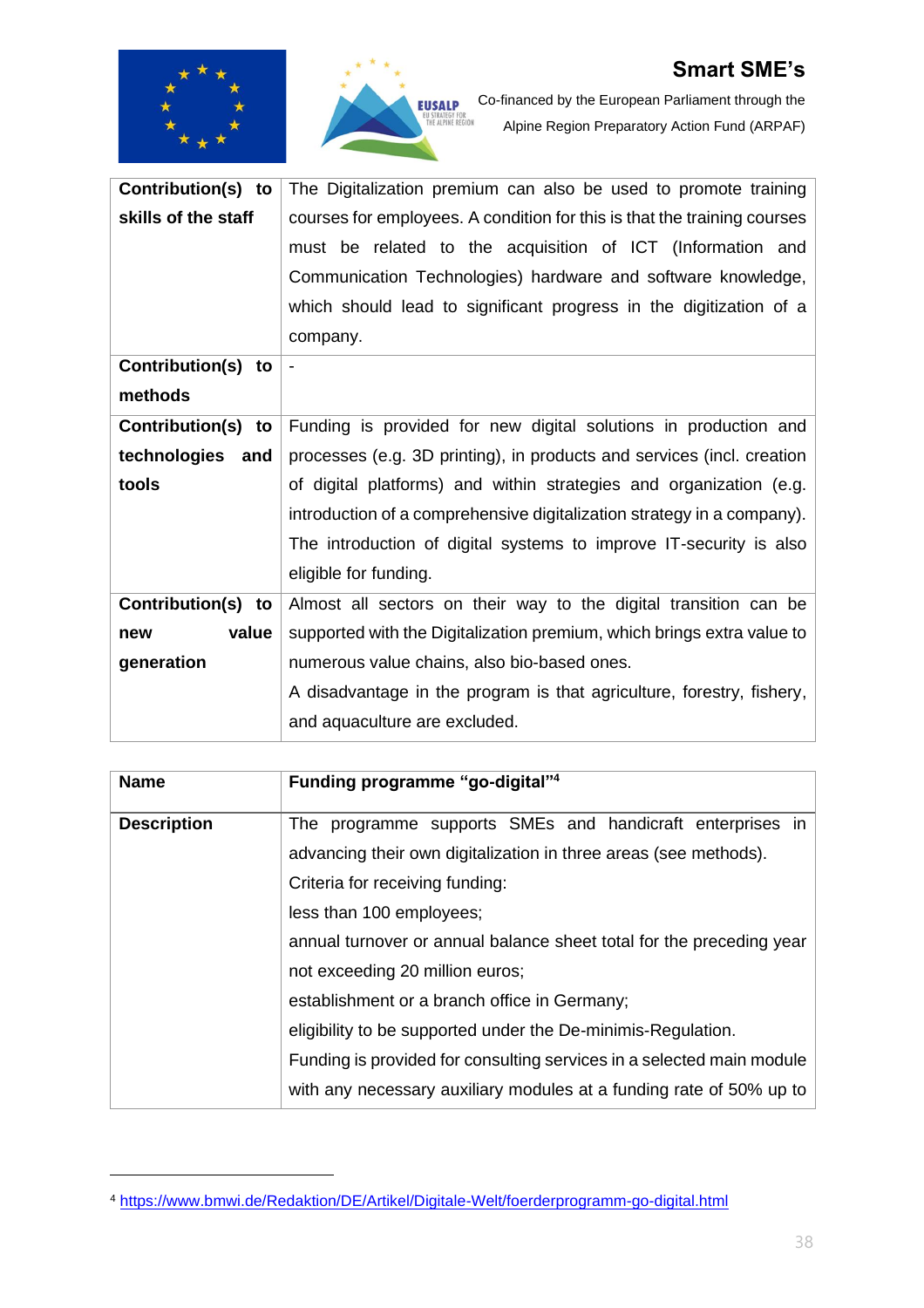| | |
|---|---|
| **Contribution(s) to skills of the staff** | The Digitalization premium can also be used to promote training courses for employees. A condition for this is that the training courses must be related to the acquisition of ICT (Information and Communication Technologies) hardware and software knowledge, which should lead to significant progress in the digitization of a company. |
| **Contribution(s) to methods** | - |
| **Contribution(s) to technologies and tools** | Funding is provided for new digital solutions in production and processes (e.g. 3D printing), in products and services (incl. creation of digital platforms) and within strategies and organization (e.g. introduction of a comprehensive digitalization strategy in a company). The introduction of digital systems to improve IT-security is also eligible for funding. |
| **Contribution(s) to new value generation** | Almost all sectors on their way to the digital transition can be supported with the Digitalization premium, which brings extra value to numerous value chains, also bio-based ones. A disadvantage in the program is that agriculture, forestry, fishery, and aquaculture are excluded. |

| **Name** | **Funding programme "go-digital"[4]** |
|---|---|
| **Description** | The programme supports SMEs and handicraft enterprises in advancing their own digitalization in three areas (see methods). Criteria for receiving funding: less than 100 employees; annual turnover or annual balance sheet total for the preceding year not exceeding 20 million euros; establishment or a branch office in Germany; eligibility to be supported under the De-minimis-Regulation. Funding is provided for consulting services in a selected main module with any necessary auxiliary modules at a funding rate of 50% up to |

[4] https://www.bmwi.de/Redaktion/DE/Artikel/Digitale-Welt/foerderprogramm-go-digital.html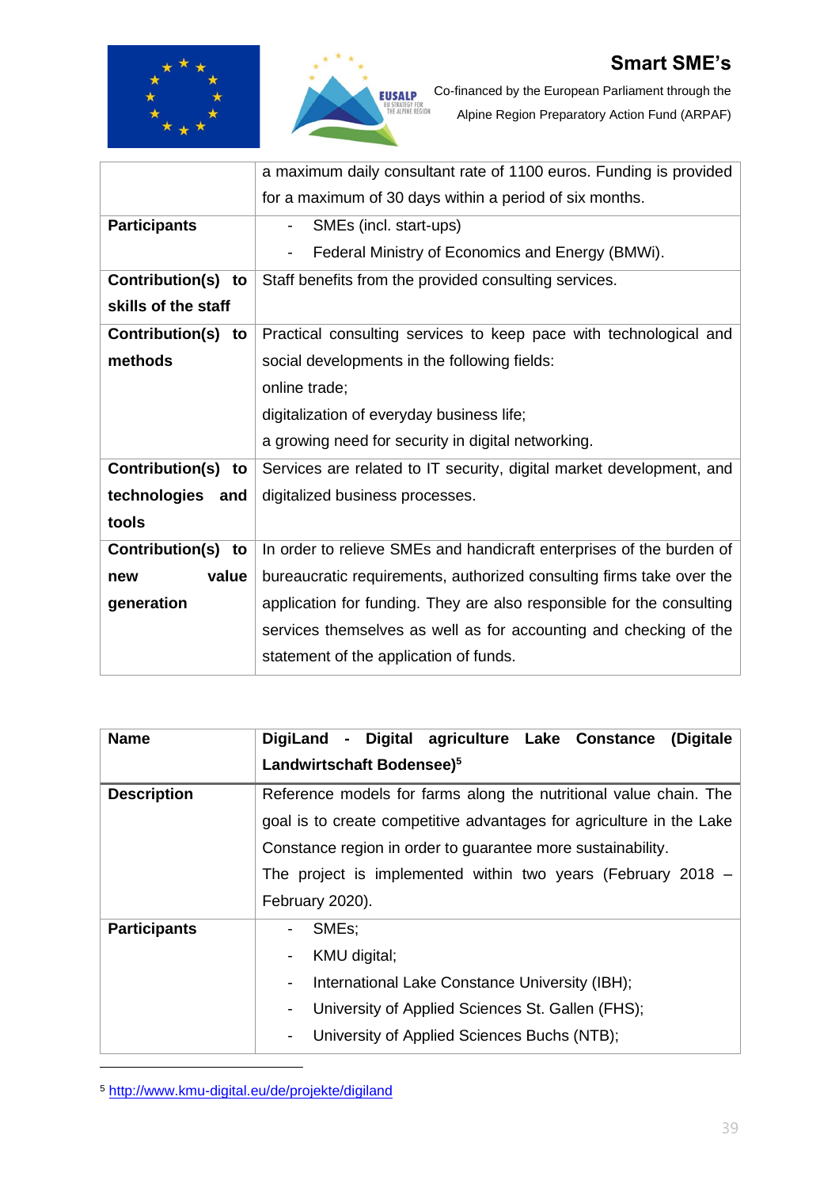| | a maximum daily consultant rate of 1100 euros. Funding is provided for a maximum of 30 days within a period of six months. |
|---|---|
| **Participants** | - SMEs (incl. start-ups)<br>- Federal Ministry of Economics and Energy (BMWi). |
| **Contribution(s) to skills of the staff** | Staff benefits from the provided consulting services. |
| **Contribution(s) to methods** | Practical consulting services to keep pace with technological and social developments in the following fields:<br>online trade;<br>digitalization of everyday business life;<br>a growing need for security in digital networking. |
| **Contribution(s) to technologies and tools** | Services are related to IT security, digital market development, and digitalized business processes. |
| **Contribution(s) to new value generation** | In order to relieve SMEs and handicraft enterprises of the burden of bureaucratic requirements, authorized consulting firms take over the application for funding. They are also responsible for the consulting services themselves as well as for accounting and checking of the statement of the application of funds. |

| **Name** | **DigiLand - Digital agriculture Lake Constance (Digitale Landwirtschaft Bodensee)**[5] |
|---|---|
| **Description** | Reference models for farms along the nutritional value chain. The goal is to create competitive advantages for agriculture in the Lake Constance region in order to guarantee more sustainability.<br>The project is implemented within two years (February 2018 – February 2020). |
| **Participants** | - SMEs;<br>- KMU digital;<br>- International Lake Constance University (IBH);<br>- University of Applied Sciences St. Gallen (FHS);<br>- University of Applied Sciences Buchs (NTB); |

[5] http://www.kmu-digital.eu/de/projekte/digiland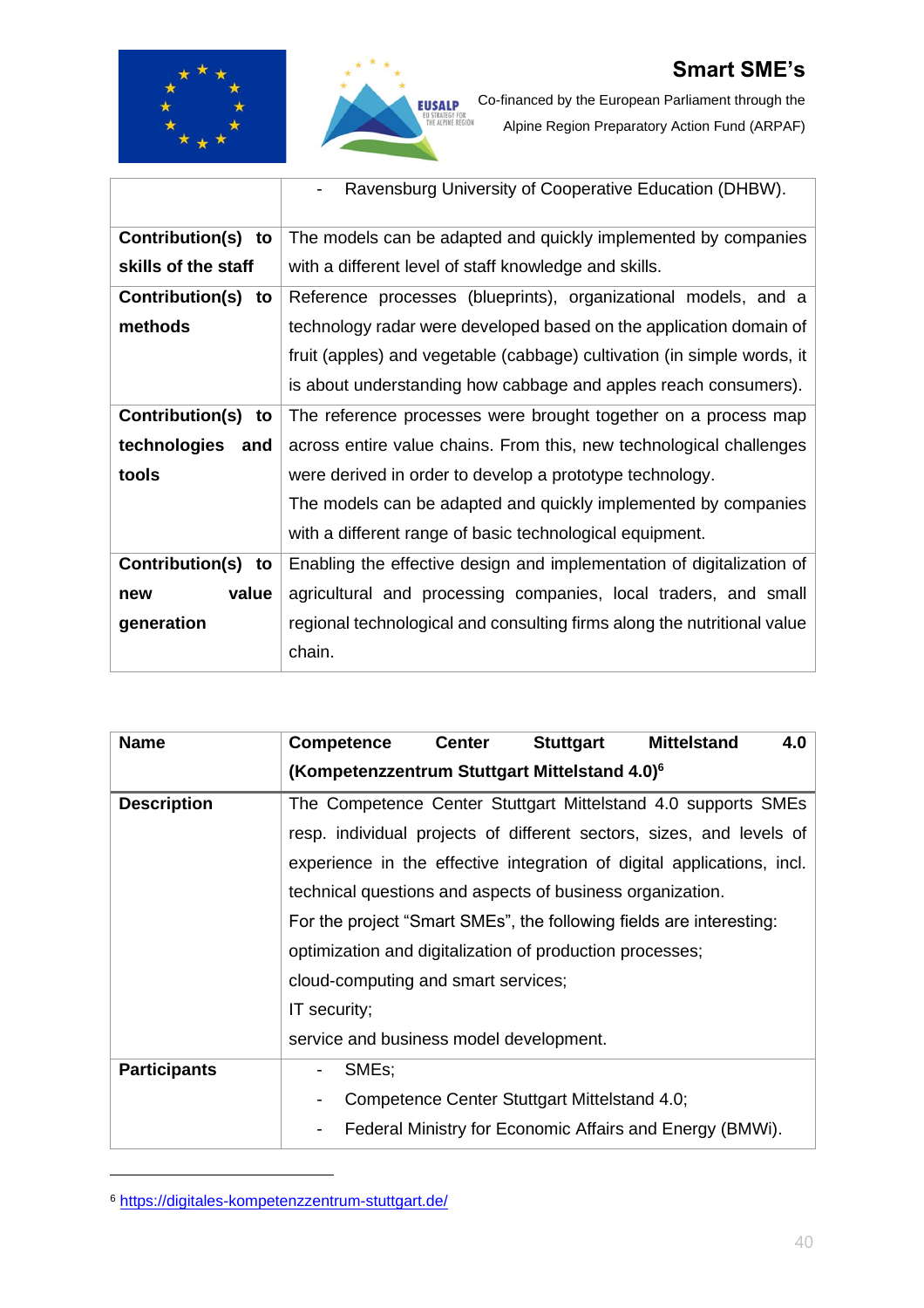| | |
|---|---|
| | - Ravensburg University of Cooperative Education (DHBW). |
| **Contribution(s) to skills of the staff** | The models can be adapted and quickly implemented by companies with a different level of staff knowledge and skills. |
| **Contribution(s) to methods** | Reference processes (blueprints), organizational models, and a technology radar were developed based on the application domain of fruit (apples) and vegetable (cabbage) cultivation (in simple words, it is about understanding how cabbage and apples reach consumers). |
| **Contribution(s) to technologies and tools** | The reference processes were brought together on a process map across entire value chains. From this, new technological challenges were derived in order to develop a prototype technology.<br>The models can be adapted and quickly implemented by companies with a different range of basic technological equipment. |
| **Contribution(s) to new value generation** | Enabling the effective design and implementation of digitalization of agricultural and processing companies, local traders, and small regional technological and consulting firms along the nutritional value chain. |

| **Name** | **Competence Center Stuttgart Mittelstand 4.0 (Kompetenzzentrum Stuttgart Mittelstand 4.0)**[6] |
|---|---|
| **Description** | The Competence Center Stuttgart Mittelstand 4.0 supports SMEs resp. individual projects of different sectors, sizes, and levels of experience in the effective integration of digital applications, incl. technical questions and aspects of business organization.<br>For the project "Smart SMEs", the following fields are interesting:<br>optimization and digitalization of production processes;<br>cloud-computing and smart services;<br>IT security;<br>service and business model development. |
| **Participants** | - SMEs;<br>- Competence Center Stuttgart Mittelstand 4.0;<br>- Federal Ministry for Economic Affairs and Energy (BMWi). |

[6] https://digitales-kompetenzzentrum-stuttgart.de/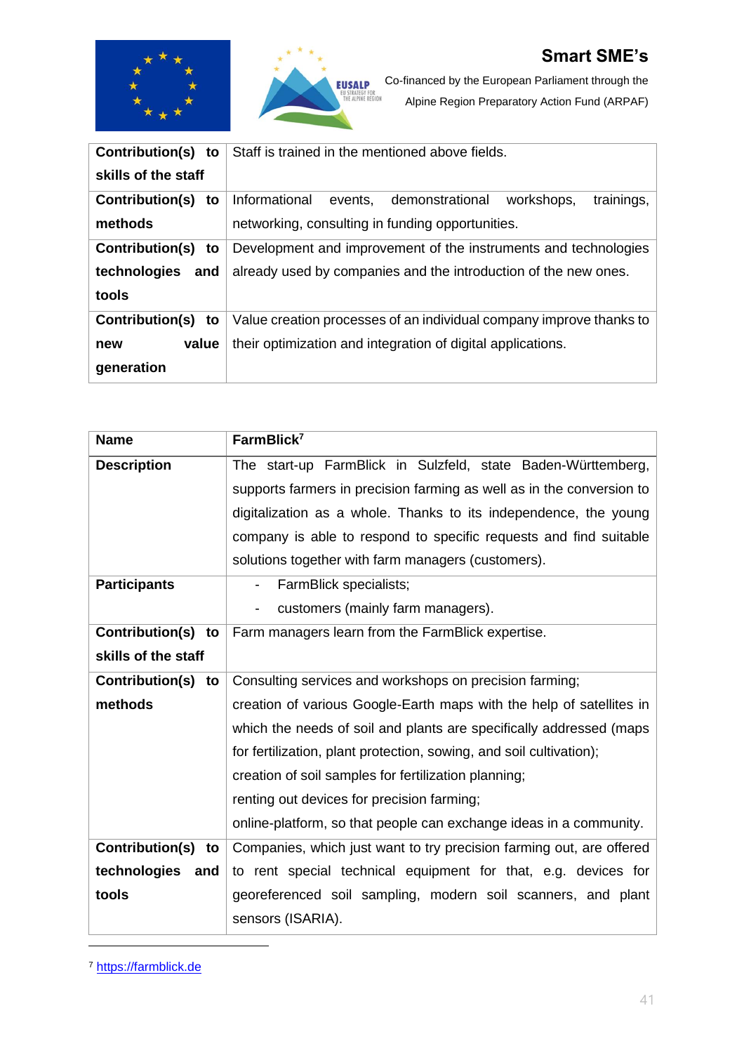| Contribution(s) to skills of the staff | Staff is trained in the mentioned above fields. |
|---|---|
| Contribution(s) to methods | Informational events, demonstrational workshops, trainings, networking, consulting in funding opportunities. |
| Contribution(s) to technologies and tools | Development and improvement of the instruments and technologies already used by companies and the introduction of the new ones. |
| Contribution(s) to new value generation | Value creation processes of an individual company improve thanks to their optimization and integration of digital applications. |

| Name | FarmBlick[7] |
|---|---|
| Description | The start-up FarmBlick in Sulzfeld, state Baden-Württemberg, supports farmers in precision farming as well as in the conversion to digitalization as a whole. Thanks to its independence, the young company is able to respond to specific requests and find suitable solutions together with farm managers (customers). |
| Participants | - FarmBlick specialists;<br>- customers (mainly farm managers). |
| Contribution(s) to skills of the staff | Farm managers learn from the FarmBlick expertise. |
| Contribution(s) to methods | Consulting services and workshops on precision farming;<br>creation of various Google-Earth maps with the help of satellites in which the needs of soil and plants are specifically addressed (maps for fertilization, plant protection, sowing, and soil cultivation);<br>creation of soil samples for fertilization planning;<br>renting out devices for precision farming;<br>online-platform, so that people can exchange ideas in a community. |
| Contribution(s) to technologies and tools | Companies, which just want to try precision farming out, are offered to rent special technical equipment for that, e.g. devices for georeferenced soil sampling, modern soil scanners, and plant sensors (ISARIA). |

[7] https://farmblick.de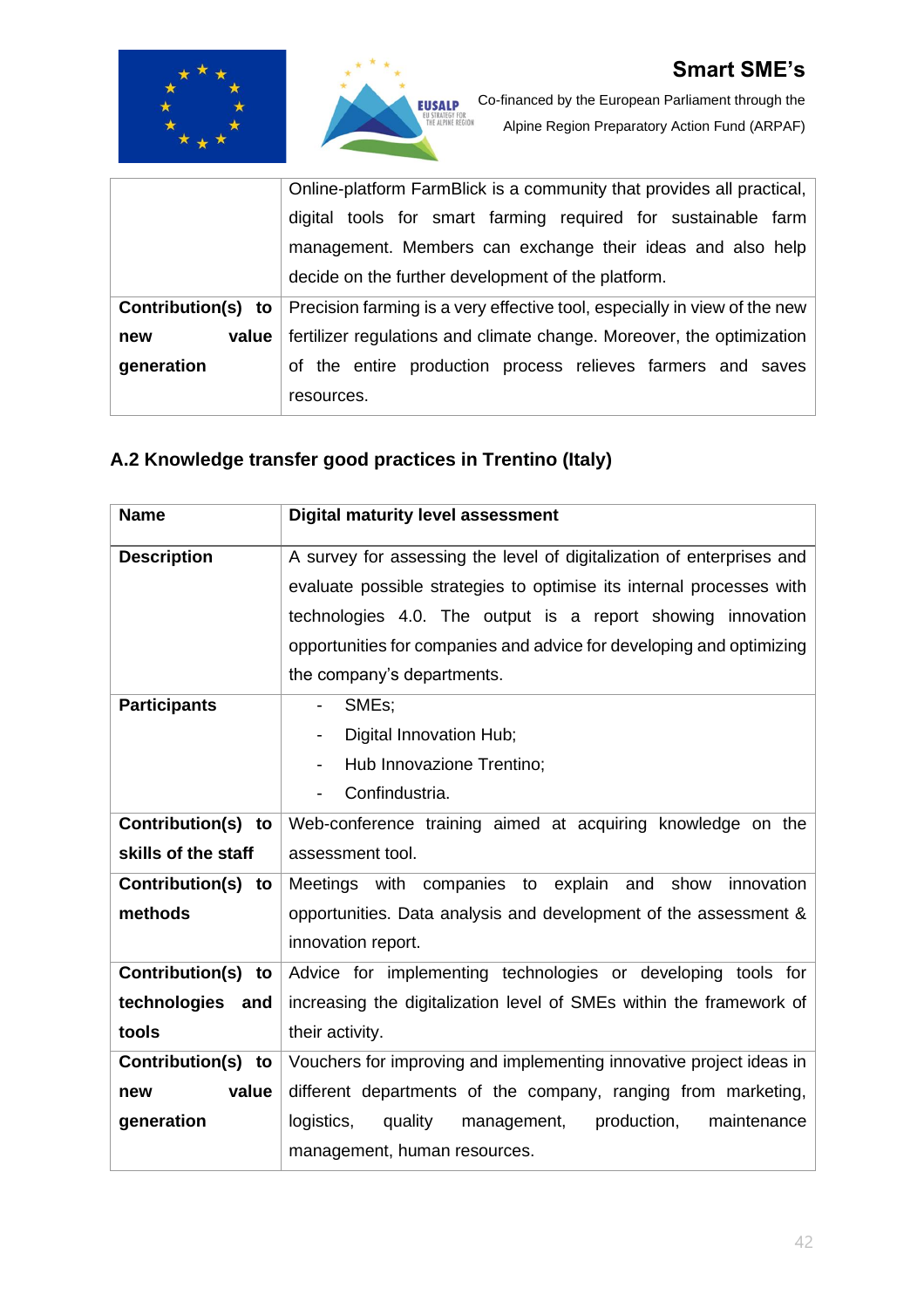| | |
|---|---|
| | Online-platform FarmBlick is a community that provides all practical, digital tools for smart farming required for sustainable farm management. Members can exchange their ideas and also help decide on the further development of the platform. |
| **Contribution(s) to new value generation** | Precision farming is a very effective tool, especially in view of the new fertilizer regulations and climate change. Moreover, the optimization of the entire production process relieves farmers and saves resources. |

### A.2 Knowledge transfer good practices in Trentino (Italy)

| **Name** | **Digital maturity level assessment** |
|---|---|
| **Description** | A survey for assessing the level of digitalization of enterprises and evaluate possible strategies to optimise its internal processes with technologies 4.0. The output is a report showing innovation opportunities for companies and advice for developing and optimizing the company's departments. |
| **Participants** | - SMEs;<br>- Digital Innovation Hub;<br>- Hub Innovazione Trentino;<br>- Confindustria. |
| **Contribution(s) to skills of the staff** | Web-conference training aimed at acquiring knowledge on the assessment tool. |
| **Contribution(s) to methods** | Meetings with companies to explain and show innovation opportunities. Data analysis and development of the assessment & innovation report. |
| **Contribution(s) to technologies and tools** | Advice for implementing technologies or developing tools for increasing the digitalization level of SMEs within the framework of their activity. |
| **Contribution(s) to new value generation** | Vouchers for improving and implementing innovative project ideas in different departments of the company, ranging from marketing, logistics, quality management, production, maintenance management, human resources. |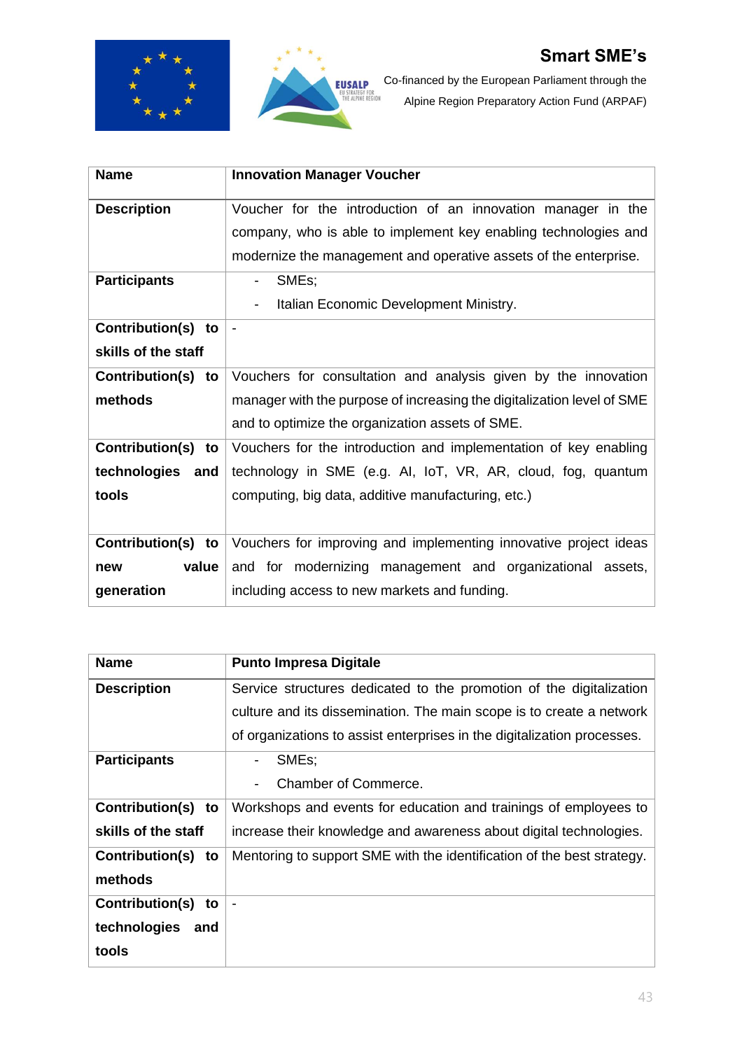| Name | Innovation Manager Voucher |
| --- | --- |
| **Description** | Voucher for the introduction of an innovation manager in the company, who is able to implement key enabling technologies and modernize the management and operative assets of the enterprise. |
| **Participants** | - SMEs;<br>- Italian Economic Development Ministry. |
| **Contribution(s) to skills of the staff** | - |
| **Contribution(s) to methods** | Vouchers for consultation and analysis given by the innovation manager with the purpose of increasing the digitalization level of SME and to optimize the organization assets of SME. |
| **Contribution(s) to technologies and tools** | Vouchers for the introduction and implementation of key enabling technology in SME (e.g. AI, IoT, VR, AR, cloud, fog, quantum computing, big data, additive manufacturing, etc.) |
| **Contribution(s) to new value generation** | Vouchers for improving and implementing innovative project ideas and for modernizing management and organizational assets, including access to new markets and funding. |

| Name | Punto Impresa Digitale |
| --- | --- |
| **Description** | Service structures dedicated to the promotion of the digitalization culture and its dissemination. The main scope is to create a network of organizations to assist enterprises in the digitalization processes. |
| **Participants** | - SMEs;<br>- Chamber of Commerce. |
| **Contribution(s) to skills of the staff** | Workshops and events for education and trainings of employees to increase their knowledge and awareness about digital technologies. |
| **Contribution(s) to methods** | Mentoring to support SME with the identification of the best strategy. |
| **Contribution(s) to technologies and tools** | - |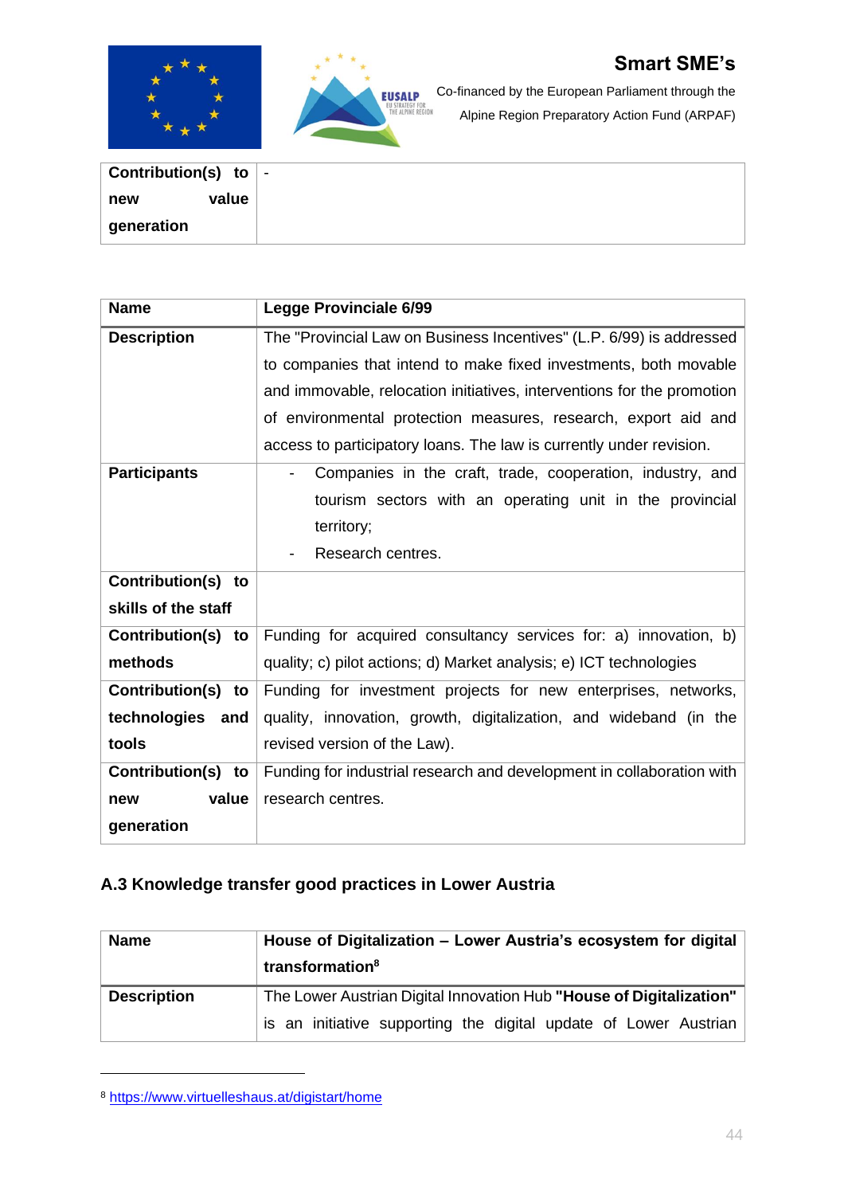| Contribution(s) to new value generation | - |
|---|---|

| Name | Legge Provinciale 6/99 |
|---|---|
| Description | The "Provincial Law on Business Incentives" (L.P. 6/99) is addressed to companies that intend to make fixed investments, both movable and immovable, relocation initiatives, interventions for the promotion of environmental protection measures, research, export aid and access to participatory loans. The law is currently under revision. |
| Participants | - Companies in the craft, trade, cooperation, industry, and tourism sectors with an operating unit in the provincial territory;<br>- Research centres. |
| Contribution(s) to skills of the staff | |
| Contribution(s) to methods | Funding for acquired consultancy services for: a) innovation, b) quality; c) pilot actions; d) Market analysis; e) ICT technologies |
| Contribution(s) to technologies and tools | Funding for investment projects for new enterprises, networks, quality, innovation, growth, digitalization, and wideband (in the revised version of the Law). |
| Contribution(s) to new value generation | Funding for industrial research and development in collaboration with research centres. |

## A.3 Knowledge transfer good practices in Lower Austria

| Name | House of Digitalization – Lower Austria's ecosystem for digital transformation[8] |
|---|---|
| Description | The Lower Austrian Digital Innovation Hub **"House of Digitalization"** is an initiative supporting the digital update of Lower Austrian |

[8] https://www.virtuelleshaus.at/digistart/home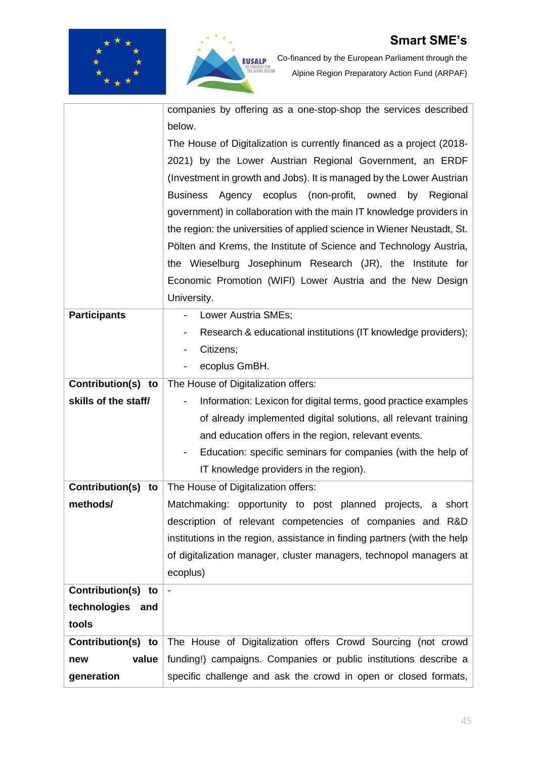|  |  |
|---|---|
|  | companies by offering as a one-stop-shop the services described below.<br>The House of Digitalization is currently financed as a project (2018-2021) by the Lower Austrian Regional Government, an ERDF (Investment in growth and Jobs). It is managed by the Lower Austrian Business Agency ecoplus (non-profit, owned by Regional government) in collaboration with the main IT knowledge providers in the region: the universities of applied science in Wiener Neustadt, St. Pölten and Krems, the Institute of Science and Technology Austria, the Wieselburg Josephinum Research (JR), the Institute for Economic Promotion (WIFI) Lower Austria and the New Design University. |
| **Participants** | - Lower Austria SMEs;<br>- Research & educational institutions (IT knowledge providers);<br>- Citizens;<br>- ecoplus GmBH. |
| **Contribution(s) to skills of the staff/** | The House of Digitalization offers:<br>- Information: Lexicon for digital terms, good practice examples of already implemented digital solutions, all relevant training and education offers in the region, relevant events.<br>- Education: specific seminars for companies (with the help of IT knowledge providers in the region). |
| **Contribution(s) to methods/** | The House of Digitalization offers:<br>Matchmaking: opportunity to post planned projects, a short description of relevant competencies of companies and R&D institutions in the region, assistance in finding partners (with the help of digitalization manager, cluster managers, technopol managers at ecoplus) |
| **Contribution(s) to technologies and tools** | - |
| **Contribution(s) to new value generation** | The House of Digitalization offers Crowd Sourcing (not crowd funding!) campaigns. Companies or public institutions describe a specific challenge and ask the crowd in open or closed formats, |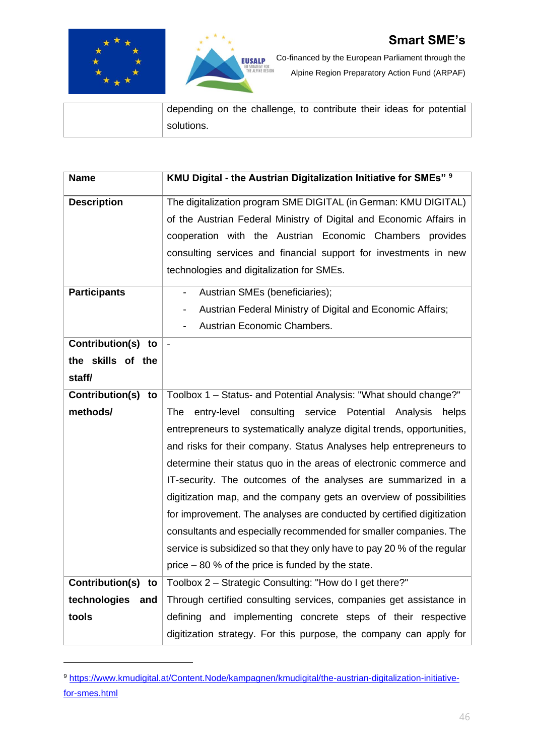| | |
|---|---|
| | depending on the challenge, to contribute their ideas for potential solutions. |

| **Name** | **KMU Digital - the Austrian Digitalization Initiative for SMEs"** [9] |
|---|---|
| **Description** | The digitalization program SME DIGITAL (in German: KMU DIGITAL) of the Austrian Federal Ministry of Digital and Economic Affairs in cooperation with the Austrian Economic Chambers provides consulting services and financial support for investments in new technologies and digitalization for SMEs. |
| **Participants** | - Austrian SMEs (beneficiaries);<br>- Austrian Federal Ministry of Digital and Economic Affairs;<br>- Austrian Economic Chambers. |
| **Contribution(s) to the skills of the staff/** | - |
| **Contribution(s) to methods/** | Toolbox 1 – Status- and Potential Analysis: "What should change?"<br>The entry-level consulting service Potential Analysis helps entrepreneurs to systematically analyze digital trends, opportunities, and risks for their company. Status Analyses help entrepreneurs to determine their status quo in the areas of electronic commerce and IT-security. The outcomes of the analyses are summarized in a digitization map, and the company gets an overview of possibilities for improvement. The analyses are conducted by certified digitization consultants and especially recommended for smaller companies. The service is subsidized so that they only have to pay 20 % of the regular price – 80 % of the price is funded by the state. |
| **Contribution(s) to technologies and tools** | Toolbox 2 – Strategic Consulting: "How do I get there?"<br>Through certified consulting services, companies get assistance in defining and implementing concrete steps of their respective digitization strategy. For this purpose, the company can apply for |

[9] https://www.kmudigital.at/Content.Node/kampagnen/kmudigital/the-austrian-digitalization-initiative-for-smes.html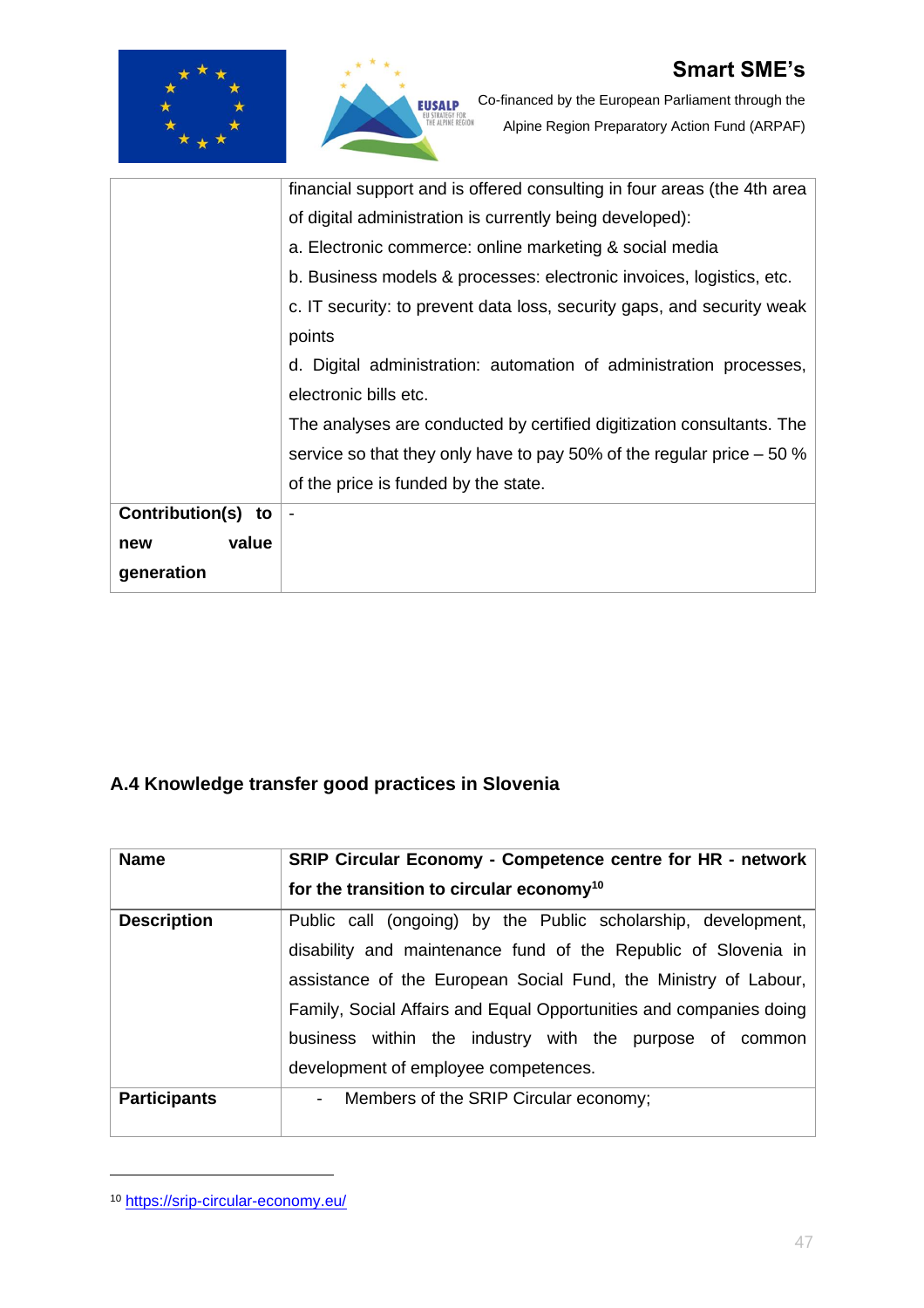| | |
|---|---|
| | financial support and is offered consulting in four areas (the 4th area of digital administration is currently being developed):<br>a. Electronic commerce: online marketing & social media<br>b. Business models & processes: electronic invoices, logistics, etc.<br>c. IT security: to prevent data loss, security gaps, and security weak points<br>d. Digital administration: automation of administration processes, electronic bills etc.<br>The analyses are conducted by certified digitization consultants. The service so that they only have to pay 50% of the regular price – 50 % of the price is funded by the state. |
| **Contribution(s) to new value generation** | - |

## A.4 Knowledge transfer good practices in Slovenia

| **Name** | **SRIP Circular Economy - Competence centre for HR - network for the transition to circular economy**[10] |
|---|---|
| **Description** | Public call (ongoing) by the Public scholarship, development, disability and maintenance fund of the Republic of Slovenia in assistance of the European Social Fund, the Ministry of Labour, Family, Social Affairs and Equal Opportunities and companies doing business within the industry with the purpose of common development of employee competences. |
| **Participants** | - Members of the SRIP Circular economy; |

[10] https://srip-circular-economy.eu/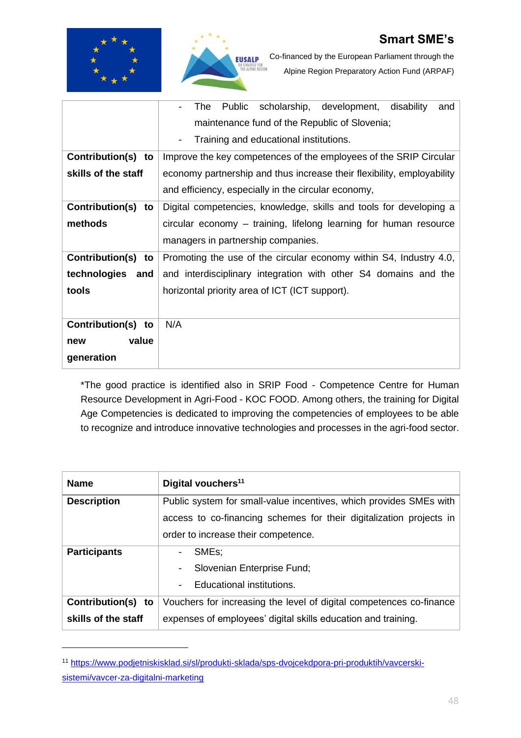| | |
|---|---|
| | - The Public scholarship, development, disability and maintenance fund of the Republic of Slovenia;<br>- Training and educational institutions. |
| **Contribution(s) to skills of the staff** | Improve the key competences of the employees of the SRIP Circular economy partnership and thus increase their flexibility, employability and efficiency, especially in the circular economy, |
| **Contribution(s) to methods** | Digital competencies, knowledge, skills and tools for developing a circular economy – training, lifelong learning for human resource managers in partnership companies. |
| **Contribution(s) to technologies and tools** | Promoting the use of the circular economy within S4, Industry 4.0, and interdisciplinary integration with other S4 domains and the horizontal priority area of ICT (ICT support). |
| **Contribution(s) to new value generation** | N/A |

*The good practice is identified also in SRIP Food - Competence Centre for Human Resource Development in Agri-Food - KOC FOOD. Among others, the training for Digital Age Competencies is dedicated to improving the competencies of employees to be able to recognize and introduce innovative technologies and processes in the agri-food sector.

| **Name** | **Digital vouchers**[11] |
|---|---|
| **Description** | Public system for small-value incentives, which provides SMEs with access to co-financing schemes for their digitalization projects in order to increase their competence. |
| **Participants** | - SMEs;<br>- Slovenian Enterprise Fund;<br>- Educational institutions. |
| **Contribution(s) to skills of the staff** | Vouchers for increasing the level of digital competences co-finance expenses of employees' digital skills education and training. |

[11] https://www.podjetniskisklad.si/sl/produkti-sklada/sps-dvojcekdpora-pri-produktih/vavcerski-sistemi/vavcer-za-digitalni-marketing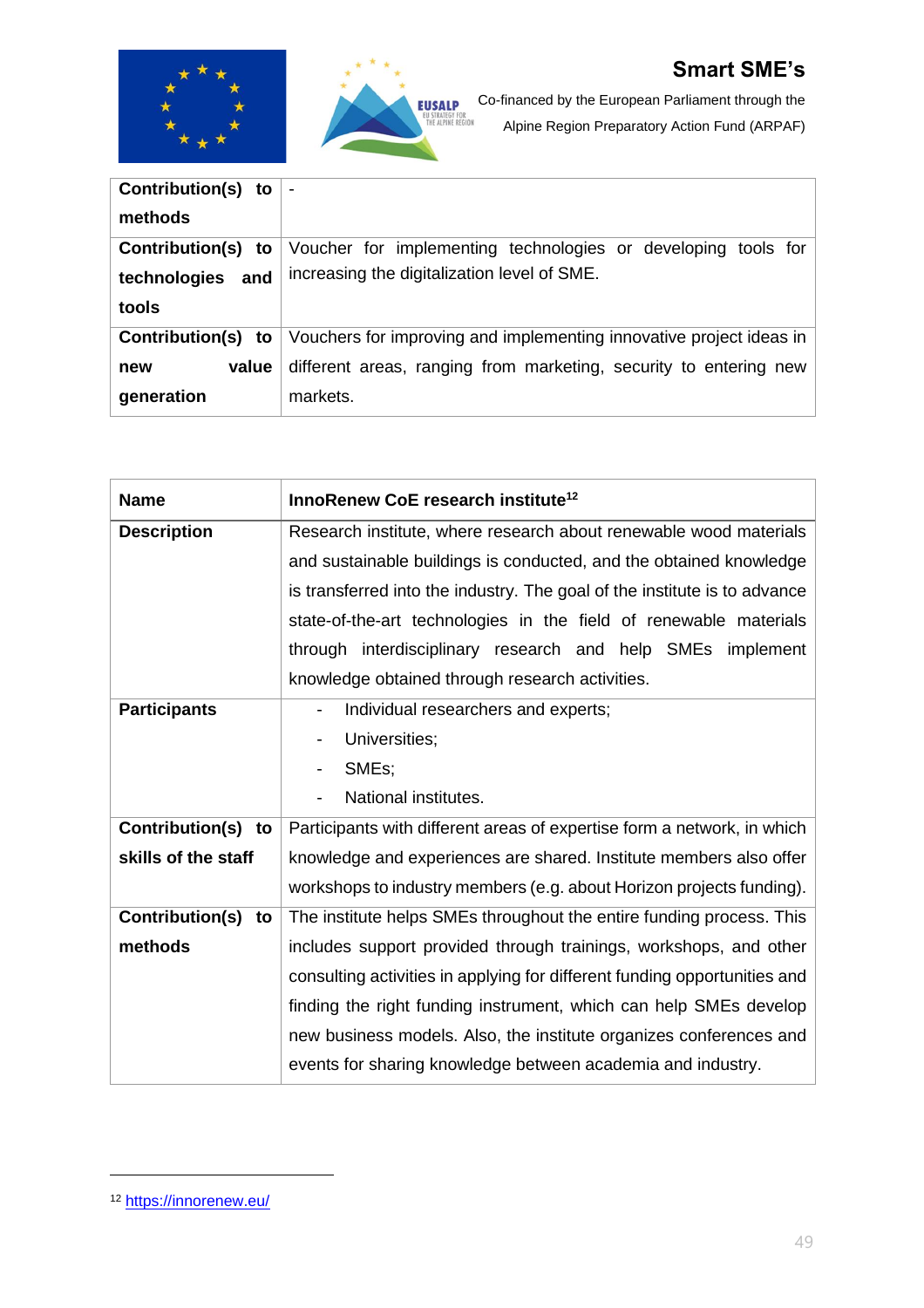| Contribution(s) to methods | - |
|---|---|
| Contribution(s) to technologies and tools | Voucher for implementing technologies or developing tools for increasing the digitalization level of SME. |
| Contribution(s) to new value generation | Vouchers for improving and implementing innovative project ideas in different areas, ranging from marketing, security to entering new markets. |

| Name | InnoRenew CoE research institute[12] |
|---|---|
| Description | Research institute, where research about renewable wood materials and sustainable buildings is conducted, and the obtained knowledge is transferred into the industry. The goal of the institute is to advance state-of-the-art technologies in the field of renewable materials through interdisciplinary research and help SMEs implement knowledge obtained through research activities. |
| Participants | - Individual researchers and experts;<br>- Universities;<br>- SMEs;<br>- National institutes. |
| Contribution(s) to skills of the staff | Participants with different areas of expertise form a network, in which knowledge and experiences are shared. Institute members also offer workshops to industry members (e.g. about Horizon projects funding). |
| Contribution(s) to methods | The institute helps SMEs throughout the entire funding process. This includes support provided through trainings, workshops, and other consulting activities in applying for different funding opportunities and finding the right funding instrument, which can help SMEs develop new business models. Also, the institute organizes conferences and events for sharing knowledge between academia and industry. |

[12] https://innorenew.eu/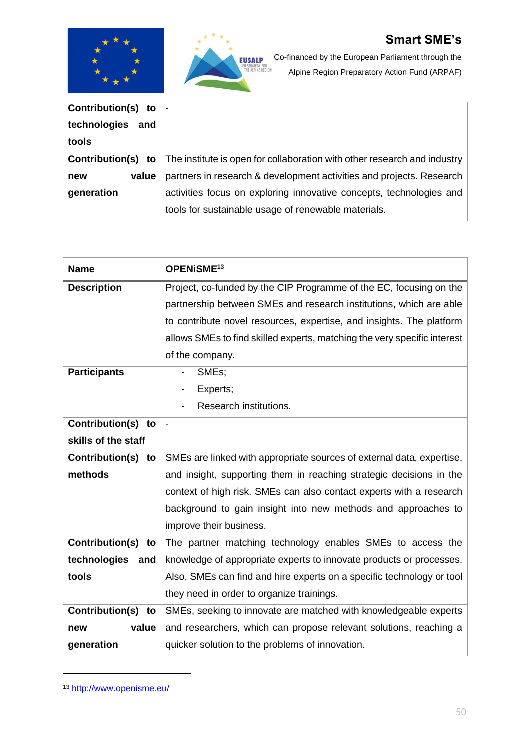| Contribution(s) to technologies and tools | - |
|---|---|
| Contribution(s) to new value generation | The institute is open for collaboration with other research and industry partners in research & development activities and projects. Research activities focus on exploring innovative concepts, technologies and tools for sustainable usage of renewable materials. |

| Name | OPENiSME[13] |
|---|---|
| Description | Project, co-funded by the CIP Programme of the EC, focusing on the partnership between SMEs and research institutions, which are able to contribute novel resources, expertise, and insights. The platform allows SMEs to find skilled experts, matching the very specific interest of the company. |
| Participants | - SMEs;<br>- Experts;<br>- Research institutions. |
| Contribution(s) to skills of the staff | - |
| Contribution(s) to methods | SMEs are linked with appropriate sources of external data, expertise, and insight, supporting them in reaching strategic decisions in the context of high risk. SMEs can also contact experts with a research background to gain insight into new methods and approaches to improve their business. |
| Contribution(s) to technologies and tools | The partner matching technology enables SMEs to access the knowledge of appropriate experts to innovate products or processes. Also, SMEs can find and hire experts on a specific technology or tool they need in order to organize trainings. |
| Contribution(s) to new value generation | SMEs, seeking to innovate are matched with knowledgeable experts and researchers, which can propose relevant solutions, reaching a quicker solution to the problems of innovation. |

[13] http://www.openisme.eu/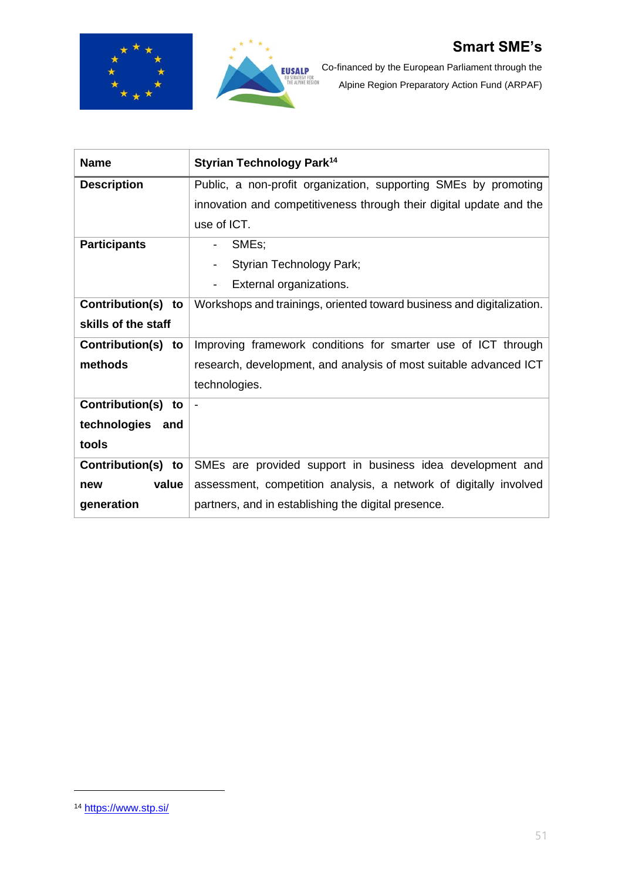| Name | Styrian Technology Park[14] |
|---|---|
| **Description** | Public, a non-profit organization, supporting SMEs by promoting innovation and competitiveness through their digital update and the use of ICT. |
| **Participants** | - SMEs;<br>- Styrian Technology Park;<br>- External organizations. |
| **Contribution(s) to skills of the staff** | Workshops and trainings, oriented toward business and digitalization. |
| **Contribution(s) to methods** | Improving framework conditions for smarter use of ICT through research, development, and analysis of most suitable advanced ICT technologies. |
| **Contribution(s) to technologies and tools** | - |
| **Contribution(s) to new value generation** | SMEs are provided support in business idea development and assessment, competition analysis, a network of digitally involved partners, and in establishing the digital presence. |

[14] https://www.stp.si/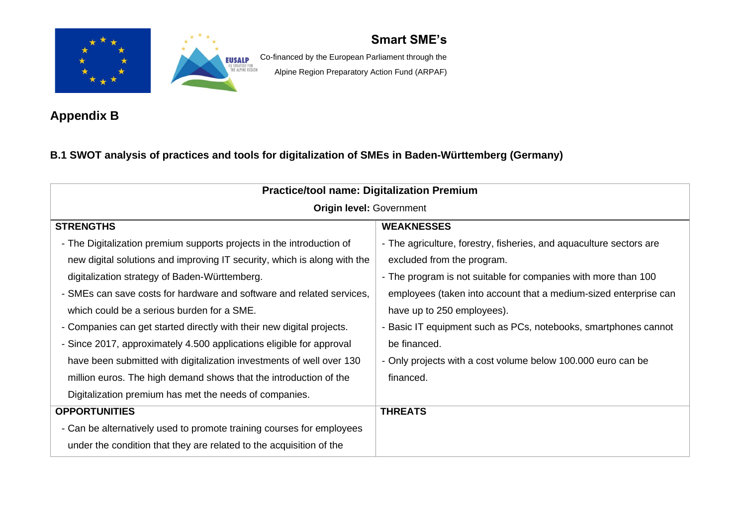## Appendix B

### B.1 SWOT analysis of practices and tools for digitalization of SMEs in Baden-Württemberg (Germany)

| **Practice/tool name: Digitalization Premium** | |
|---|---|
| **Origin level:** Government | |
| **STRENGTHS** | **WEAKNESSES** |
| - The Digitalization premium supports projects in the introduction of new digital solutions and improving IT security, which is along with the digitalization strategy of Baden-Württemberg.<br>- SMEs can save costs for hardware and software and related services, which could be a serious burden for a SME.<br>- Companies can get started directly with their new digital projects.<br>- Since 2017, approximately 4.500 applications eligible for approval have been submitted with digitalization investments of well over 130 million euros. The high demand shows that the introduction of the Digitalization premium has met the needs of companies. | - The agriculture, forestry, fisheries, and aquaculture sectors are excluded from the program.<br>- The program is not suitable for companies with more than 100 employees (taken into account that a medium-sized enterprise can have up to 250 employees).<br>- Basic IT equipment such as PCs, notebooks, smartphones cannot be financed.<br>- Only projects with a cost volume below 100.000 euro can be financed. |
| **OPPORTUNITIES** | **THREATS** |
| - Can be alternatively used to promote training courses for employees under the condition that they are related to the acquisition of the | |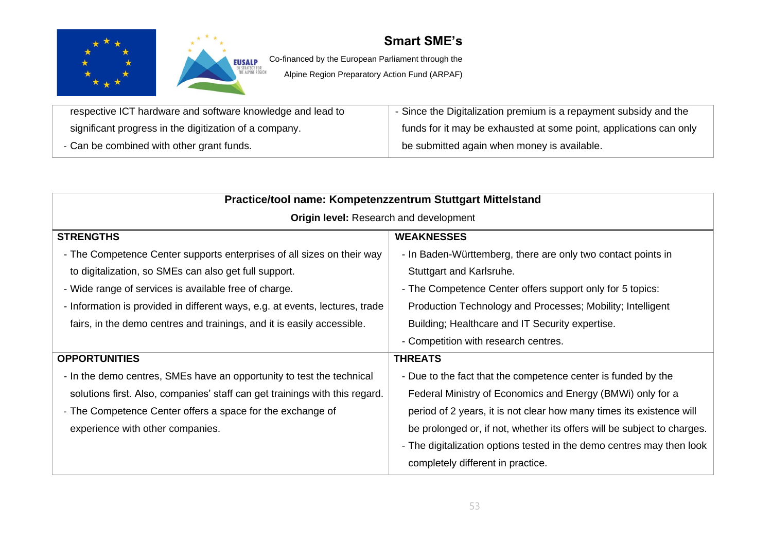| | |
|---|---|
| respective ICT hardware and software knowledge and lead to significant progress in the digitization of a company.<br>- Can be combined with other grant funds. | - Since the Digitalization premium is a repayment subsidy and the funds for it may be exhausted at some point, applications can only be submitted again when money is available. |

| **Practice/tool name: Kompetenzzentrum Stuttgart Mittelstand**<br>**Origin level:** Research and development | |
|---|---|
| **STRENGTHS** | **WEAKNESSES** |
| - The Competence Center supports enterprises of all sizes on their way to digitalization, so SMEs can also get full support.<br>- Wide range of services is available free of charge.<br>- Information is provided in different ways, e.g. at events, lectures, trade fairs, in the demo centres and trainings, and it is easily accessible. | - In Baden-Württemberg, there are only two contact points in Stuttgart and Karlsruhe.<br>- The Competence Center offers support only for 5 topics: Production Technology and Processes; Mobility; Intelligent Building; Healthcare and IT Security expertise.<br>- Competition with research centres. |
| **OPPORTUNITIES** | **THREATS** |
| - In the demo centres, SMEs have an opportunity to test the technical solutions first. Also, companies' staff can get trainings with this regard.<br>- The Competence Center offers a space for the exchange of experience with other companies. | - Due to the fact that the competence center is funded by the Federal Ministry of Economics and Energy (BMWi) only for a period of 2 years, it is not clear how many times its existence will be prolonged or, if not, whether its offers will be subject to charges.<br>- The digitalization options tested in the demo centres may then look completely different in practice. |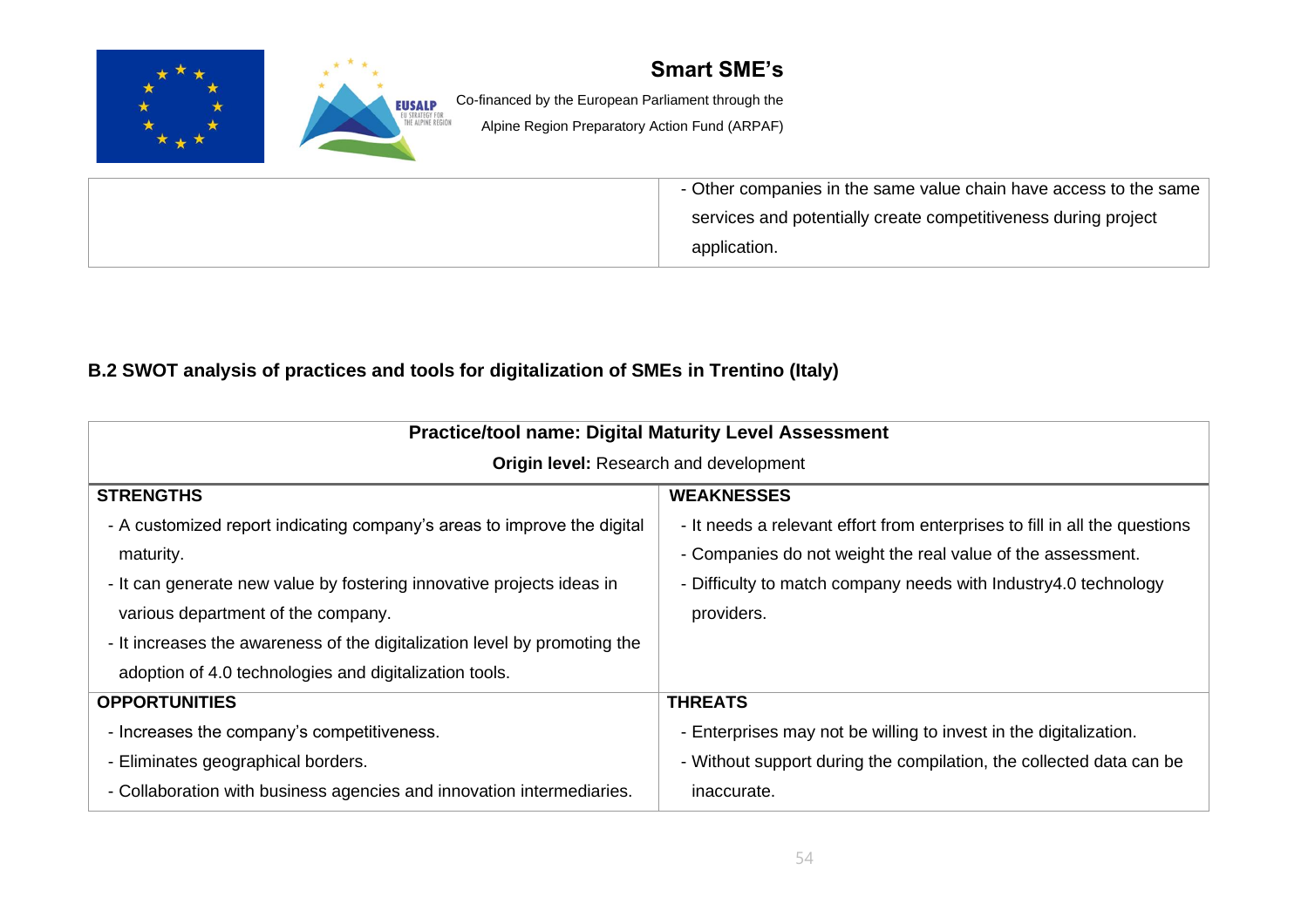| | - Other companies in the same value chain have access to the same services and potentially create competitiveness during project application. |
|---|---|

**B.2 SWOT analysis of practices and tools for digitalization of SMEs in Trentino (Italy)**

| **Practice/tool name: Digital Maturity Level Assessment**<br>**Origin level:** Research and development | |
|---|---|
| **STRENGTHS** | **WEAKNESSES** |
| - A customized report indicating company's areas to improve the digital maturity.<br>- It can generate new value by fostering innovative projects ideas in various department of the company.<br>- It increases the awareness of the digitalization level by promoting the adoption of 4.0 technologies and digitalization tools. | - It needs a relevant effort from enterprises to fill in all the questions<br>- Companies do not weight the real value of the assessment.<br>- Difficulty to match company needs with Industry4.0 technology providers. |
| **OPPORTUNITIES** | **THREATS** |
| - Increases the company's competitiveness.<br>- Eliminates geographical borders.<br>- Collaboration with business agencies and innovation intermediaries. | - Enterprises may not be willing to invest in the digitalization.<br>- Without support during the compilation, the collected data can be inaccurate. |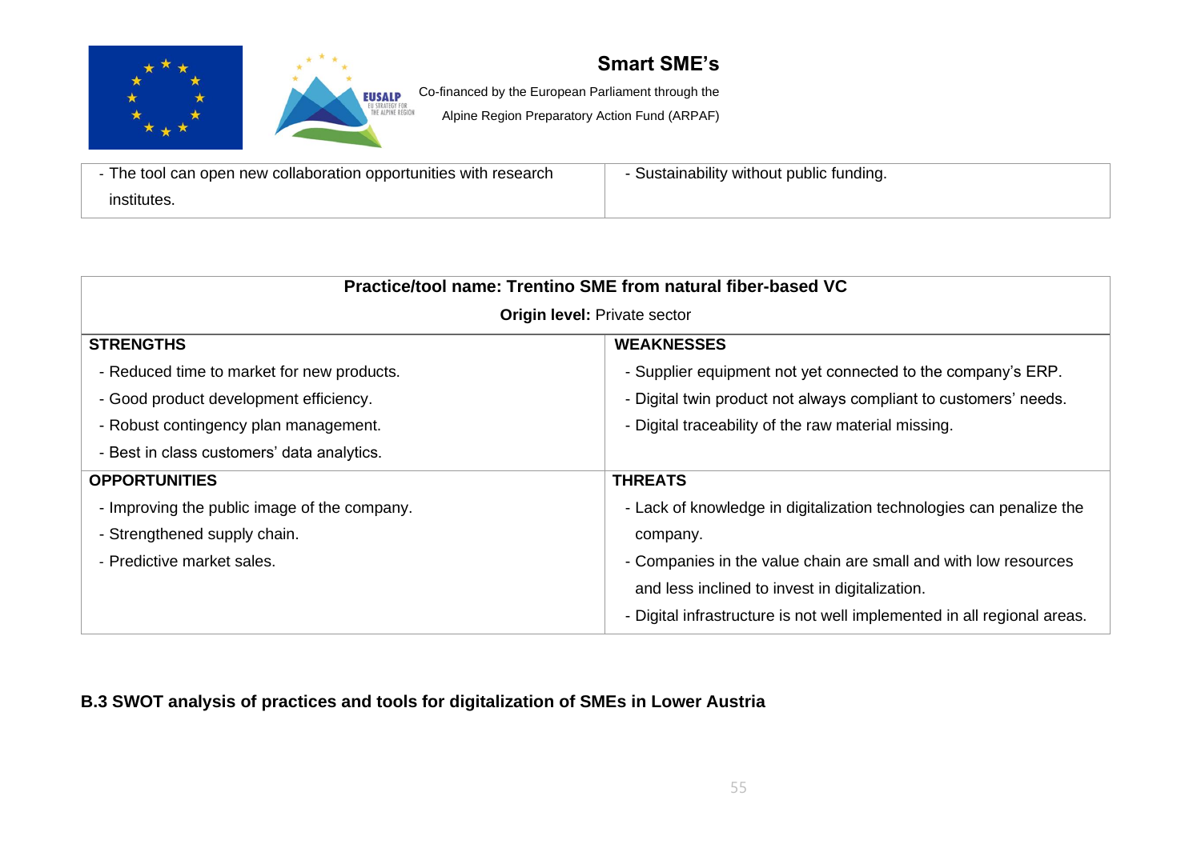| - The tool can open new collaboration opportunities with research institutes. | - Sustainability without public funding. |
|---|---|

| **Practice/tool name: Trentino SME from natural fiber-based VC**<br>**Origin level:** Private sector | |
|---|---|
| **STRENGTHS** | **WEAKNESSES** |
| - Reduced time to market for new products.<br>- Good product development efficiency.<br>- Robust contingency plan management.<br>- Best in class customers' data analytics. | - Supplier equipment not yet connected to the company's ERP.<br>- Digital twin product not always compliant to customers' needs.<br>- Digital traceability of the raw material missing. |
| **OPPORTUNITIES** | **THREATS** |
| - Improving the public image of the company.<br>- Strengthened supply chain.<br>- Predictive market sales. | - Lack of knowledge in digitalization technologies can penalize the company.<br>- Companies in the value chain are small and with low resources and less inclined to invest in digitalization.<br>- Digital infrastructure is not well implemented in all regional areas. |

### B.3 SWOT analysis of practices and tools for digitalization of SMEs in Lower Austria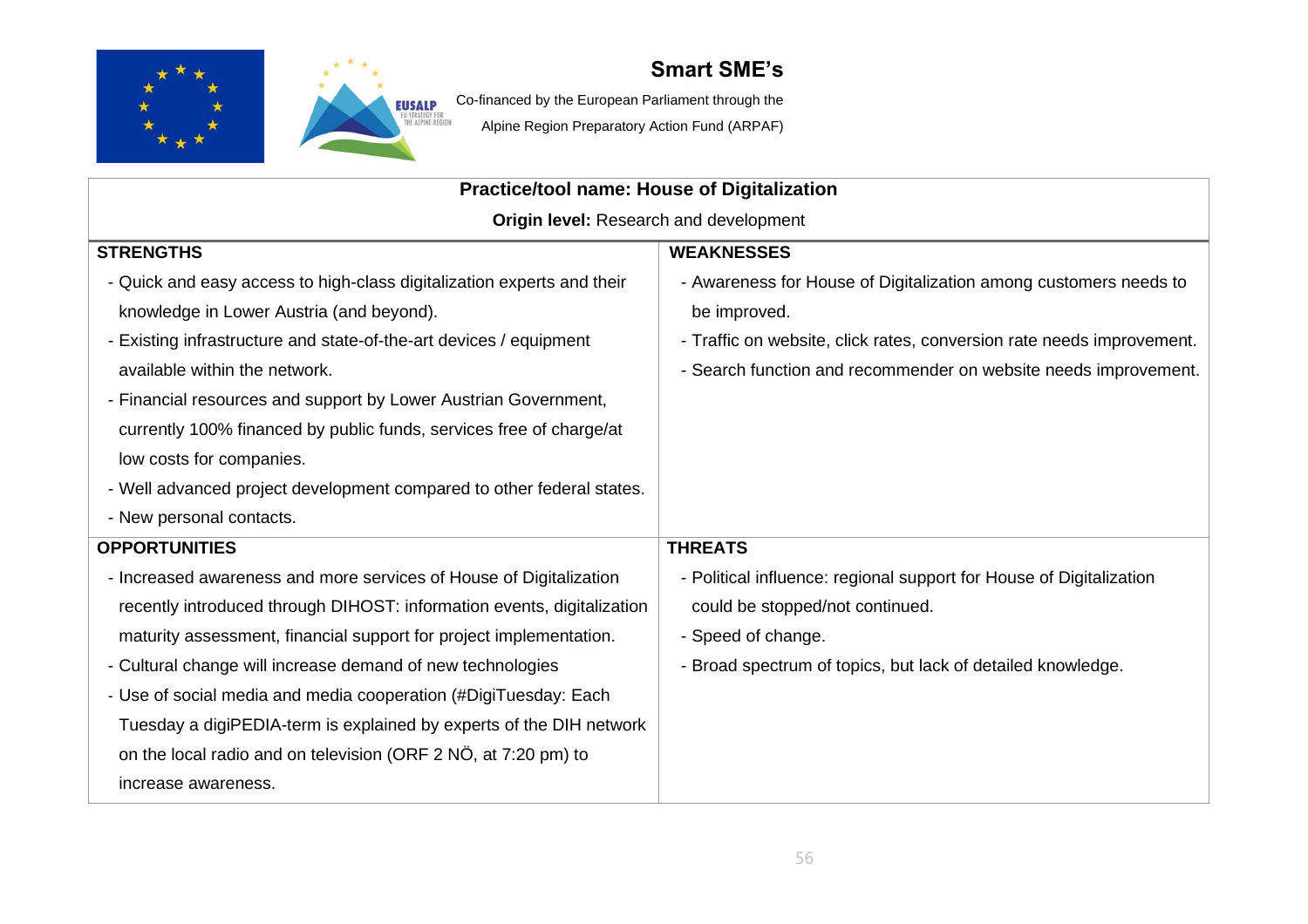**Practice/tool name: House of Digitalization**

**Origin level:** Research and development

| **STRENGTHS** | **WEAKNESSES** |
|---|---|
| - Quick and easy access to high-class digitalization experts and their knowledge in Lower Austria (and beyond).<br>- Existing infrastructure and state-of-the-art devices / equipment available within the network.<br>- Financial resources and support by Lower Austrian Government, currently 100% financed by public funds, services free of charge/at low costs for companies.<br>- Well advanced project development compared to other federal states.<br>- New personal contacts. | - Awareness for House of Digitalization among customers needs to be improved.<br>- Traffic on website, click rates, conversion rate needs improvement.<br>- Search function and recommender on website needs improvement. |
| **OPPORTUNITIES** | **THREATS** |
| - Increased awareness and more services of House of Digitalization recently introduced through DIHOST: information events, digitalization maturity assessment, financial support for project implementation.<br>- Cultural change will increase demand of new technologies<br>- Use of social media and media cooperation (#DigiTuesday: Each Tuesday a digiPEDIA-term is explained by experts of the DIH network on the local radio and on television (ORF 2 NÖ, at 7:20 pm) to increase awareness. | - Political influence: regional support for House of Digitalization could be stopped/not continued.<br>- Speed of change.<br>- Broad spectrum of topics, but lack of detailed knowledge. |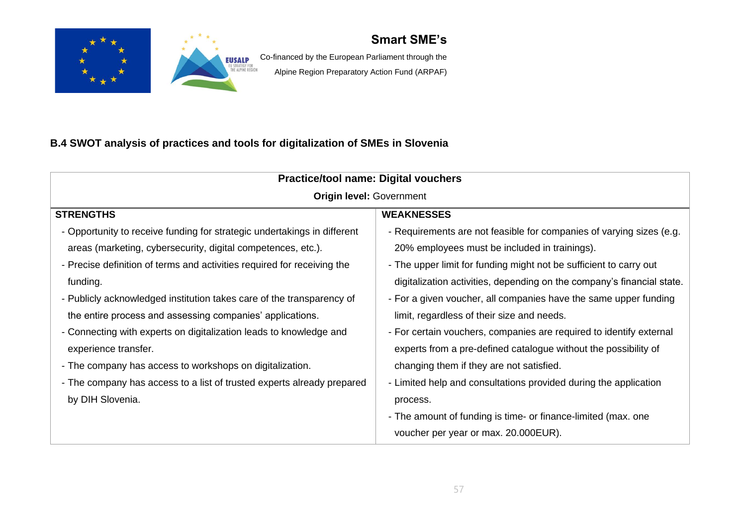### B.4 SWOT analysis of practices and tools for digitalization of SMEs in Slovenia

| **Practice/tool name: Digital vouchers** | |
|---|---|
| **Origin level:** Government | |
| **STRENGTHS** | **WEAKNESSES** |
| - Opportunity to receive funding for strategic undertakings in different areas (marketing, cybersecurity, digital competences, etc.).<br>- Precise definition of terms and activities required for receiving the funding.<br>- Publicly acknowledged institution takes care of the transparency of the entire process and assessing companies' applications.<br>- Connecting with experts on digitalization leads to knowledge and experience transfer.<br>- The company has access to workshops on digitalization.<br>- The company has access to a list of trusted experts already prepared by DIH Slovenia. | - Requirements are not feasible for companies of varying sizes (e.g. 20% employees must be included in trainings).<br>- The upper limit for funding might not be sufficient to carry out digitalization activities, depending on the company's financial state.<br>- For a given voucher, all companies have the same upper funding limit, regardless of their size and needs.<br>- For certain vouchers, companies are required to identify external experts from a pre-defined catalogue without the possibility of changing them if they are not satisfied.<br>- Limited help and consultations provided during the application process.<br>- The amount of funding is time- or finance-limited (max. one voucher per year or max. 20.000EUR). |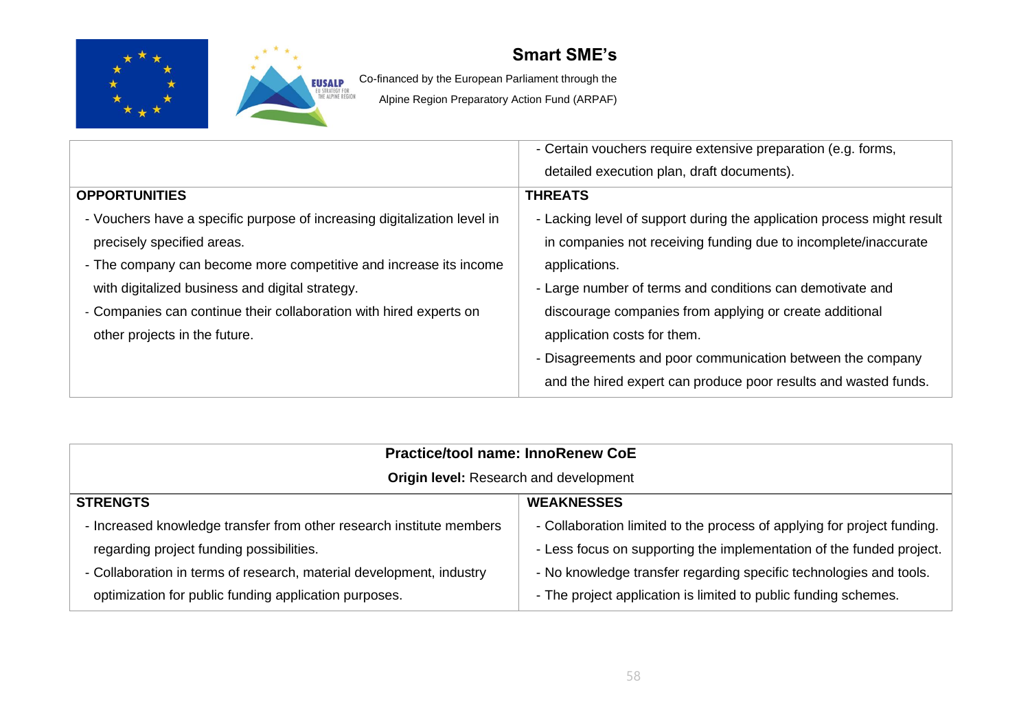| | - Certain vouchers require extensive preparation (e.g. forms, detailed execution plan, draft documents). |
|---|---|
| **OPPORTUNITIES** | **THREATS** |
| - Vouchers have a specific purpose of increasing digitalization level in precisely specified areas.<br>- The company can become more competitive and increase its income with digitalized business and digital strategy.<br>- Companies can continue their collaboration with hired experts on other projects in the future. | - Lacking level of support during the application process might result in companies not receiving funding due to incomplete/inaccurate applications.<br>- Large number of terms and conditions can demotivate and discourage companies from applying or create additional application costs for them.<br>- Disagreements and poor communication between the company and the hired expert can produce poor results and wasted funds. |

| **Practice/tool name: InnoRenew CoE**<br>**Origin level:** Research and development | |
|---|---|
| **STRENGTS** | **WEAKNESSES** |
| - Increased knowledge transfer from other research institute members regarding project funding possibilities.<br>- Collaboration in terms of research, material development, industry optimization for public funding application purposes. | - Collaboration limited to the process of applying for project funding.<br>- Less focus on supporting the implementation of the funded project.<br>- No knowledge transfer regarding specific technologies and tools.<br>- The project application is limited to public funding schemes. |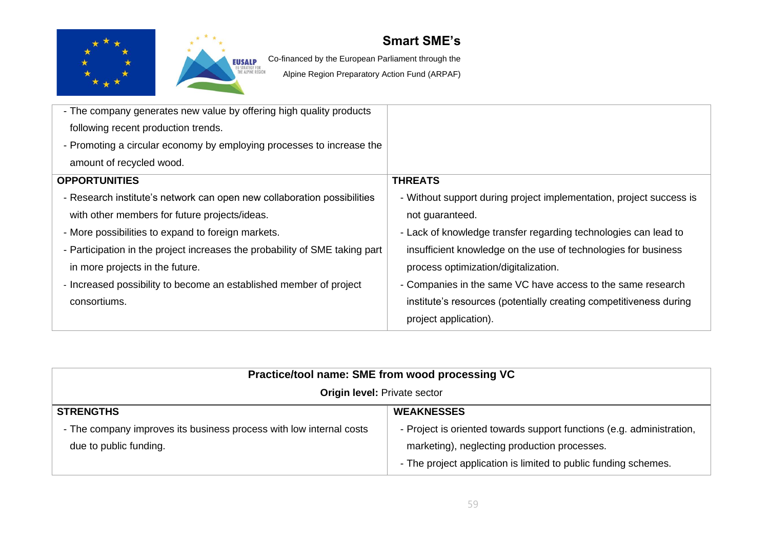| | |
|---|---|
| - The company generates new value by offering high quality products following recent production trends.<br>- Promoting a circular economy by employing processes to increase the amount of recycled wood. | |
| **OPPORTUNITIES** | **THREATS** |
| - Research institute's network can open new collaboration possibilities with other members for future projects/ideas.<br>- More possibilities to expand to foreign markets.<br>- Participation in the project increases the probability of SME taking part in more projects in the future.<br>- Increased possibility to become an established member of project consortiums. | - Without support during project implementation, project success is not guaranteed.<br>- Lack of knowledge transfer regarding technologies can lead to insufficient knowledge on the use of technologies for business process optimization/digitalization.<br>- Companies in the same VC have access to the same research institute's resources (potentially creating competitiveness during project application). |

| **Practice/tool name: SME from wood processing VC**<br>**Origin level:** Private sector | |
|---|---|
| **STRENGTHS** | **WEAKNESSES** |
| - The company improves its business process with low internal costs due to public funding. | - Project is oriented towards support functions (e.g. administration, marketing), neglecting production processes.<br>- The project application is limited to public funding schemes. |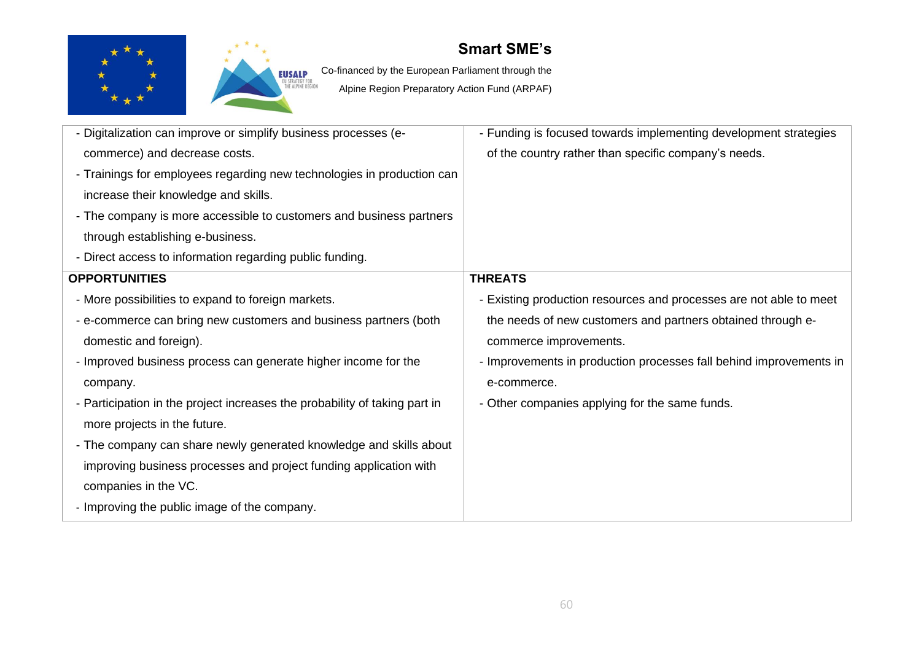| | |
|---|---|
| - Digitalization can improve or simplify business processes (e-commerce) and decrease costs.<br>- Trainings for employees regarding new technologies in production can increase their knowledge and skills.<br>- The company is more accessible to customers and business partners through establishing e-business.<br>- Direct access to information regarding public funding. | - Funding is focused towards implementing development strategies of the country rather than specific company's needs. |
| **OPPORTUNITIES** | **THREATS** |
| - More possibilities to expand to foreign markets.<br>- e-commerce can bring new customers and business partners (both domestic and foreign).<br>- Improved business process can generate higher income for the company.<br>- Participation in the project increases the probability of taking part in more projects in the future.<br>- The company can share newly generated knowledge and skills about improving business processes and project funding application with companies in the VC.<br>- Improving the public image of the company. | - Existing production resources and processes are not able to meet the needs of new customers and partners obtained through e-commerce improvements.<br>- Improvements in production processes fall behind improvements in e-commerce.<br>- Other companies applying for the same funds. |